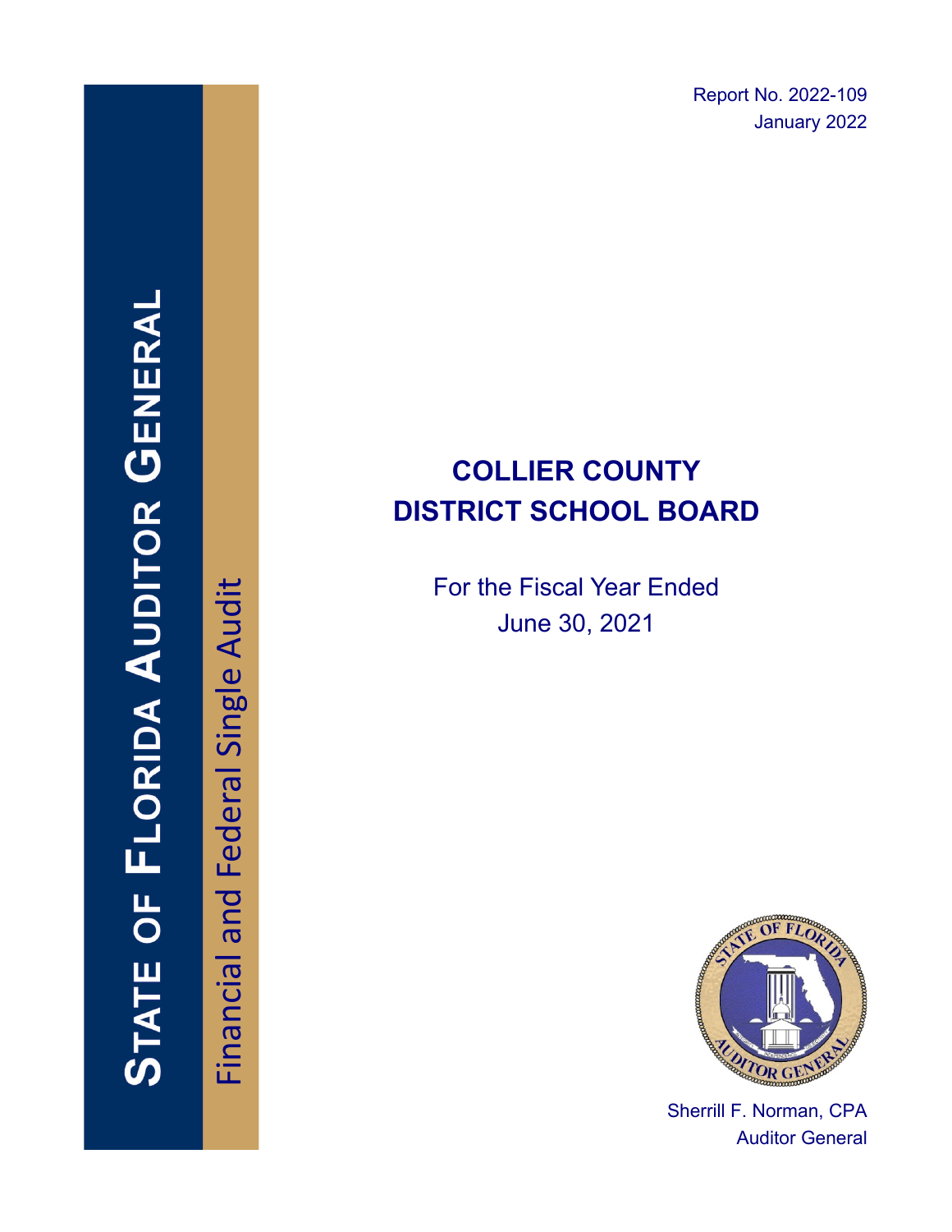Report No. 2022-109
January 2022

STATE OF FLORIDA AUDITOR GENERAL

Financial and Federal Single Audit

# COLLIER COUNTY DISTRICT SCHOOL BOARD

For the Fiscal Year Ended
June 30, 2021

Sherrill F. Norman, CPA
Auditor General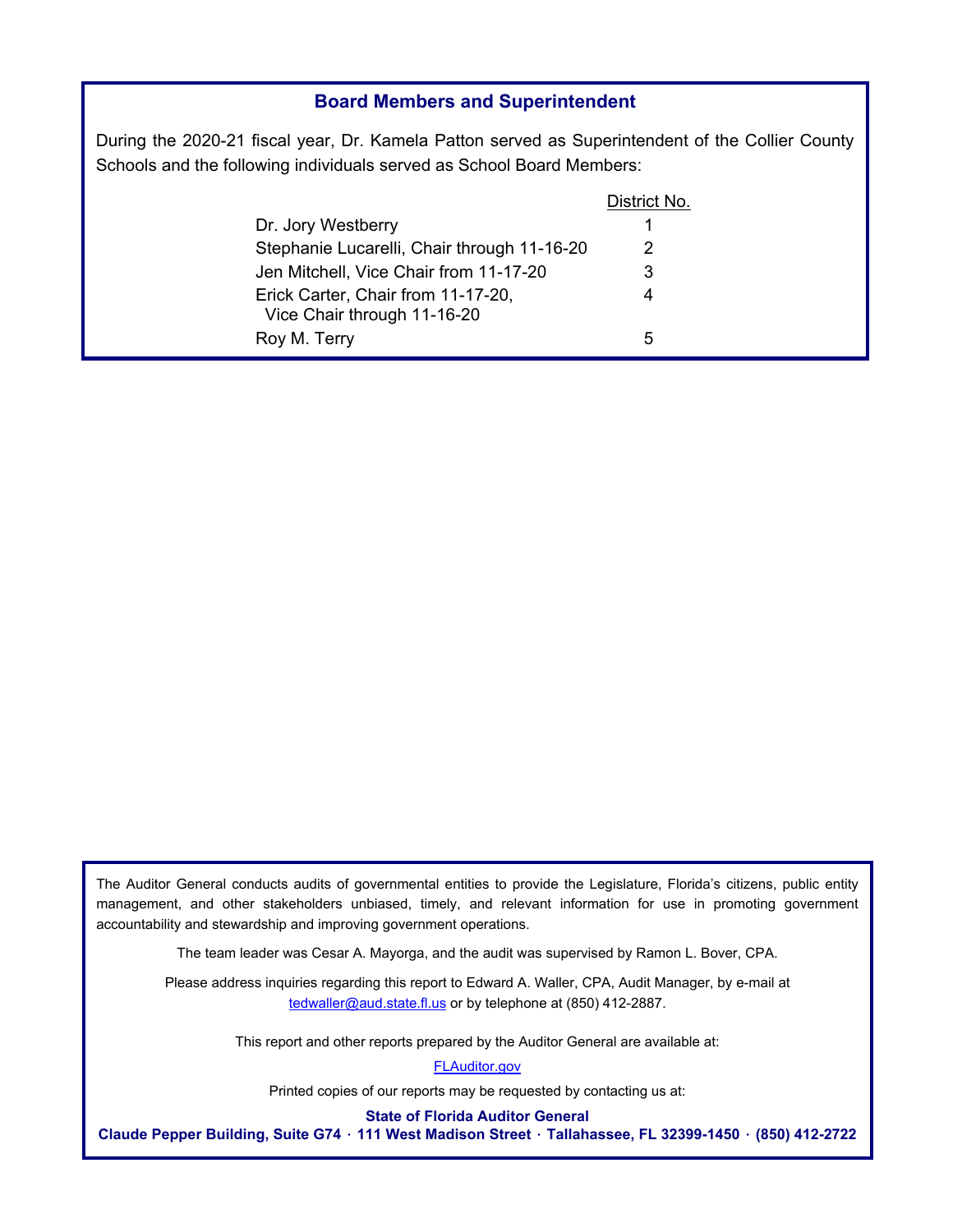## Board Members and Superintendent

During the 2020-21 fiscal year, Dr. Kamela Patton served as Superintendent of the Collier County Schools and the following individuals served as School Board Members:

| | District No. |
|---|---|
| Dr. Jory Westberry | 1 |
| Stephanie Lucarelli, Chair through 11-16-20 | 2 |
| Jen Mitchell, Vice Chair from 11-17-20 | 3 |
| Erick Carter, Chair from 11-17-20, Vice Chair through 11-16-20 | 4 |
| Roy M. Terry | 5 |

The Auditor General conducts audits of governmental entities to provide the Legislature, Florida's citizens, public entity management, and other stakeholders unbiased, timely, and relevant information for use in promoting government accountability and stewardship and improving government operations.

The team leader was Cesar A. Mayorga, and the audit was supervised by Ramon L. Bover, CPA.

Please address inquiries regarding this report to Edward A. Waller, CPA, Audit Manager, by e-mail at tedwaller@aud.state.fl.us or by telephone at (850) 412-2887.

This report and other reports prepared by the Auditor General are available at:

FLAuditor.gov

Printed copies of our reports may be requested by contacting us at:

**State of Florida Auditor General**

**Claude Pepper Building, Suite G74 · 111 West Madison Street · Tallahassee, FL 32399-1450 · (850) 412-2722**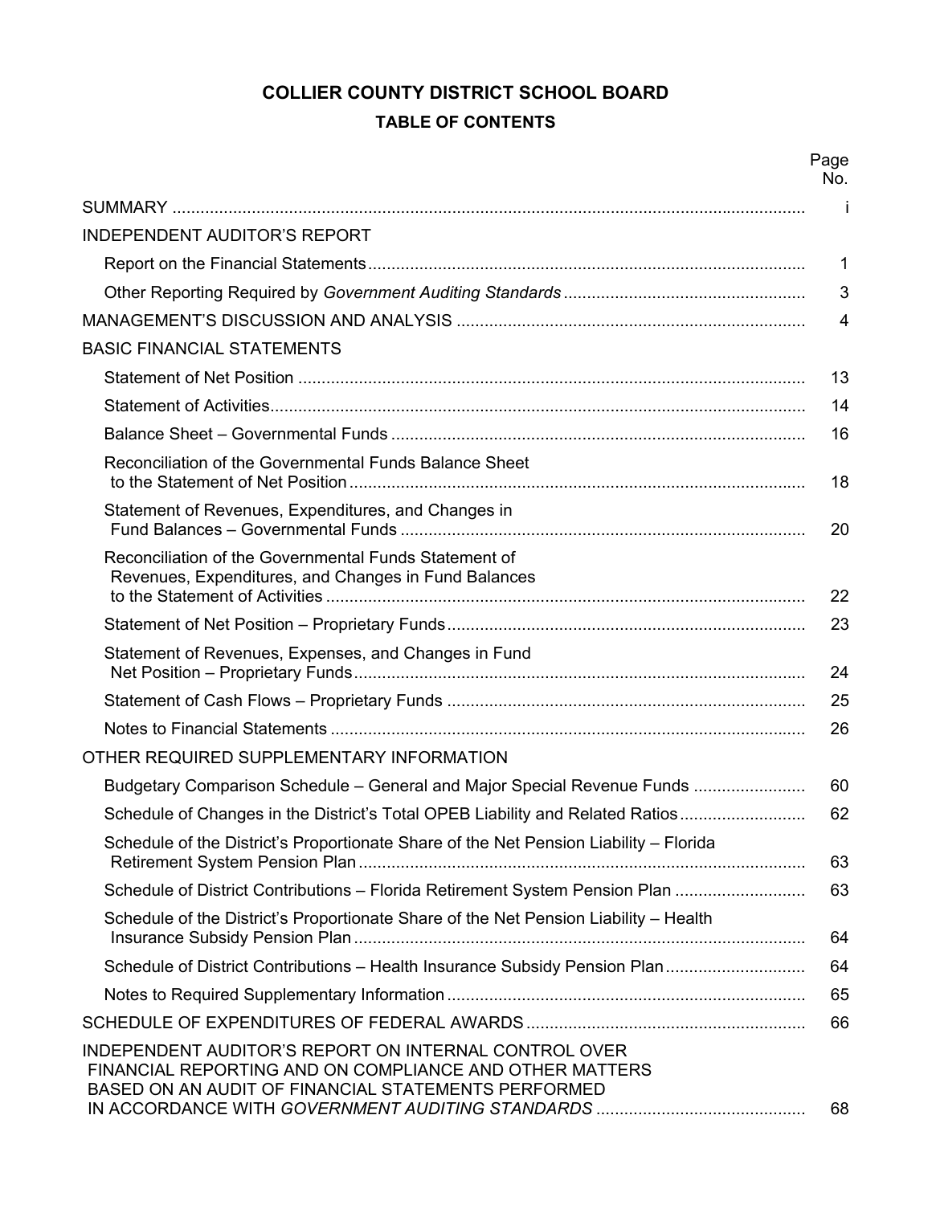# COLLIER COUNTY DISTRICT SCHOOL BOARD

## TABLE OF CONTENTS

| | Page No. |
|---|---|
| SUMMARY | i |
| INDEPENDENT AUDITOR'S REPORT | |
| Report on the Financial Statements | 1 |
| Other Reporting Required by *Government Auditing Standards* | 3 |
| MANAGEMENT'S DISCUSSION AND ANALYSIS | 4 |
| BASIC FINANCIAL STATEMENTS | |
| Statement of Net Position | 13 |
| Statement of Activities | 14 |
| Balance Sheet – Governmental Funds | 16 |
| Reconciliation of the Governmental Funds Balance Sheet to the Statement of Net Position | 18 |
| Statement of Revenues, Expenditures, and Changes in Fund Balances – Governmental Funds | 20 |
| Reconciliation of the Governmental Funds Statement of Revenues, Expenditures, and Changes in Fund Balances to the Statement of Activities | 22 |
| Statement of Net Position – Proprietary Funds | 23 |
| Statement of Revenues, Expenses, and Changes in Fund Net Position – Proprietary Funds | 24 |
| Statement of Cash Flows – Proprietary Funds | 25 |
| Notes to Financial Statements | 26 |
| OTHER REQUIRED SUPPLEMENTARY INFORMATION | |
| Budgetary Comparison Schedule – General and Major Special Revenue Funds | 60 |
| Schedule of Changes in the District's Total OPEB Liability and Related Ratios | 62 |
| Schedule of the District's Proportionate Share of the Net Pension Liability – Florida Retirement System Pension Plan | 63 |
| Schedule of District Contributions – Florida Retirement System Pension Plan | 63 |
| Schedule of the District's Proportionate Share of the Net Pension Liability – Health Insurance Subsidy Pension Plan | 64 |
| Schedule of District Contributions – Health Insurance Subsidy Pension Plan | 64 |
| Notes to Required Supplementary Information | 65 |
| SCHEDULE OF EXPENDITURES OF FEDERAL AWARDS | 66 |
| INDEPENDENT AUDITOR'S REPORT ON INTERNAL CONTROL OVER FINANCIAL REPORTING AND ON COMPLIANCE AND OTHER MATTERS BASED ON AN AUDIT OF FINANCIAL STATEMENTS PERFORMED IN ACCORDANCE WITH *GOVERNMENT AUDITING STANDARDS* | 68 |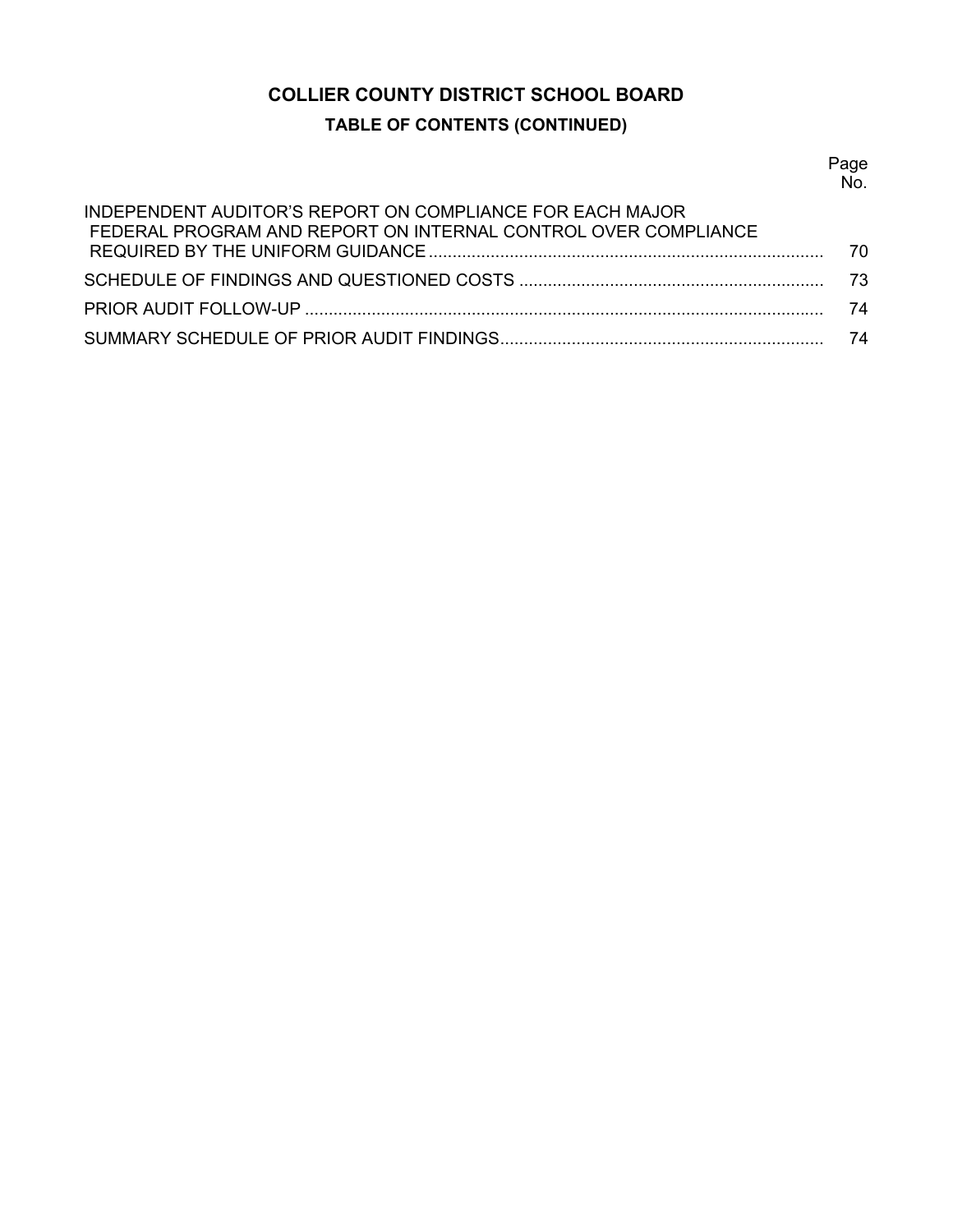# COLLIER COUNTY DISTRICT SCHOOL BOARD

## TABLE OF CONTENTS (CONTINUED)

| | Page No. |
|---|---|
| INDEPENDENT AUDITOR'S REPORT ON COMPLIANCE FOR EACH MAJOR FEDERAL PROGRAM AND REPORT ON INTERNAL CONTROL OVER COMPLIANCE REQUIRED BY THE UNIFORM GUIDANCE | 70 |
| SCHEDULE OF FINDINGS AND QUESTIONED COSTS | 73 |
| PRIOR AUDIT FOLLOW-UP | 74 |
| SUMMARY SCHEDULE OF PRIOR AUDIT FINDINGS | 74 |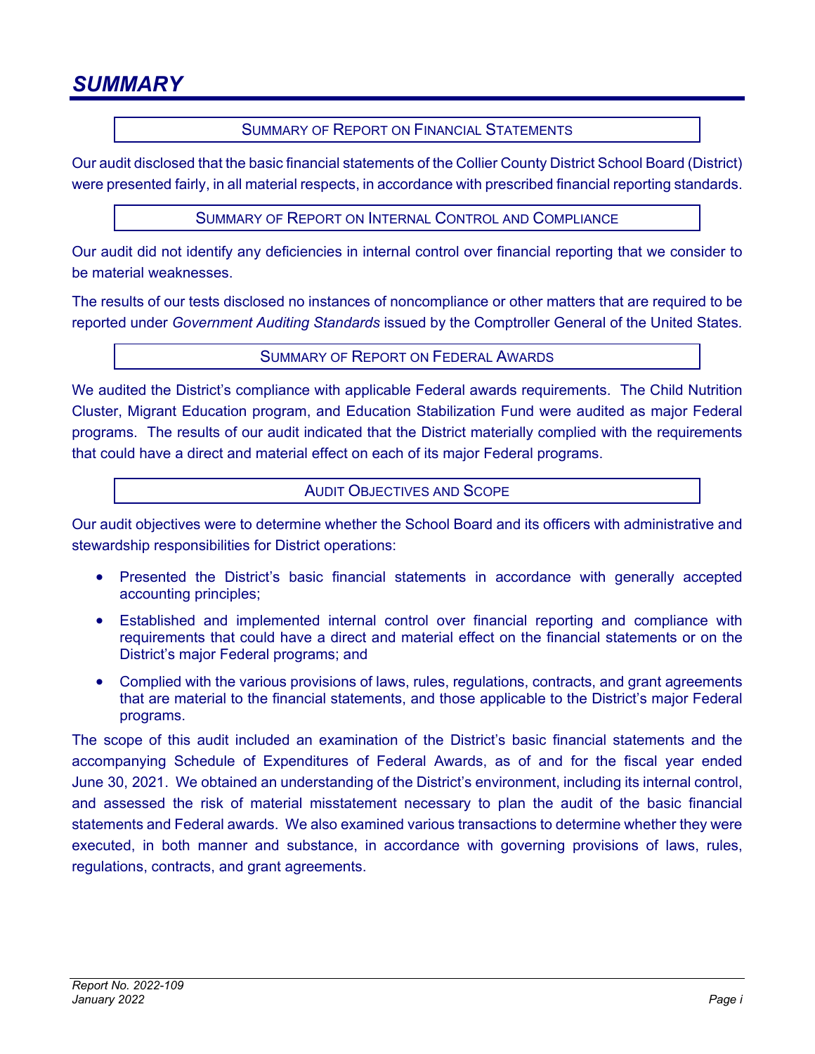# SUMMARY

## Summary of Report on Financial Statements

Our audit disclosed that the basic financial statements of the Collier County District School Board (District) were presented fairly, in all material respects, in accordance with prescribed financial reporting standards.

## Summary of Report on Internal Control and Compliance

Our audit did not identify any deficiencies in internal control over financial reporting that we consider to be material weaknesses.

The results of our tests disclosed no instances of noncompliance or other matters that are required to be reported under *Government Auditing Standards* issued by the Comptroller General of the United States.

## Summary of Report on Federal Awards

We audited the District's compliance with applicable Federal awards requirements. The Child Nutrition Cluster, Migrant Education program, and Education Stabilization Fund were audited as major Federal programs. The results of our audit indicated that the District materially complied with the requirements that could have a direct and material effect on each of its major Federal programs.

## Audit Objectives and Scope

Our audit objectives were to determine whether the School Board and its officers with administrative and stewardship responsibilities for District operations:

- Presented the District's basic financial statements in accordance with generally accepted accounting principles;
- Established and implemented internal control over financial reporting and compliance with requirements that could have a direct and material effect on the financial statements or on the District's major Federal programs; and
- Complied with the various provisions of laws, rules, regulations, contracts, and grant agreements that are material to the financial statements, and those applicable to the District's major Federal programs.

The scope of this audit included an examination of the District's basic financial statements and the accompanying Schedule of Expenditures of Federal Awards, as of and for the fiscal year ended June 30, 2021. We obtained an understanding of the District's environment, including its internal control, and assessed the risk of material misstatement necessary to plan the audit of the basic financial statements and Federal awards. We also examined various transactions to determine whether they were executed, in both manner and substance, in accordance with governing provisions of laws, rules, regulations, contracts, and grant agreements.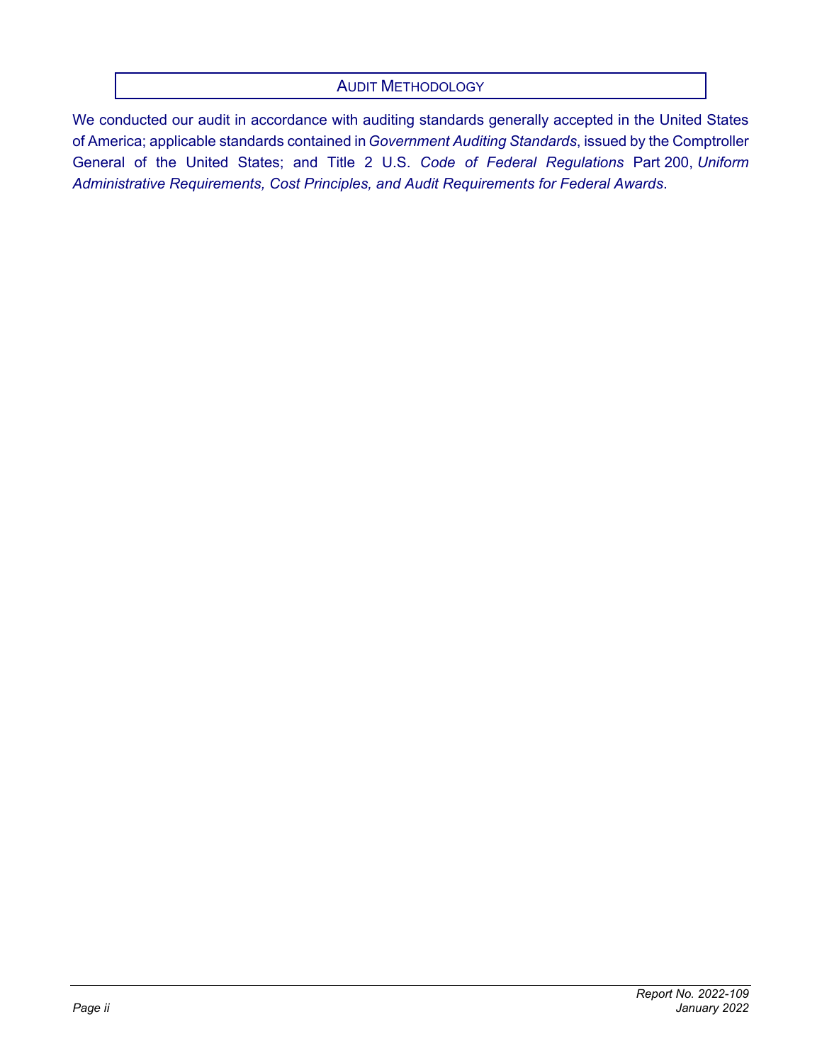## AUDIT METHODOLOGY

We conducted our audit in accordance with auditing standards generally accepted in the United States of America; applicable standards contained in *Government Auditing Standards*, issued by the Comptroller General of the United States; and Title 2 U.S. *Code of Federal Regulations* Part 200, *Uniform Administrative Requirements, Cost Principles, and Audit Requirements for Federal Awards*.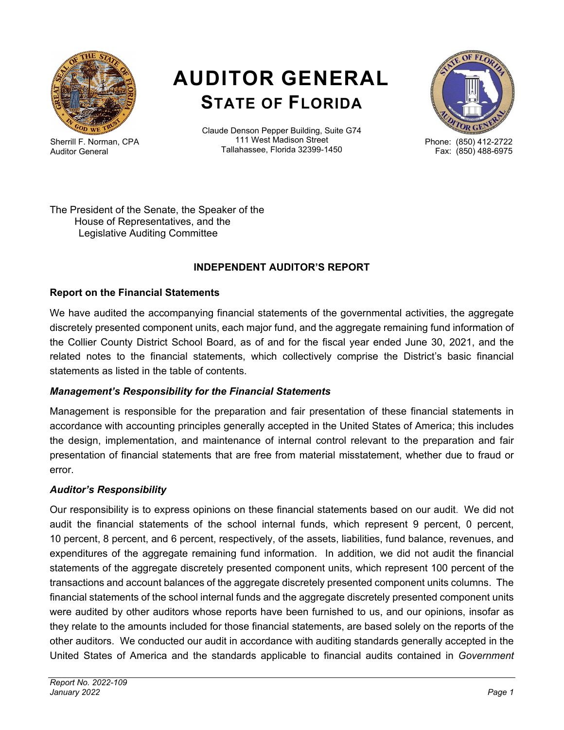# AUDITOR GENERAL
## STATE OF FLORIDA

Sherrill F. Norman, CPA
Auditor General

Claude Denson Pepper Building, Suite G74
111 West Madison Street
Tallahassee, Florida 32399-1450

Phone: (850) 412-2722
Fax: (850) 488-6975

The President of the Senate, the Speaker of the
House of Representatives, and the
Legislative Auditing Committee

### INDEPENDENT AUDITOR'S REPORT

**Report on the Financial Statements**

We have audited the accompanying financial statements of the governmental activities, the aggregate discretely presented component units, each major fund, and the aggregate remaining fund information of the Collier County District School Board, as of and for the fiscal year ended June 30, 2021, and the related notes to the financial statements, which collectively comprise the District's basic financial statements as listed in the table of contents.

***Management's Responsibility for the Financial Statements***

Management is responsible for the preparation and fair presentation of these financial statements in accordance with accounting principles generally accepted in the United States of America; this includes the design, implementation, and maintenance of internal control relevant to the preparation and fair presentation of financial statements that are free from material misstatement, whether due to fraud or error.

***Auditor's Responsibility***

Our responsibility is to express opinions on these financial statements based on our audit. We did not audit the financial statements of the school internal funds, which represent 9 percent, 0 percent, 10 percent, 8 percent, and 6 percent, respectively, of the assets, liabilities, fund balance, revenues, and expenditures of the aggregate remaining fund information. In addition, we did not audit the financial statements of the aggregate discretely presented component units, which represent 100 percent of the transactions and account balances of the aggregate discretely presented component units columns. The financial statements of the school internal funds and the aggregate discretely presented component units were audited by other auditors whose reports have been furnished to us, and our opinions, insofar as they relate to the amounts included for those financial statements, are based solely on the reports of the other auditors. We conducted our audit in accordance with auditing standards generally accepted in the United States of America and the standards applicable to financial audits contained in *Government*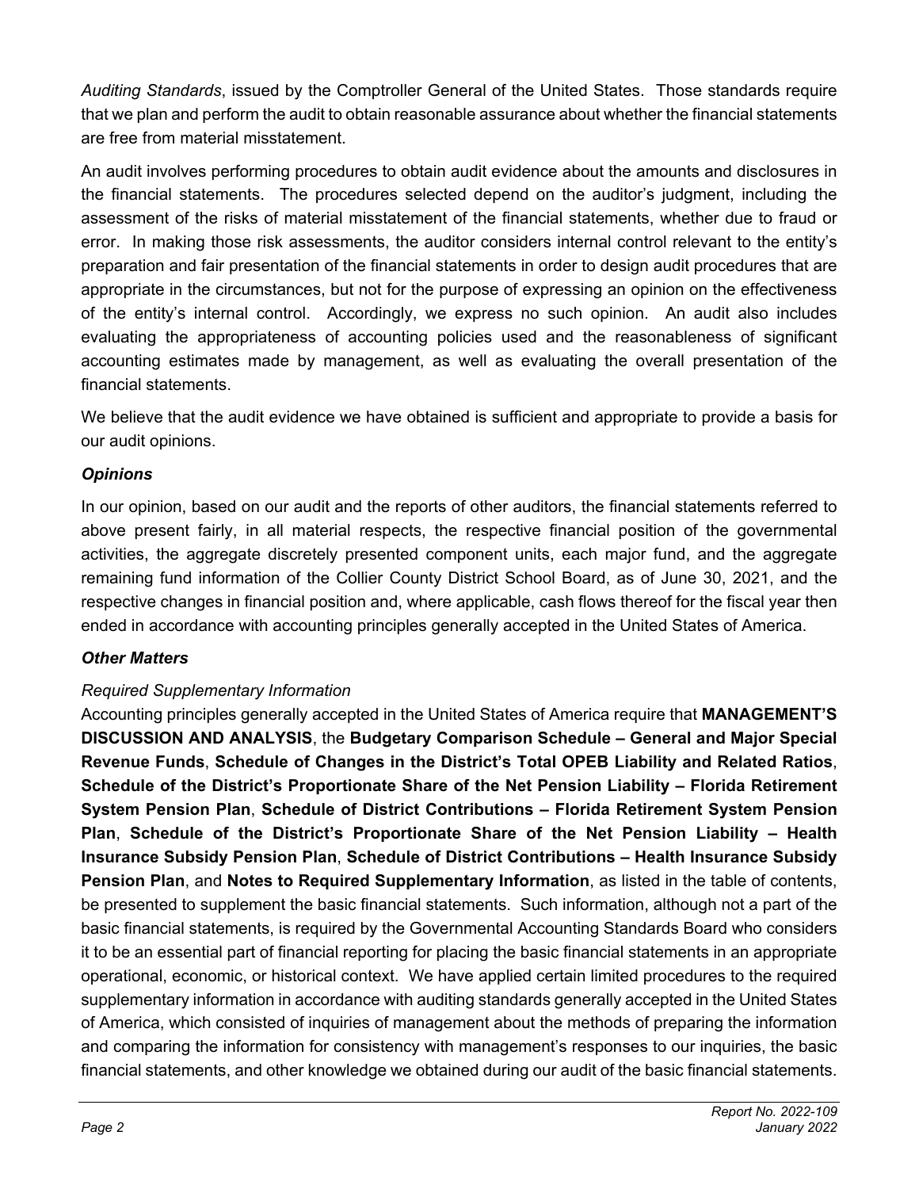*Auditing Standards*, issued by the Comptroller General of the United States. Those standards require that we plan and perform the audit to obtain reasonable assurance about whether the financial statements are free from material misstatement.

An audit involves performing procedures to obtain audit evidence about the amounts and disclosures in the financial statements. The procedures selected depend on the auditor's judgment, including the assessment of the risks of material misstatement of the financial statements, whether due to fraud or error. In making those risk assessments, the auditor considers internal control relevant to the entity's preparation and fair presentation of the financial statements in order to design audit procedures that are appropriate in the circumstances, but not for the purpose of expressing an opinion on the effectiveness of the entity's internal control. Accordingly, we express no such opinion. An audit also includes evaluating the appropriateness of accounting policies used and the reasonableness of significant accounting estimates made by management, as well as evaluating the overall presentation of the financial statements.

We believe that the audit evidence we have obtained is sufficient and appropriate to provide a basis for our audit opinions.

### *Opinions*

In our opinion, based on our audit and the reports of other auditors, the financial statements referred to above present fairly, in all material respects, the respective financial position of the governmental activities, the aggregate discretely presented component units, each major fund, and the aggregate remaining fund information of the Collier County District School Board, as of June 30, 2021, and the respective changes in financial position and, where applicable, cash flows thereof for the fiscal year then ended in accordance with accounting principles generally accepted in the United States of America.

### *Other Matters*

*Required Supplementary Information*

Accounting principles generally accepted in the United States of America require that **MANAGEMENT'S DISCUSSION AND ANALYSIS**, the **Budgetary Comparison Schedule – General and Major Special Revenue Funds**, **Schedule of Changes in the District's Total OPEB Liability and Related Ratios**, **Schedule of the District's Proportionate Share of the Net Pension Liability – Florida Retirement System Pension Plan**, **Schedule of District Contributions – Florida Retirement System Pension Plan**, **Schedule of the District's Proportionate Share of the Net Pension Liability – Health Insurance Subsidy Pension Plan**, **Schedule of District Contributions – Health Insurance Subsidy Pension Plan**, and **Notes to Required Supplementary Information**, as listed in the table of contents, be presented to supplement the basic financial statements. Such information, although not a part of the basic financial statements, is required by the Governmental Accounting Standards Board who considers it to be an essential part of financial reporting for placing the basic financial statements in an appropriate operational, economic, or historical context. We have applied certain limited procedures to the required supplementary information in accordance with auditing standards generally accepted in the United States of America, which consisted of inquiries of management about the methods of preparing the information and comparing the information for consistency with management's responses to our inquiries, the basic financial statements, and other knowledge we obtained during our audit of the basic financial statements.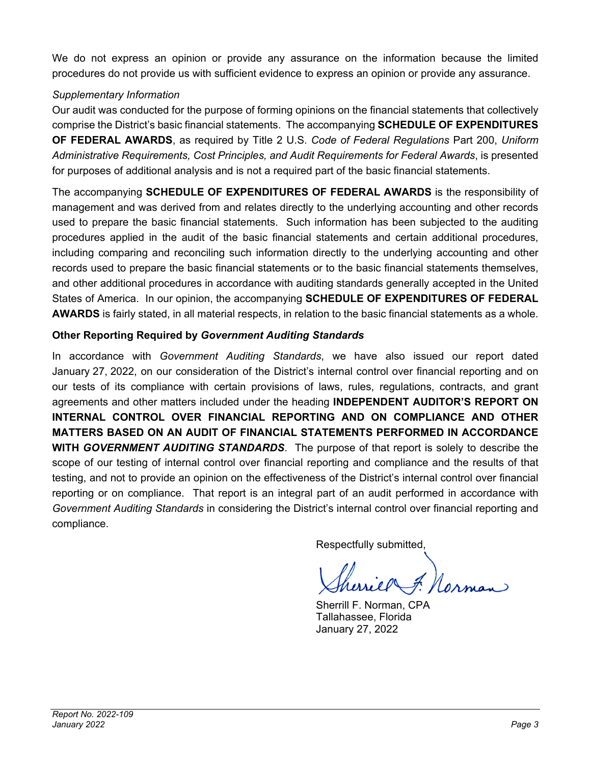We do not express an opinion or provide any assurance on the information because the limited procedures do not provide us with sufficient evidence to express an opinion or provide any assurance.

*Supplementary Information*

Our audit was conducted for the purpose of forming opinions on the financial statements that collectively comprise the District's basic financial statements. The accompanying **SCHEDULE OF EXPENDITURES OF FEDERAL AWARDS**, as required by Title 2 U.S. *Code of Federal Regulations* Part 200, *Uniform Administrative Requirements, Cost Principles, and Audit Requirements for Federal Awards*, is presented for purposes of additional analysis and is not a required part of the basic financial statements.

The accompanying **SCHEDULE OF EXPENDITURES OF FEDERAL AWARDS** is the responsibility of management and was derived from and relates directly to the underlying accounting and other records used to prepare the basic financial statements. Such information has been subjected to the auditing procedures applied in the audit of the basic financial statements and certain additional procedures, including comparing and reconciling such information directly to the underlying accounting and other records used to prepare the basic financial statements or to the basic financial statements themselves, and other additional procedures in accordance with auditing standards generally accepted in the United States of America. In our opinion, the accompanying **SCHEDULE OF EXPENDITURES OF FEDERAL AWARDS** is fairly stated, in all material respects, in relation to the basic financial statements as a whole.

**Other Reporting Required by *Government Auditing Standards***

In accordance with *Government Auditing Standards*, we have also issued our report dated January 27, 2022, on our consideration of the District's internal control over financial reporting and on our tests of its compliance with certain provisions of laws, rules, regulations, contracts, and grant agreements and other matters included under the heading **INDEPENDENT AUDITOR'S REPORT ON INTERNAL CONTROL OVER FINANCIAL REPORTING AND ON COMPLIANCE AND OTHER MATTERS BASED ON AN AUDIT OF FINANCIAL STATEMENTS PERFORMED IN ACCORDANCE WITH *GOVERNMENT AUDITING STANDARDS***. The purpose of that report is solely to describe the scope of our testing of internal control over financial reporting and compliance and the results of that testing, and not to provide an opinion on the effectiveness of the District's internal control over financial reporting or on compliance. That report is an integral part of an audit performed in accordance with *Government Auditing Standards* in considering the District's internal control over financial reporting and compliance.

Respectfully submitted,

Sherrill F. Norman, CPA
Tallahassee, Florida
January 27, 2022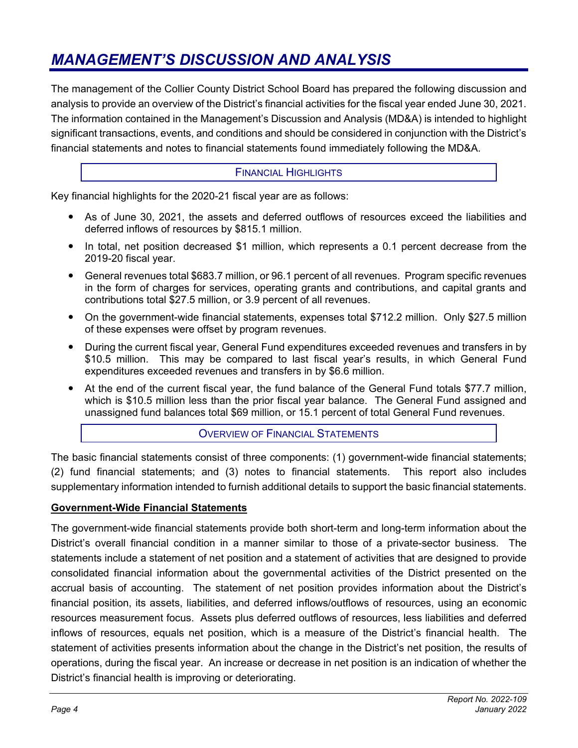# *MANAGEMENT'S DISCUSSION AND ANALYSIS*

The management of the Collier County District School Board has prepared the following discussion and analysis to provide an overview of the District's financial activities for the fiscal year ended June 30, 2021. The information contained in the Management's Discussion and Analysis (MD&A) is intended to highlight significant transactions, events, and conditions and should be considered in conjunction with the District's financial statements and notes to financial statements found immediately following the MD&A.

## FINANCIAL HIGHLIGHTS

Key financial highlights for the 2020-21 fiscal year are as follows:

- As of June 30, 2021, the assets and deferred outflows of resources exceed the liabilities and deferred inflows of resources by $815.1 million.
- In total, net position decreased $1 million, which represents a 0.1 percent decrease from the 2019-20 fiscal year.
- General revenues total $683.7 million, or 96.1 percent of all revenues. Program specific revenues in the form of charges for services, operating grants and contributions, and capital grants and contributions total $27.5 million, or 3.9 percent of all revenues.
- On the government-wide financial statements, expenses total $712.2 million. Only $27.5 million of these expenses were offset by program revenues.
- During the current fiscal year, General Fund expenditures exceeded revenues and transfers in by $10.5 million. This may be compared to last fiscal year's results, in which General Fund expenditures exceeded revenues and transfers in by $6.6 million.
- At the end of the current fiscal year, the fund balance of the General Fund totals $77.7 million, which is $10.5 million less than the prior fiscal year balance. The General Fund assigned and unassigned fund balances total $69 million, or 15.1 percent of total General Fund revenues.

## OVERVIEW OF FINANCIAL STATEMENTS

The basic financial statements consist of three components: (1) government-wide financial statements; (2) fund financial statements; and (3) notes to financial statements. This report also includes supplementary information intended to furnish additional details to support the basic financial statements.

### Government-Wide Financial Statements

The government-wide financial statements provide both short-term and long-term information about the District's overall financial condition in a manner similar to those of a private-sector business. The statements include a statement of net position and a statement of activities that are designed to provide consolidated financial information about the governmental activities of the District presented on the accrual basis of accounting. The statement of net position provides information about the District's financial position, its assets, liabilities, and deferred inflows/outflows of resources, using an economic resources measurement focus. Assets plus deferred outflows of resources, less liabilities and deferred inflows of resources, equals net position, which is a measure of the District's financial health. The statement of activities presents information about the change in the District's net position, the results of operations, during the fiscal year. An increase or decrease in net position is an indication of whether the District's financial health is improving or deteriorating.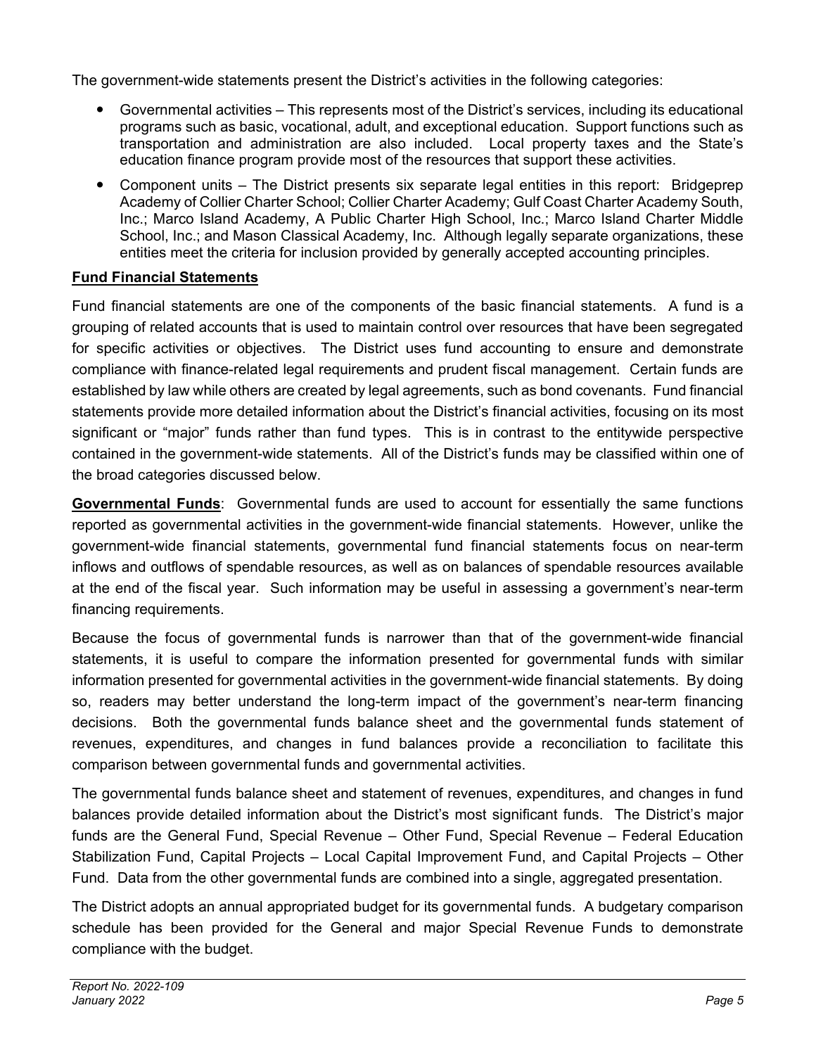The government-wide statements present the District's activities in the following categories:

- Governmental activities – This represents most of the District's services, including its educational programs such as basic, vocational, adult, and exceptional education. Support functions such as transportation and administration are also included. Local property taxes and the State's education finance program provide most of the resources that support these activities.
- Component units – The District presents six separate legal entities in this report: Bridgeprep Academy of Collier Charter School; Collier Charter Academy; Gulf Coast Charter Academy South, Inc.; Marco Island Academy, A Public Charter High School, Inc.; Marco Island Charter Middle School, Inc.; and Mason Classical Academy, Inc. Although legally separate organizations, these entities meet the criteria for inclusion provided by generally accepted accounting principles.

**Fund Financial Statements**

Fund financial statements are one of the components of the basic financial statements. A fund is a grouping of related accounts that is used to maintain control over resources that have been segregated for specific activities or objectives. The District uses fund accounting to ensure and demonstrate compliance with finance-related legal requirements and prudent fiscal management. Certain funds are established by law while others are created by legal agreements, such as bond covenants. Fund financial statements provide more detailed information about the District's financial activities, focusing on its most significant or "major" funds rather than fund types. This is in contrast to the entitywide perspective contained in the government-wide statements. All of the District's funds may be classified within one of the broad categories discussed below.

**Governmental Funds**: Governmental funds are used to account for essentially the same functions reported as governmental activities in the government-wide financial statements. However, unlike the government-wide financial statements, governmental fund financial statements focus on near-term inflows and outflows of spendable resources, as well as on balances of spendable resources available at the end of the fiscal year. Such information may be useful in assessing a government's near-term financing requirements.

Because the focus of governmental funds is narrower than that of the government-wide financial statements, it is useful to compare the information presented for governmental funds with similar information presented for governmental activities in the government-wide financial statements. By doing so, readers may better understand the long-term impact of the government's near-term financing decisions. Both the governmental funds balance sheet and the governmental funds statement of revenues, expenditures, and changes in fund balances provide a reconciliation to facilitate this comparison between governmental funds and governmental activities.

The governmental funds balance sheet and statement of revenues, expenditures, and changes in fund balances provide detailed information about the District's most significant funds. The District's major funds are the General Fund, Special Revenue – Other Fund, Special Revenue – Federal Education Stabilization Fund, Capital Projects – Local Capital Improvement Fund, and Capital Projects – Other Fund. Data from the other governmental funds are combined into a single, aggregated presentation.

The District adopts an annual appropriated budget for its governmental funds. A budgetary comparison schedule has been provided for the General and major Special Revenue Funds to demonstrate compliance with the budget.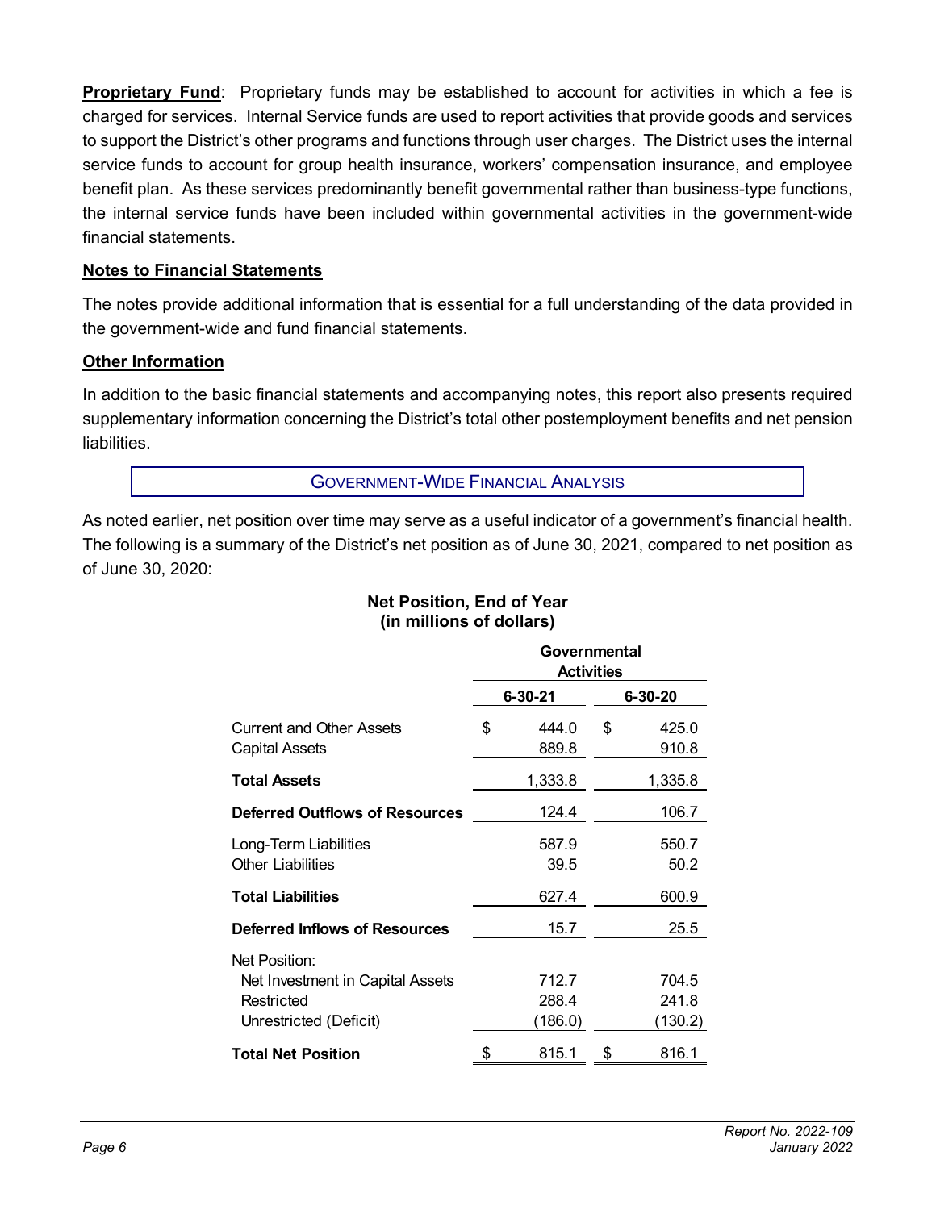**Proprietary Fund**: Proprietary funds may be established to account for activities in which a fee is charged for services. Internal Service funds are used to report activities that provide goods and services to support the District's other programs and functions through user charges. The District uses the internal service funds to account for group health insurance, workers' compensation insurance, and employee benefit plan. As these services predominantly benefit governmental rather than business-type functions, the internal service funds have been included within governmental activities in the government-wide financial statements.

**Notes to Financial Statements**

The notes provide additional information that is essential for a full understanding of the data provided in the government-wide and fund financial statements.

**Other Information**

In addition to the basic financial statements and accompanying notes, this report also presents required supplementary information concerning the District's total other postemployment benefits and net pension liabilities.

## GOVERNMENT-WIDE FINANCIAL ANALYSIS

As noted earlier, net position over time may serve as a useful indicator of a government's financial health. The following is a summary of the District's net position as of June 30, 2021, compared to net position as of June 30, 2020:

**Net Position, End of Year**
**(in millions of dollars)**

| | Governmental Activities | |
|---|---|---|
| | 6-30-21 | 6-30-20 |
| Current and Other Assets | $ 444.0 | $ 425.0 |
| Capital Assets | 889.8 | 910.8 |
| **Total Assets** | 1,333.8 | 1,335.8 |
| **Deferred Outflows of Resources** | 124.4 | 106.7 |
| Long-Term Liabilities | 587.9 | 550.7 |
| Other Liabilities | 39.5 | 50.2 |
| **Total Liabilities** | 627.4 | 600.9 |
| **Deferred Inflows of Resources** | 15.7 | 25.5 |
| Net Position: | | |
| Net Investment in Capital Assets | 712.7 | 704.5 |
| Restricted | 288.4 | 241.8 |
| Unrestricted (Deficit) | (186.0) | (130.2) |
| **Total Net Position** | $ 815.1 | $ 816.1 |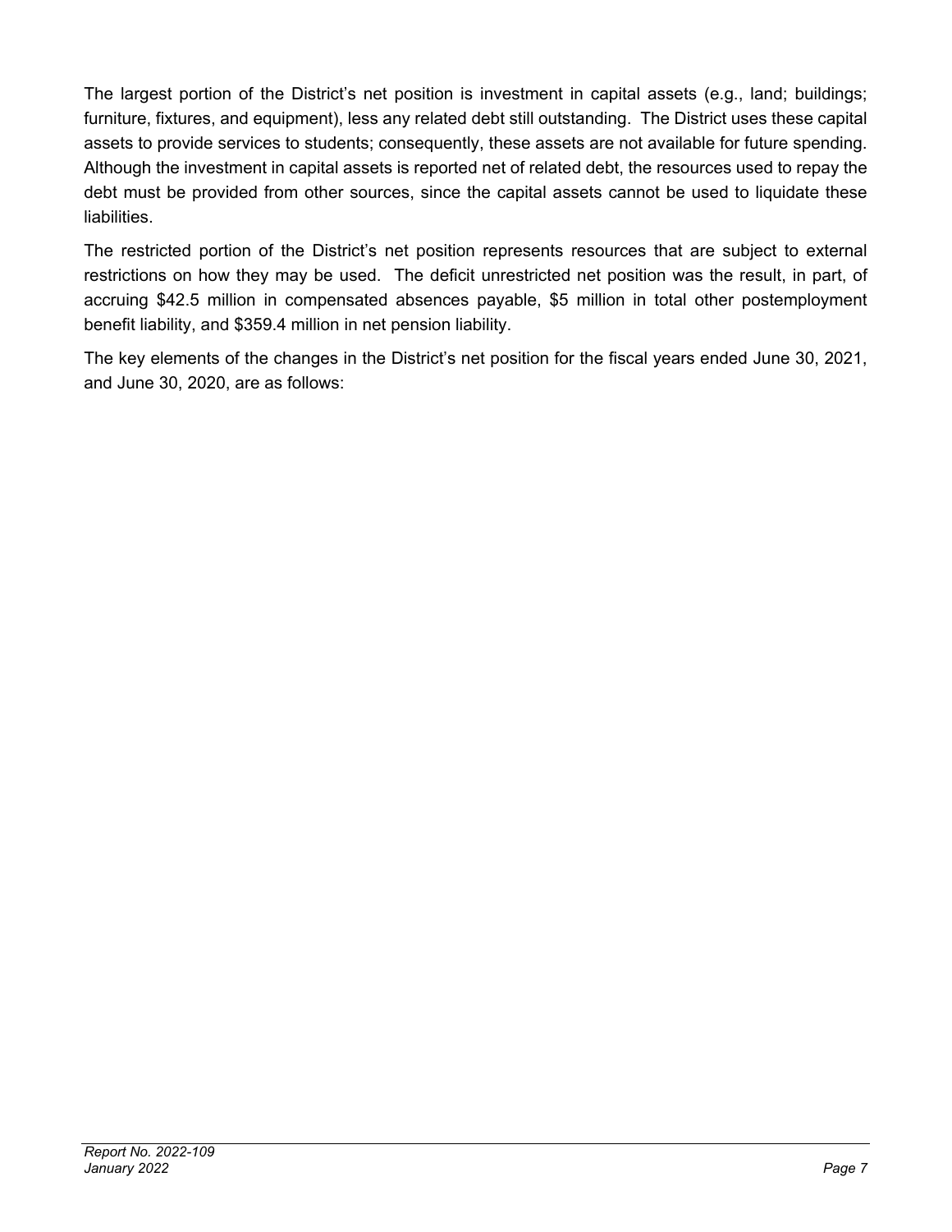The largest portion of the District's net position is investment in capital assets (e.g., land; buildings; furniture, fixtures, and equipment), less any related debt still outstanding. The District uses these capital assets to provide services to students; consequently, these assets are not available for future spending. Although the investment in capital assets is reported net of related debt, the resources used to repay the debt must be provided from other sources, since the capital assets cannot be used to liquidate these liabilities.

The restricted portion of the District's net position represents resources that are subject to external restrictions on how they may be used. The deficit unrestricted net position was the result, in part, of accruing $42.5 million in compensated absences payable, $5 million in total other postemployment benefit liability, and $359.4 million in net pension liability.

The key elements of the changes in the District's net position for the fiscal years ended June 30, 2021, and June 30, 2020, are as follows: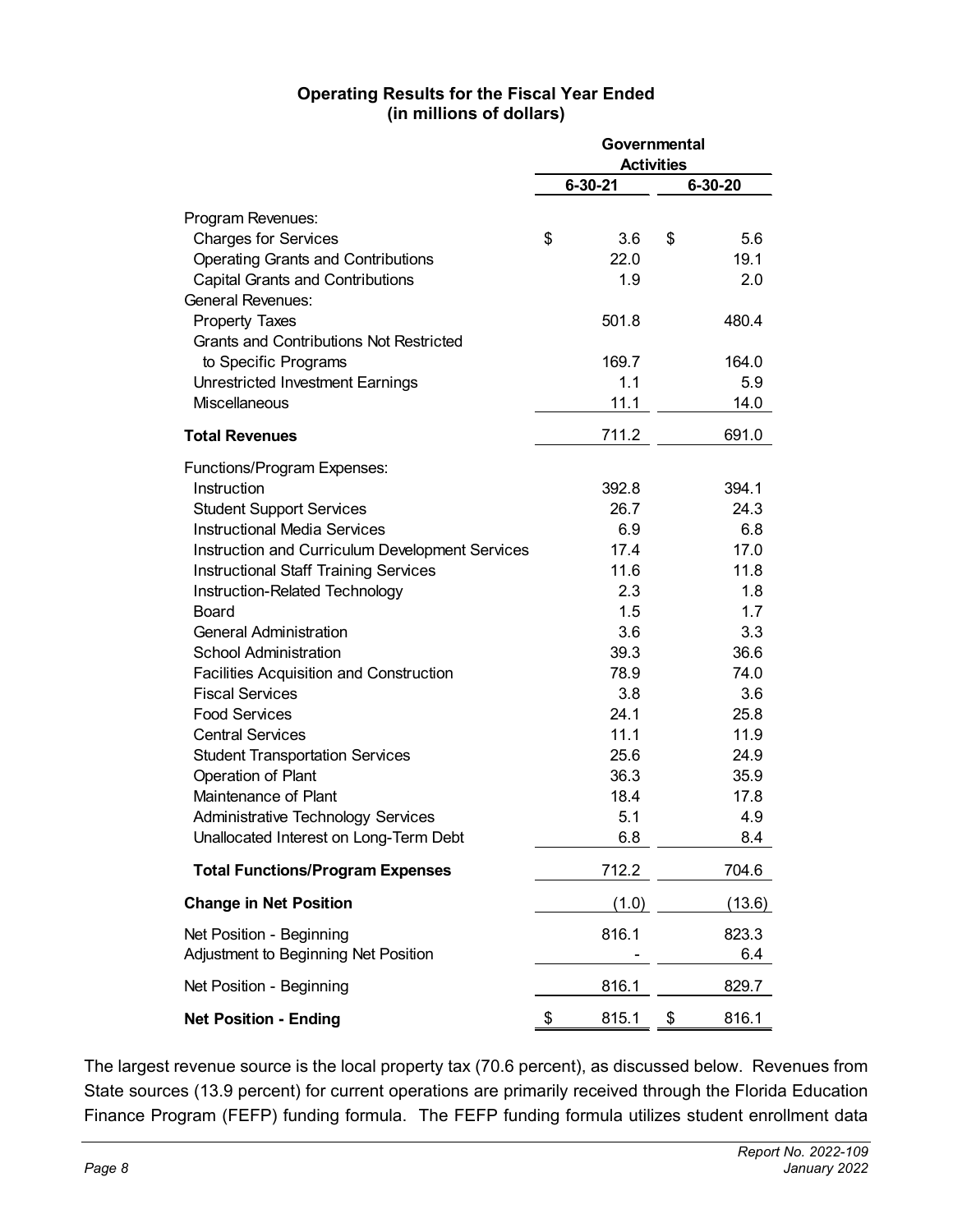**Operating Results for the Fiscal Year Ended (in millions of dollars)**

| | Governmental Activities | |
|---|---|---|
| | 6-30-21 | 6-30-20 |
| Program Revenues: | | |
| Charges for Services | $ 3.6 | $ 5.6 |
| Operating Grants and Contributions | 22.0 | 19.1 |
| Capital Grants and Contributions | 1.9 | 2.0 |
| General Revenues: | | |
| Property Taxes | 501.8 | 480.4 |
| Grants and Contributions Not Restricted to Specific Programs | 169.7 | 164.0 |
| Unrestricted Investment Earnings | 1.1 | 5.9 |
| Miscellaneous | 11.1 | 14.0 |
| **Total Revenues** | 711.2 | 691.0 |
| Functions/Program Expenses: | | |
| Instruction | 392.8 | 394.1 |
| Student Support Services | 26.7 | 24.3 |
| Instructional Media Services | 6.9 | 6.8 |
| Instruction and Curriculum Development Services | 17.4 | 17.0 |
| Instructional Staff Training Services | 11.6 | 11.8 |
| Instruction-Related Technology | 2.3 | 1.8 |
| Board | 1.5 | 1.7 |
| General Administration | 3.6 | 3.3 |
| School Administration | 39.3 | 36.6 |
| Facilities Acquisition and Construction | 78.9 | 74.0 |
| Fiscal Services | 3.8 | 3.6 |
| Food Services | 24.1 | 25.8 |
| Central Services | 11.1 | 11.9 |
| Student Transportation Services | 25.6 | 24.9 |
| Operation of Plant | 36.3 | 35.9 |
| Maintenance of Plant | 18.4 | 17.8 |
| Administrative Technology Services | 5.1 | 4.9 |
| Unallocated Interest on Long-Term Debt | 6.8 | 8.4 |
| **Total Functions/Program Expenses** | 712.2 | 704.6 |
| **Change in Net Position** | (1.0) | (13.6) |
| Net Position - Beginning | 816.1 | 823.3 |
| Adjustment to Beginning Net Position | - | 6.4 |
| Net Position - Beginning | 816.1 | 829.7 |
| **Net Position - Ending** | $ 815.1 | $ 816.1 |

The largest revenue source is the local property tax (70.6 percent), as discussed below. Revenues from State sources (13.9 percent) for current operations are primarily received through the Florida Education Finance Program (FEFP) funding formula. The FEFP funding formula utilizes student enrollment data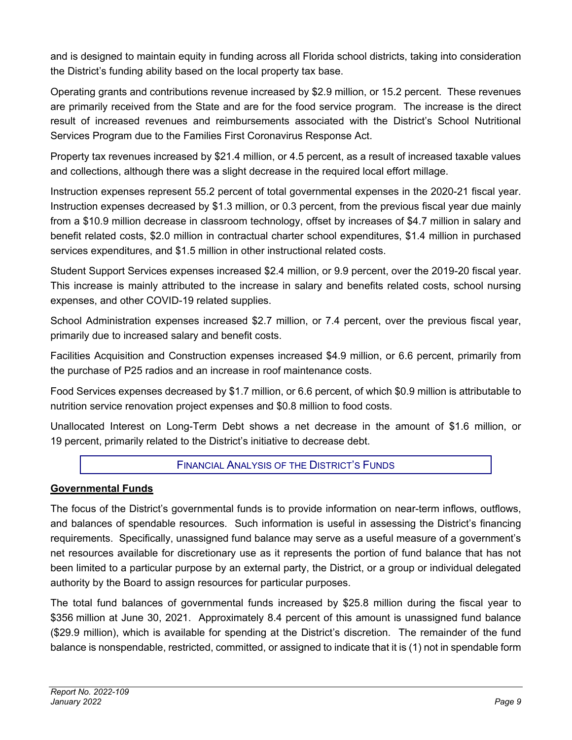and is designed to maintain equity in funding across all Florida school districts, taking into consideration the District's funding ability based on the local property tax base.

Operating grants and contributions revenue increased by $2.9 million, or 15.2 percent. These revenues are primarily received from the State and are for the food service program. The increase is the direct result of increased revenues and reimbursements associated with the District's School Nutritional Services Program due to the Families First Coronavirus Response Act.

Property tax revenues increased by $21.4 million, or 4.5 percent, as a result of increased taxable values and collections, although there was a slight decrease in the required local effort millage.

Instruction expenses represent 55.2 percent of total governmental expenses in the 2020-21 fiscal year. Instruction expenses decreased by $1.3 million, or 0.3 percent, from the previous fiscal year due mainly from a $10.9 million decrease in classroom technology, offset by increases of $4.7 million in salary and benefit related costs, $2.0 million in contractual charter school expenditures, $1.4 million in purchased services expenditures, and $1.5 million in other instructional related costs.

Student Support Services expenses increased $2.4 million, or 9.9 percent, over the 2019-20 fiscal year. This increase is mainly attributed to the increase in salary and benefits related costs, school nursing expenses, and other COVID-19 related supplies.

School Administration expenses increased $2.7 million, or 7.4 percent, over the previous fiscal year, primarily due to increased salary and benefit costs.

Facilities Acquisition and Construction expenses increased $4.9 million, or 6.6 percent, primarily from the purchase of P25 radios and an increase in roof maintenance costs.

Food Services expenses decreased by $1.7 million, or 6.6 percent, of which $0.9 million is attributable to nutrition service renovation project expenses and $0.8 million to food costs.

Unallocated Interest on Long-Term Debt shows a net decrease in the amount of $1.6 million, or 19 percent, primarily related to the District's initiative to decrease debt.

## Financial Analysis of the District's Funds

### Governmental Funds

The focus of the District's governmental funds is to provide information on near-term inflows, outflows, and balances of spendable resources. Such information is useful in assessing the District's financing requirements. Specifically, unassigned fund balance may serve as a useful measure of a government's net resources available for discretionary use as it represents the portion of fund balance that has not been limited to a particular purpose by an external party, the District, or a group or individual delegated authority by the Board to assign resources for particular purposes.

The total fund balances of governmental funds increased by $25.8 million during the fiscal year to $356 million at June 30, 2021. Approximately 8.4 percent of this amount is unassigned fund balance ($29.9 million), which is available for spending at the District's discretion. The remainder of the fund balance is nonspendable, restricted, committed, or assigned to indicate that it is (1) not in spendable form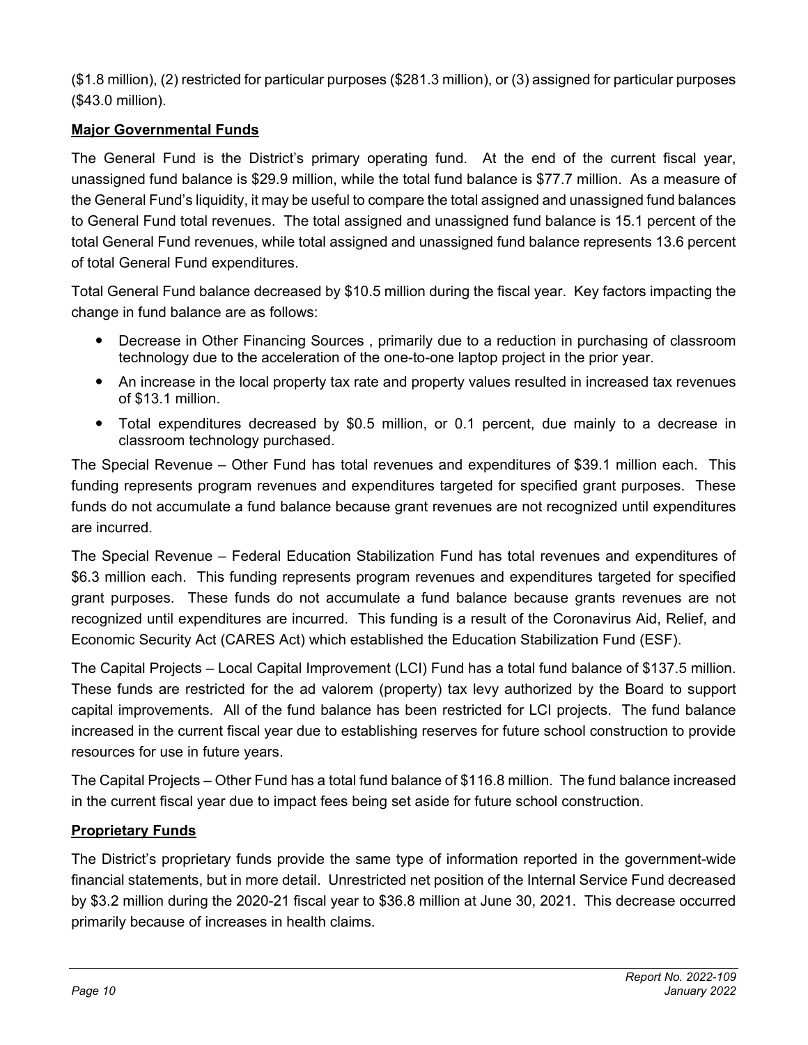($1.8 million), (2) restricted for particular purposes ($281.3 million), or (3) assigned for particular purposes ($43.0 million).

**Major Governmental Funds**

The General Fund is the District's primary operating fund. At the end of the current fiscal year, unassigned fund balance is $29.9 million, while the total fund balance is $77.7 million. As a measure of the General Fund's liquidity, it may be useful to compare the total assigned and unassigned fund balances to General Fund total revenues. The total assigned and unassigned fund balance is 15.1 percent of the total General Fund revenues, while total assigned and unassigned fund balance represents 13.6 percent of total General Fund expenditures.

Total General Fund balance decreased by $10.5 million during the fiscal year. Key factors impacting the change in fund balance are as follows:

- Decrease in Other Financing Sources , primarily due to a reduction in purchasing of classroom technology due to the acceleration of the one-to-one laptop project in the prior year.
- An increase in the local property tax rate and property values resulted in increased tax revenues of $13.1 million.
- Total expenditures decreased by $0.5 million, or 0.1 percent, due mainly to a decrease in classroom technology purchased.

The Special Revenue – Other Fund has total revenues and expenditures of $39.1 million each. This funding represents program revenues and expenditures targeted for specified grant purposes. These funds do not accumulate a fund balance because grant revenues are not recognized until expenditures are incurred.

The Special Revenue – Federal Education Stabilization Fund has total revenues and expenditures of $6.3 million each. This funding represents program revenues and expenditures targeted for specified grant purposes. These funds do not accumulate a fund balance because grants revenues are not recognized until expenditures are incurred. This funding is a result of the Coronavirus Aid, Relief, and Economic Security Act (CARES Act) which established the Education Stabilization Fund (ESF).

The Capital Projects – Local Capital Improvement (LCI) Fund has a total fund balance of $137.5 million. These funds are restricted for the ad valorem (property) tax levy authorized by the Board to support capital improvements. All of the fund balance has been restricted for LCI projects. The fund balance increased in the current fiscal year due to establishing reserves for future school construction to provide resources for use in future years.

The Capital Projects – Other Fund has a total fund balance of $116.8 million. The fund balance increased in the current fiscal year due to impact fees being set aside for future school construction.

**Proprietary Funds**

The District's proprietary funds provide the same type of information reported in the government-wide financial statements, but in more detail. Unrestricted net position of the Internal Service Fund decreased by $3.2 million during the 2020-21 fiscal year to $36.8 million at June 30, 2021. This decrease occurred primarily because of increases in health claims.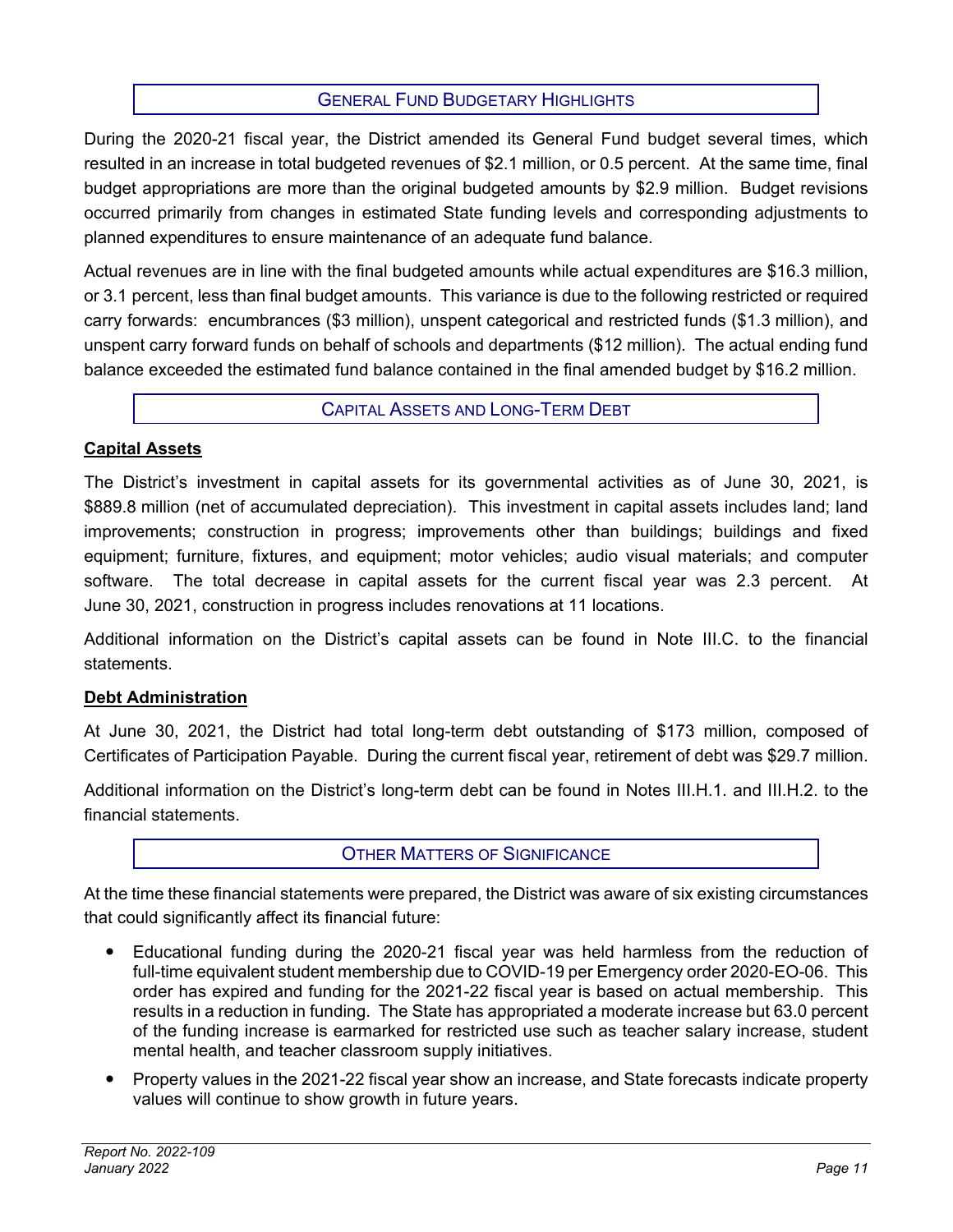## General Fund Budgetary Highlights

During the 2020-21 fiscal year, the District amended its General Fund budget several times, which resulted in an increase in total budgeted revenues of $2.1 million, or 0.5 percent. At the same time, final budget appropriations are more than the original budgeted amounts by $2.9 million. Budget revisions occurred primarily from changes in estimated State funding levels and corresponding adjustments to planned expenditures to ensure maintenance of an adequate fund balance.

Actual revenues are in line with the final budgeted amounts while actual expenditures are $16.3 million, or 3.1 percent, less than final budget amounts. This variance is due to the following restricted or required carry forwards: encumbrances ($3 million), unspent categorical and restricted funds ($1.3 million), and unspent carry forward funds on behalf of schools and departments ($12 million). The actual ending fund balance exceeded the estimated fund balance contained in the final amended budget by $16.2 million.

## Capital Assets and Long-Term Debt

### Capital Assets

The District's investment in capital assets for its governmental activities as of June 30, 2021, is $889.8 million (net of accumulated depreciation). This investment in capital assets includes land; land improvements; construction in progress; improvements other than buildings; buildings and fixed equipment; furniture, fixtures, and equipment; motor vehicles; audio visual materials; and computer software. The total decrease in capital assets for the current fiscal year was 2.3 percent. At June 30, 2021, construction in progress includes renovations at 11 locations.

Additional information on the District's capital assets can be found in Note III.C. to the financial statements.

### Debt Administration

At June 30, 2021, the District had total long-term debt outstanding of $173 million, composed of Certificates of Participation Payable. During the current fiscal year, retirement of debt was $29.7 million.

Additional information on the District's long-term debt can be found in Notes III.H.1. and III.H.2. to the financial statements.

## Other Matters of Significance

At the time these financial statements were prepared, the District was aware of six existing circumstances that could significantly affect its financial future:

- Educational funding during the 2020-21 fiscal year was held harmless from the reduction of full-time equivalent student membership due to COVID-19 per Emergency order 2020-EO-06. This order has expired and funding for the 2021-22 fiscal year is based on actual membership. This results in a reduction in funding. The State has appropriated a moderate increase but 63.0 percent of the funding increase is earmarked for restricted use such as teacher salary increase, student mental health, and teacher classroom supply initiatives.
- Property values in the 2021-22 fiscal year show an increase, and State forecasts indicate property values will continue to show growth in future years.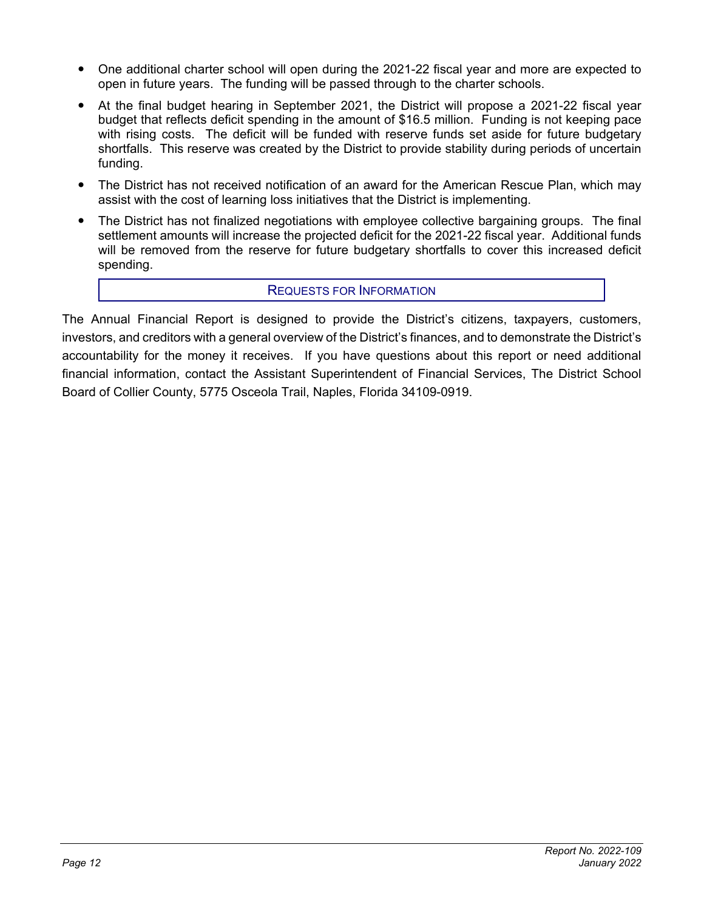- One additional charter school will open during the 2021-22 fiscal year and more are expected to open in future years. The funding will be passed through to the charter schools.
- At the final budget hearing in September 2021, the District will propose a 2021-22 fiscal year budget that reflects deficit spending in the amount of $16.5 million. Funding is not keeping pace with rising costs. The deficit will be funded with reserve funds set aside for future budgetary shortfalls. This reserve was created by the District to provide stability during periods of uncertain funding.
- The District has not received notification of an award for the American Rescue Plan, which may assist with the cost of learning loss initiatives that the District is implementing.
- The District has not finalized negotiations with employee collective bargaining groups. The final settlement amounts will increase the projected deficit for the 2021-22 fiscal year. Additional funds will be removed from the reserve for future budgetary shortfalls to cover this increased deficit spending.

## REQUESTS FOR INFORMATION

The Annual Financial Report is designed to provide the District's citizens, taxpayers, customers, investors, and creditors with a general overview of the District's finances, and to demonstrate the District's accountability for the money it receives. If you have questions about this report or need additional financial information, contact the Assistant Superintendent of Financial Services, The District School Board of Collier County, 5775 Osceola Trail, Naples, Florida 34109-0919.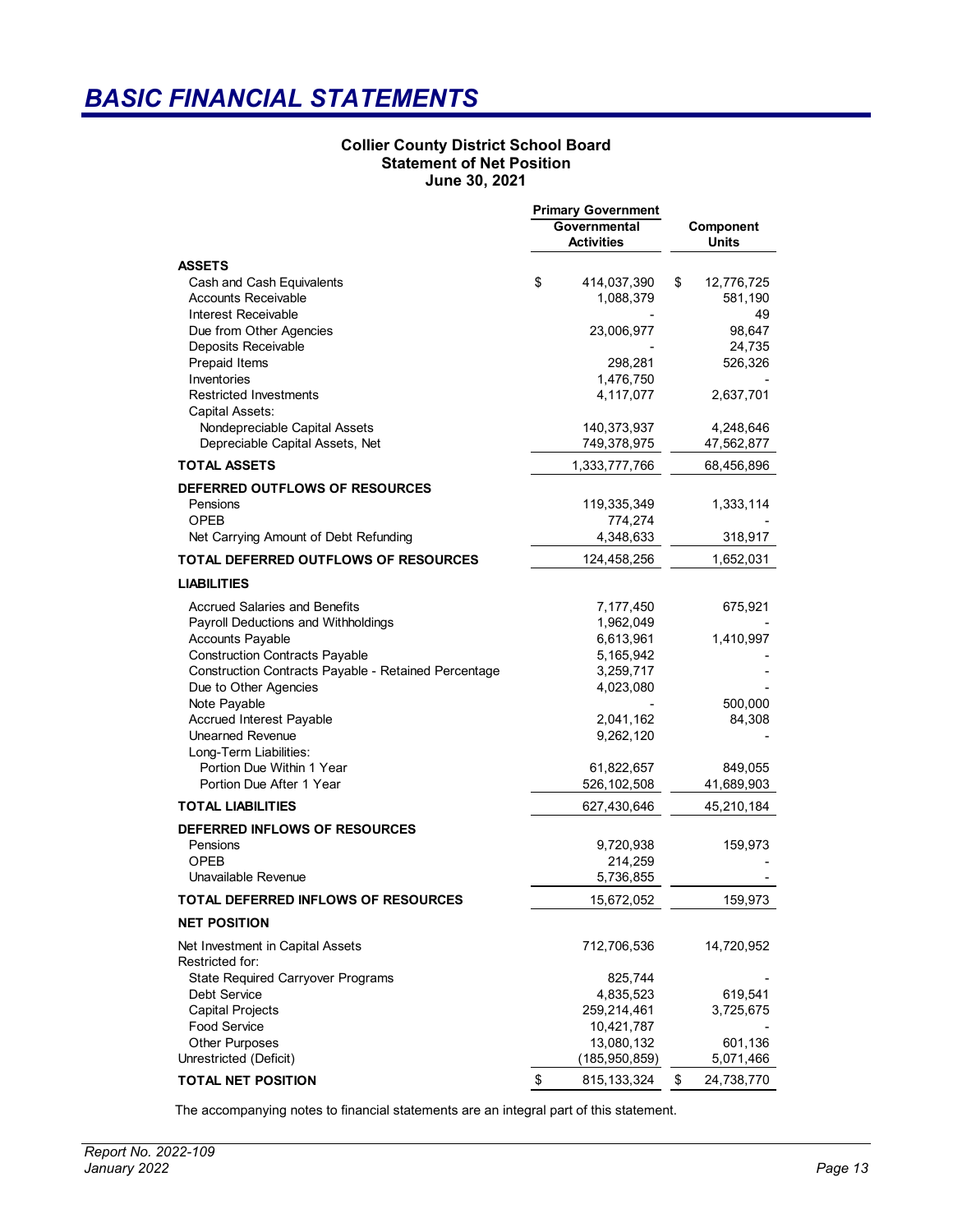# BASIC FINANCIAL STATEMENTS

**Collier County District School Board**
**Statement of Net Position**
**June 30, 2021**

| | Primary Government Governmental Activities | Component Units |
|---|---|---|
| **ASSETS** | | |
| Cash and Cash Equivalents | $ 414,037,390 | $ 12,776,725 |
| Accounts Receivable | 1,088,379 | 581,190 |
| Interest Receivable | - | 49 |
| Due from Other Agencies | 23,006,977 | 98,647 |
| Deposits Receivable | - | 24,735 |
| Prepaid Items | 298,281 | 526,326 |
| Inventories | 1,476,750 | - |
| Restricted Investments | 4,117,077 | 2,637,701 |
| Capital Assets: | | |
| Nondepreciable Capital Assets | 140,373,937 | 4,248,646 |
| Depreciable Capital Assets, Net | 749,378,975 | 47,562,877 |
| **TOTAL ASSETS** | 1,333,777,766 | 68,456,896 |
| **DEFERRED OUTFLOWS OF RESOURCES** | | |
| Pensions | 119,335,349 | 1,333,114 |
| OPEB | 774,274 | - |
| Net Carrying Amount of Debt Refunding | 4,348,633 | 318,917 |
| **TOTAL DEFERRED OUTFLOWS OF RESOURCES** | 124,458,256 | 1,652,031 |
| **LIABILITIES** | | |
| Accrued Salaries and Benefits | 7,177,450 | 675,921 |
| Payroll Deductions and Withholdings | 1,962,049 | - |
| Accounts Payable | 6,613,961 | 1,410,997 |
| Construction Contracts Payable | 5,165,942 | - |
| Construction Contracts Payable - Retained Percentage | 3,259,717 | - |
| Due to Other Agencies | 4,023,080 | - |
| Note Payable | - | 500,000 |
| Accrued Interest Payable | 2,041,162 | 84,308 |
| Unearned Revenue | 9,262,120 | - |
| Long-Term Liabilities: | | |
| Portion Due Within 1 Year | 61,822,657 | 849,055 |
| Portion Due After 1 Year | 526,102,508 | 41,689,903 |
| **TOTAL LIABILITIES** | 627,430,646 | 45,210,184 |
| **DEFERRED INFLOWS OF RESOURCES** | | |
| Pensions | 9,720,938 | 159,973 |
| OPEB | 214,259 | - |
| Unavailable Revenue | 5,736,855 | - |
| **TOTAL DEFERRED INFLOWS OF RESOURCES** | 15,672,052 | 159,973 |
| **NET POSITION** | | |
| Net Investment in Capital Assets | 712,706,536 | 14,720,952 |
| Restricted for: | | |
| State Required Carryover Programs | 825,744 | - |
| Debt Service | 4,835,523 | 619,541 |
| Capital Projects | 259,214,461 | 3,725,675 |
| Food Service | 10,421,787 | - |
| Other Purposes | 13,080,132 | 601,136 |
| Unrestricted (Deficit) | (185,950,859) | 5,071,466 |
| **TOTAL NET POSITION** | $ 815,133,324 | $ 24,738,770 |

The accompanying notes to financial statements are an integral part of this statement.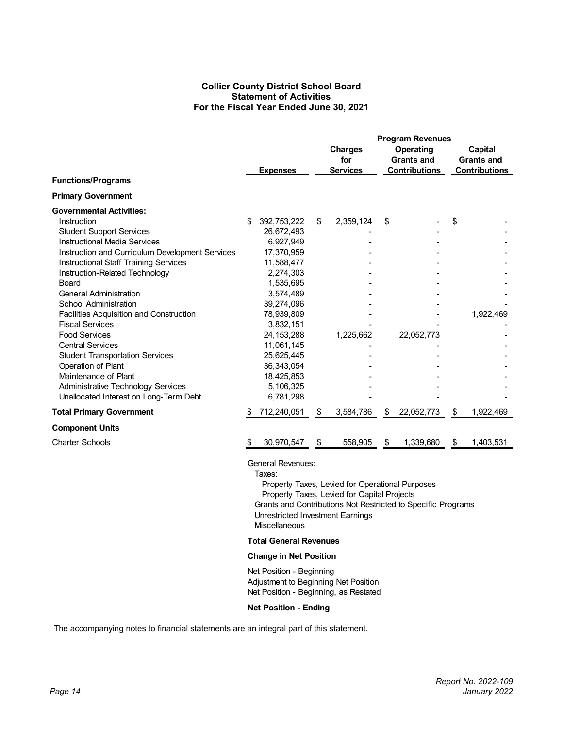# Collier County District School Board
## Statement of Activities
### For the Fiscal Year Ended June 30, 2021

| | | Program Revenues | | |
|---|---|---|---|---|
| **Functions/Programs** | **Expenses** | **Charges for Services** | **Operating Grants and Contributions** | **Capital Grants and Contributions** |
| **Primary Government** | | | | |
| **Governmental Activities:** | | | | |
| Instruction | $ 392,753,222 | $ 2,359,124 | $ - | $ - |
| Student Support Services | 26,672,493 | - | - | - |
| Instructional Media Services | 6,927,949 | - | - | - |
| Instruction and Curriculum Development Services | 17,370,959 | - | - | - |
| Instructional Staff Training Services | 11,588,477 | - | - | - |
| Instruction-Related Technology | 2,274,303 | - | - | - |
| Board | 1,535,695 | - | - | - |
| General Administration | 3,574,489 | - | - | - |
| School Administration | 39,274,096 | - | - | - |
| Facilities Acquisition and Construction | 78,939,809 | - | - | 1,922,469 |
| Fiscal Services | 3,832,151 | - | - | - |
| Food Services | 24,153,288 | 1,225,662 | 22,052,773 | - |
| Central Services | 11,061,145 | - | - | - |
| Student Transportation Services | 25,625,445 | - | - | - |
| Operation of Plant | 36,343,054 | - | - | - |
| Maintenance of Plant | 18,425,853 | - | - | - |
| Administrative Technology Services | 5,106,325 | - | - | - |
| Unallocated Interest on Long-Term Debt | 6,781,298 | - | - | - |
| **Total Primary Government** | $ 712,240,051 | $ 3,584,786 | $ 22,052,773 | $ 1,922,469 |
| **Component Units** | | | | |
| Charter Schools | $ 30,970,547 | $ 558,905 | $ 1,339,680 | $ 1,403,531 |

General Revenues:
Taxes:
Property Taxes, Levied for Operational Purposes
Property Taxes, Levied for Capital Projects
Grants and Contributions Not Restricted to Specific Programs
Unrestricted Investment Earnings
Miscellaneous

**Total General Revenues**

**Change in Net Position**

Net Position - Beginning
Adjustment to Beginning Net Position
Net Position - Beginning, as Restated

**Net Position - Ending**

The accompanying notes to financial statements are an integral part of this statement.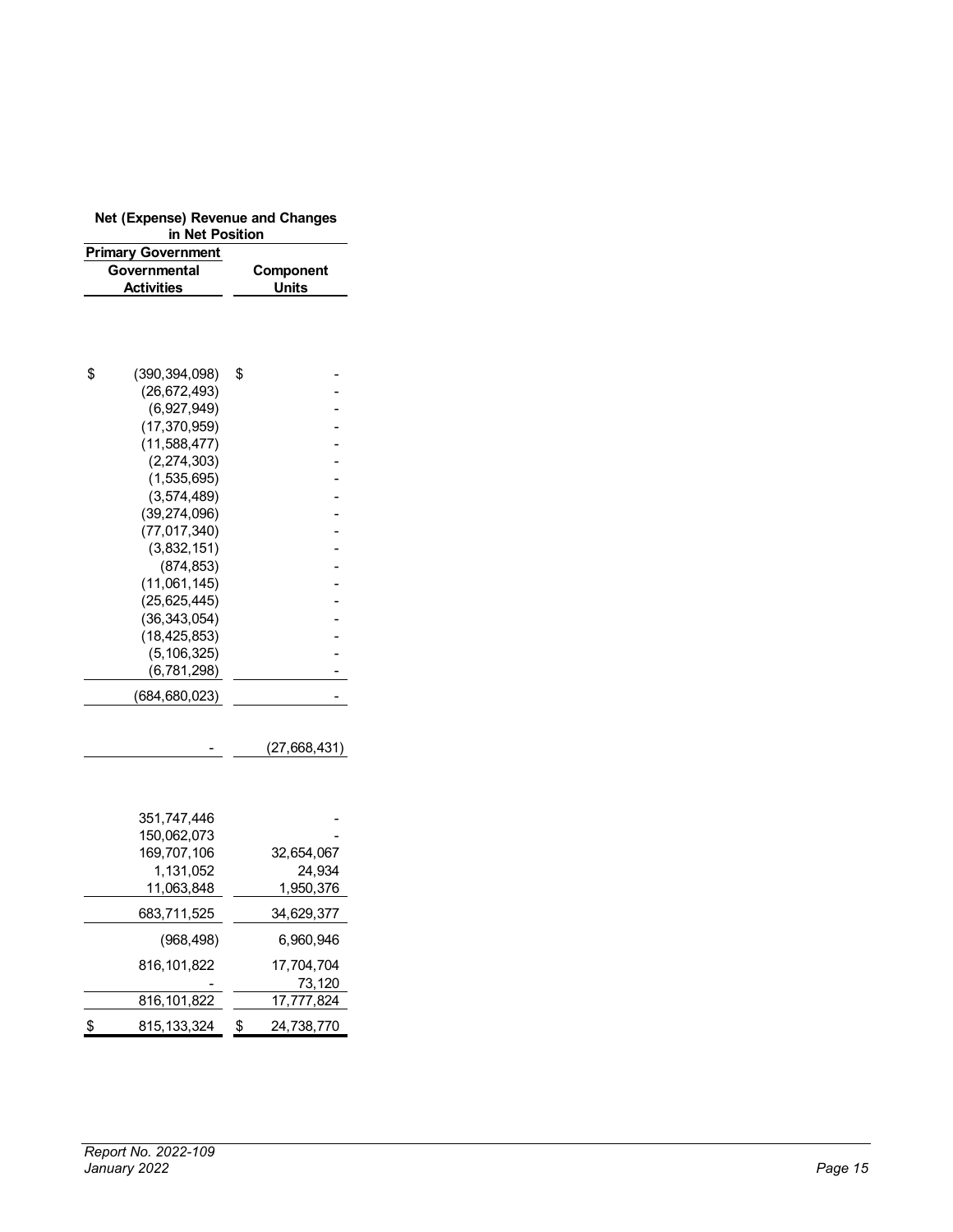| Net (Expense) Revenue and Changes in Net Position | |
|---|---|
| **Primary Government** | |
| **Governmental Activities** | **Component Units** |
| | |
| $ (390,394,098) | $ - |
| (26,672,493) | - |
| (6,927,949) | - |
| (17,370,959) | - |
| (11,588,477) | - |
| (2,274,303) | - |
| (1,535,695) | - |
| (3,574,489) | - |
| (39,274,096) | - |
| (77,017,340) | - |
| (3,832,151) | - |
| (874,853) | - |
| (11,061,145) | - |
| (25,625,445) | - |
| (36,343,054) | - |
| (18,425,853) | - |
| (5,106,325) | - |
| (6,781,298) | - |
| (684,680,023) | - |
| | |
| - | (27,668,431) |
| | |
| 351,747,446 | - |
| 150,062,073 | - |
| 169,707,106 | 32,654,067 |
| 1,131,052 | 24,934 |
| 11,063,848 | 1,950,376 |
| 683,711,525 | 34,629,377 |
| (968,498) | 6,960,946 |
| 816,101,822 | 17,704,704 |
| - | 73,120 |
| 816,101,822 | 17,777,824 |
| $ 815,133,324 | $ 24,738,770 |

*Report No. 2022-109*
*January 2022*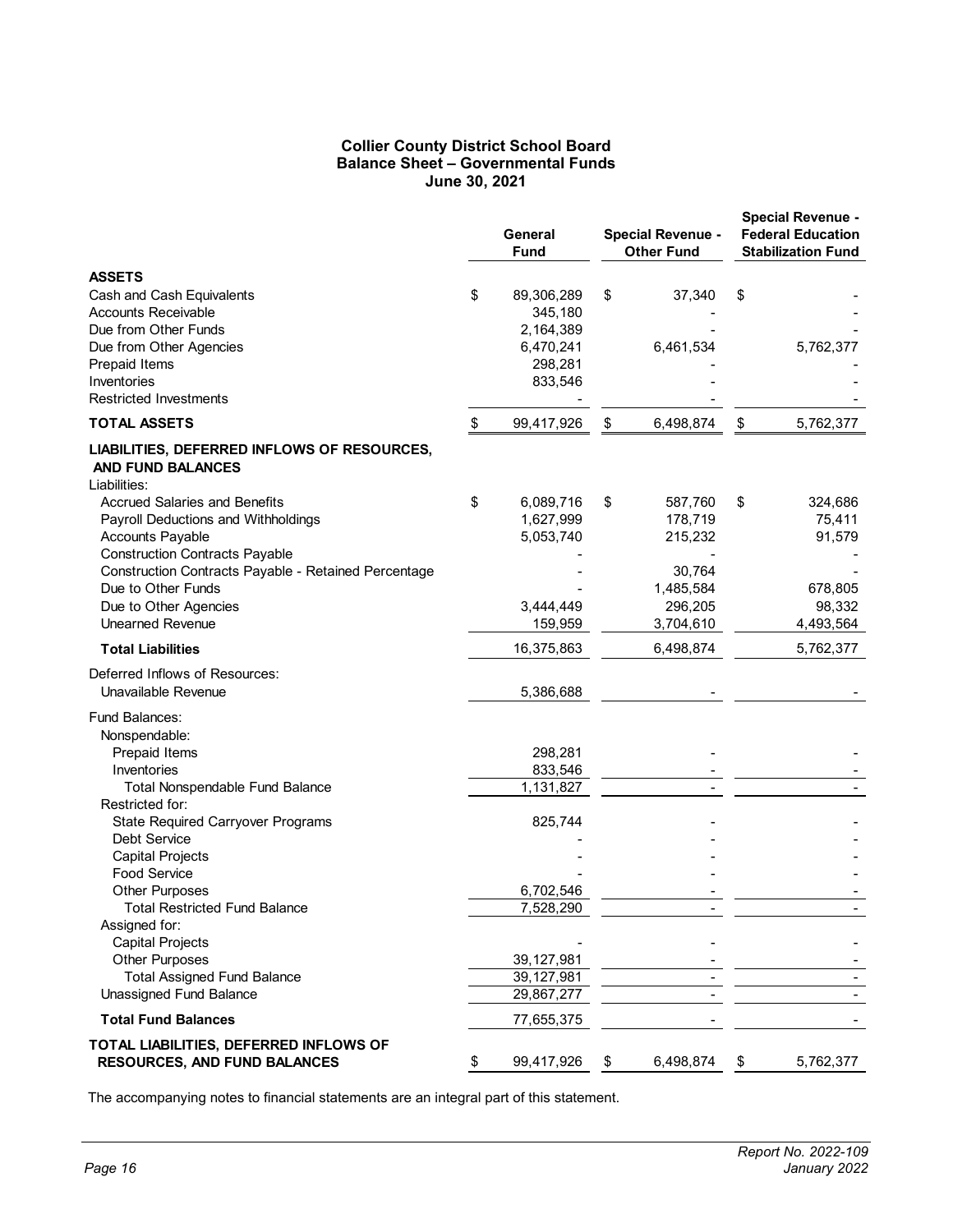# Collier County District School Board
## Balance Sheet – Governmental Funds
## June 30, 2021

| | General Fund | Special Revenue - Other Fund | Special Revenue - Federal Education Stabilization Fund |
|---|---|---|---|
| **ASSETS** | | | |
| Cash and Cash Equivalents | $ 89,306,289 | $ 37,340 | $ - |
| Accounts Receivable | 345,180 | - | - |
| Due from Other Funds | 2,164,389 | - | - |
| Due from Other Agencies | 6,470,241 | 6,461,534 | 5,762,377 |
| Prepaid Items | 298,281 | - | - |
| Inventories | 833,546 | - | - |
| Restricted Investments | - | - | - |
| **TOTAL ASSETS** | $ 99,417,926 | $ 6,498,874 | $ 5,762,377 |
| **LIABILITIES, DEFERRED INFLOWS OF RESOURCES, AND FUND BALANCES** | | | |
| Liabilities: | | | |
| Accrued Salaries and Benefits | $ 6,089,716 | $ 587,760 | $ 324,686 |
| Payroll Deductions and Withholdings | 1,627,999 | 178,719 | 75,411 |
| Accounts Payable | 5,053,740 | 215,232 | 91,579 |
| Construction Contracts Payable | - | - | - |
| Construction Contracts Payable - Retained Percentage | - | 30,764 | - |
| Due to Other Funds | - | 1,485,584 | 678,805 |
| Due to Other Agencies | 3,444,449 | 296,205 | 98,332 |
| Unearned Revenue | 159,959 | 3,704,610 | 4,493,564 |
| **Total Liabilities** | 16,375,863 | 6,498,874 | 5,762,377 |
| Deferred Inflows of Resources: | | | |
| Unavailable Revenue | 5,386,688 | - | - |
| Fund Balances: | | | |
| Nonspendable: | | | |
| Prepaid Items | 298,281 | - | - |
| Inventories | 833,546 | - | - |
| Total Nonspendable Fund Balance | 1,131,827 | - | - |
| Restricted for: | | | |
| State Required Carryover Programs | 825,744 | - | - |
| Debt Service | - | - | - |
| Capital Projects | - | - | - |
| Food Service | - | - | - |
| Other Purposes | 6,702,546 | - | - |
| Total Restricted Fund Balance | 7,528,290 | - | - |
| Assigned for: | | | |
| Capital Projects | - | - | - |
| Other Purposes | 39,127,981 | - | - |
| Total Assigned Fund Balance | 39,127,981 | - | - |
| Unassigned Fund Balance | 29,867,277 | - | - |
| **Total Fund Balances** | 77,655,375 | - | - |
| **TOTAL LIABILITIES, DEFERRED INFLOWS OF RESOURCES, AND FUND BALANCES** | $ 99,417,926 | $ 6,498,874 | $ 5,762,377 |

The accompanying notes to financial statements are an integral part of this statement.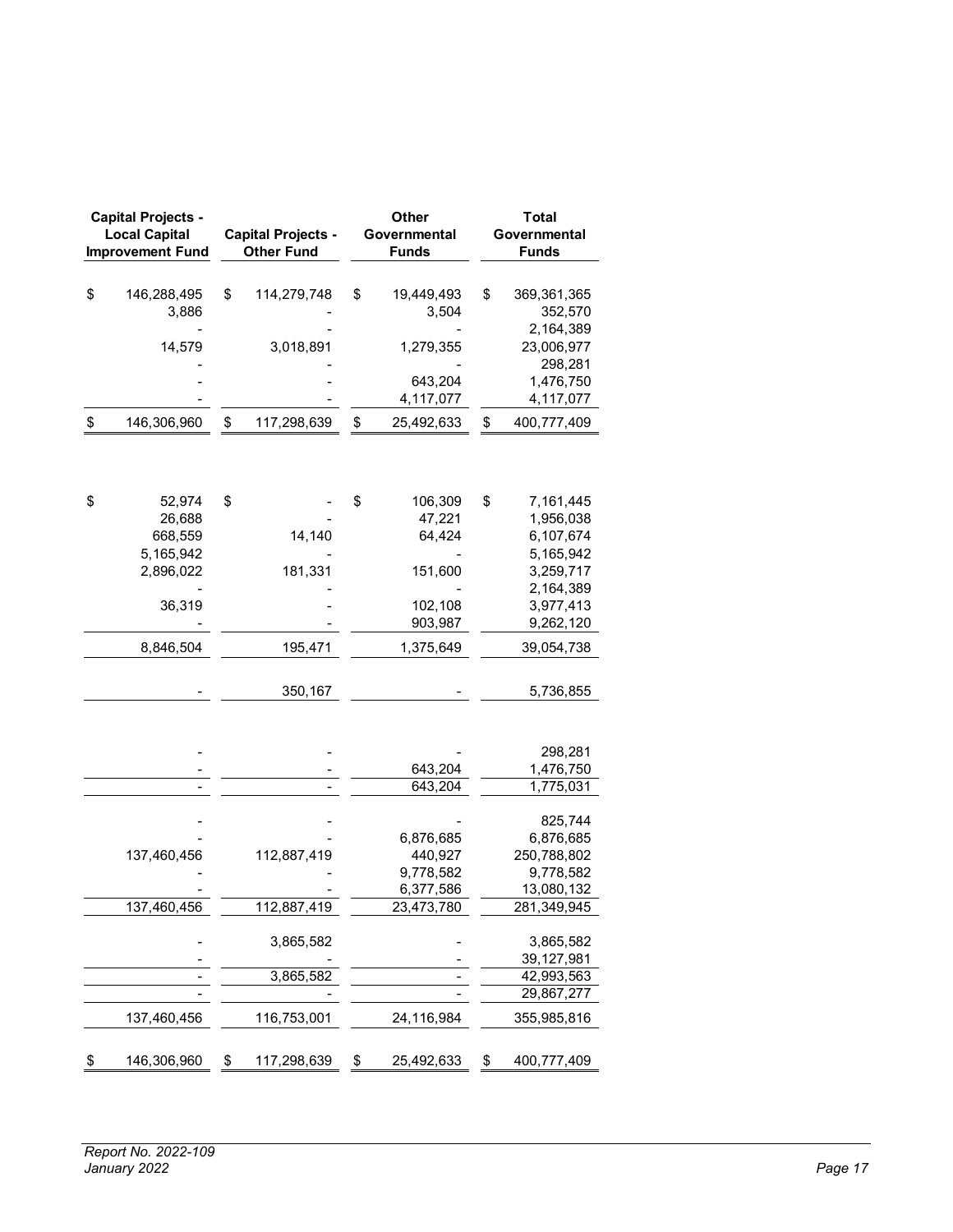| Capital Projects - Local Capital Improvement Fund | Capital Projects - Other Fund | Other Governmental Funds | Total Governmental Funds |
|---|---|---|---|
| $ 146,288,495 | $ 114,279,748 | $ 19,449,493 | $ 369,361,365 |
| 3,886 | - | 3,504 | 352,570 |
| - | - | - | 2,164,389 |
| 14,579 | 3,018,891 | 1,279,355 | 23,006,977 |
| - | - | - | 298,281 |
| - | - | 643,204 | 1,476,750 |
| - | - | 4,117,077 | 4,117,077 |
| $ 146,306,960 | $ 117,298,639 | $ 25,492,633 | $ 400,777,409 |
| | | | |
| $ 52,974 | $ - | $ 106,309 | $ 7,161,445 |
| 26,688 | - | 47,221 | 1,956,038 |
| 668,559 | 14,140 | 64,424 | 6,107,674 |
| 5,165,942 | - | - | 5,165,942 |
| 2,896,022 | 181,331 | 151,600 | 3,259,717 |
| - | - | - | 2,164,389 |
| 36,319 | - | 102,108 | 3,977,413 |
| - | - | 903,987 | 9,262,120 |
| 8,846,504 | 195,471 | 1,375,649 | 39,054,738 |
| | | | |
| - | 350,167 | - | 5,736,855 |
| | | | |
| - | - | - | 298,281 |
| - | - | 643,204 | 1,476,750 |
| - | - | 643,204 | 1,775,031 |
| | | | |
| - | - | - | 825,744 |
| - | - | 6,876,685 | 6,876,685 |
| 137,460,456 | 112,887,419 | 440,927 | 250,788,802 |
| - | - | 9,778,582 | 9,778,582 |
| - | - | 6,377,586 | 13,080,132 |
| 137,460,456 | 112,887,419 | 23,473,780 | 281,349,945 |
| | | | |
| - | 3,865,582 | - | 3,865,582 |
| - | - | - | 39,127,981 |
| - | 3,865,582 | - | 42,993,563 |
| - | - | - | 29,867,277 |
| 137,460,456 | 116,753,001 | 24,116,984 | 355,985,816 |
| | | | |
| $ 146,306,960 | $ 117,298,639 | $ 25,492,633 | $ 400,777,409 |

*Report No. 2022-109*
*January 2022*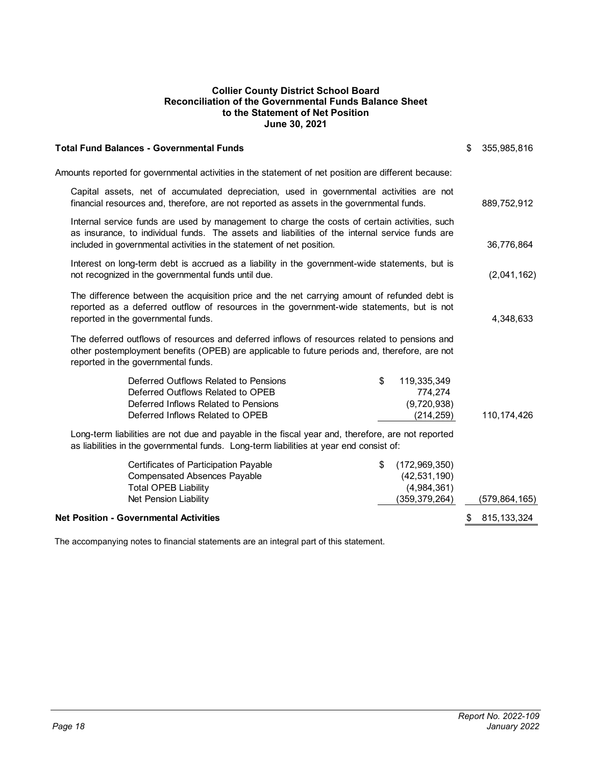**Collier County District School Board**
**Reconciliation of the Governmental Funds Balance Sheet**
**to the Statement of Net Position**
**June 30, 2021**

| | | |
|---|---|---|
| **Total Fund Balances - Governmental Funds** | | $ 355,985,816 |
| Amounts reported for governmental activities in the statement of net position are different because: | | |
| Capital assets, net of accumulated depreciation, used in governmental activities are not financial resources and, therefore, are not reported as assets in the governmental funds. | | 889,752,912 |
| Internal service funds are used by management to charge the costs of certain activities, such as insurance, to individual funds. The assets and liabilities of the internal service funds are included in governmental activities in the statement of net position. | | 36,776,864 |
| Interest on long-term debt is accrued as a liability in the government-wide statements, but is not recognized in the governmental funds until due. | | (2,041,162) |
| The difference between the acquisition price and the net carrying amount of refunded debt is reported as a deferred outflow of resources in the government-wide statements, but is not reported in the governmental funds. | | 4,348,633 |
| The deferred outflows of resources and deferred inflows of resources related to pensions and other postemployment benefits (OPEB) are applicable to future periods and, therefore, are not reported in the governmental funds. | | |
| Deferred Outflows Related to Pensions | $ 119,335,349 | |
| Deferred Outflows Related to OPEB | 774,274 | |
| Deferred Inflows Related to Pensions | (9,720,938) | |
| Deferred Inflows Related to OPEB | (214,259) | 110,174,426 |
| Long-term liabilities are not due and payable in the fiscal year and, therefore, are not reported as liabilities in the governmental funds. Long-term liabilities at year end consist of: | | |
| Certificates of Participation Payable | $ (172,969,350) | |
| Compensated Absences Payable | (42,531,190) | |
| Total OPEB Liability | (4,984,361) | |
| Net Pension Liability | (359,379,264) | (579,864,165) |
| **Net Position - Governmental Activities** | | $ 815,133,324 |

The accompanying notes to financial statements are an integral part of this statement.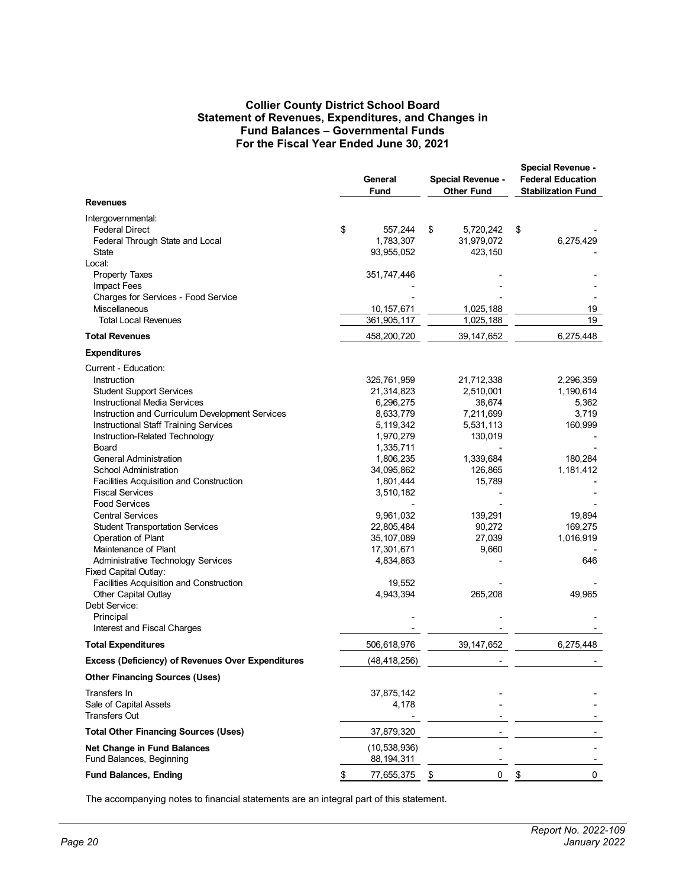# Collier County District School Board
## Statement of Revenues, Expenditures, and Changes in Fund Balances – Governmental Funds
## For the Fiscal Year Ended June 30, 2021

| | General Fund | Special Revenue - Other Fund | Special Revenue - Federal Education Stabilization Fund |
|---|---|---|---|
| **Revenues** | | | |
| Intergovernmental: | | | |
| Federal Direct | $ 557,244 | $ 5,720,242 | $ - |
| Federal Through State and Local | 1,783,307 | 31,979,072 | 6,275,429 |
| State | 93,955,052 | 423,150 | - |
| Local: | | | |
| Property Taxes | 351,747,446 | - | - |
| Impact Fees | - | - | - |
| Charges for Services - Food Service | - | - | - |
| Miscellaneous | 10,157,671 | 1,025,188 | 19 |
| Total Local Revenues | 361,905,117 | 1,025,188 | 19 |
| **Total Revenues** | 458,200,720 | 39,147,652 | 6,275,448 |
| **Expenditures** | | | |
| Current - Education: | | | |
| Instruction | 325,761,959 | 21,712,338 | 2,296,359 |
| Student Support Services | 21,314,823 | 2,510,001 | 1,190,614 |
| Instructional Media Services | 6,296,275 | 38,674 | 5,362 |
| Instruction and Curriculum Development Services | 8,633,779 | 7,211,699 | 3,719 |
| Instructional Staff Training Services | 5,119,342 | 5,531,113 | 160,999 |
| Instruction-Related Technology | 1,970,279 | 130,019 | - |
| Board | 1,335,711 | - | - |
| General Administration | 1,806,235 | 1,339,684 | 180,284 |
| School Administration | 34,095,862 | 126,865 | 1,181,412 |
| Facilities Acquisition and Construction | 1,801,444 | 15,789 | - |
| Fiscal Services | 3,510,182 | - | - |
| Food Services | - | - | - |
| Central Services | 9,961,032 | 139,291 | 19,894 |
| Student Transportation Services | 22,805,484 | 90,272 | 169,275 |
| Operation of Plant | 35,107,089 | 27,039 | 1,016,919 |
| Maintenance of Plant | 17,301,671 | 9,660 | - |
| Administrative Technology Services | 4,834,863 | - | 646 |
| Fixed Capital Outlay: | | | |
| Facilities Acquisition and Construction | 19,552 | - | - |
| Other Capital Outlay | 4,943,394 | 265,208 | 49,965 |
| Debt Service: | | | |
| Principal | - | - | - |
| Interest and Fiscal Charges | - | - | - |
| **Total Expenditures** | 506,618,976 | 39,147,652 | 6,275,448 |
| **Excess (Deficiency) of Revenues Over Expenditures** | (48,418,256) | - | - |
| **Other Financing Sources (Uses)** | | | |
| Transfers In | 37,875,142 | - | - |
| Sale of Capital Assets | 4,178 | - | - |
| Transfers Out | - | - | - |
| **Total Other Financing Sources (Uses)** | 37,879,320 | - | - |
| **Net Change in Fund Balances** | (10,538,936) | - | - |
| Fund Balances, Beginning | 88,194,311 | - | - |
| **Fund Balances, Ending** | $ 77,655,375 | $ 0 | $ 0 |

The accompanying notes to financial statements are an integral part of this statement.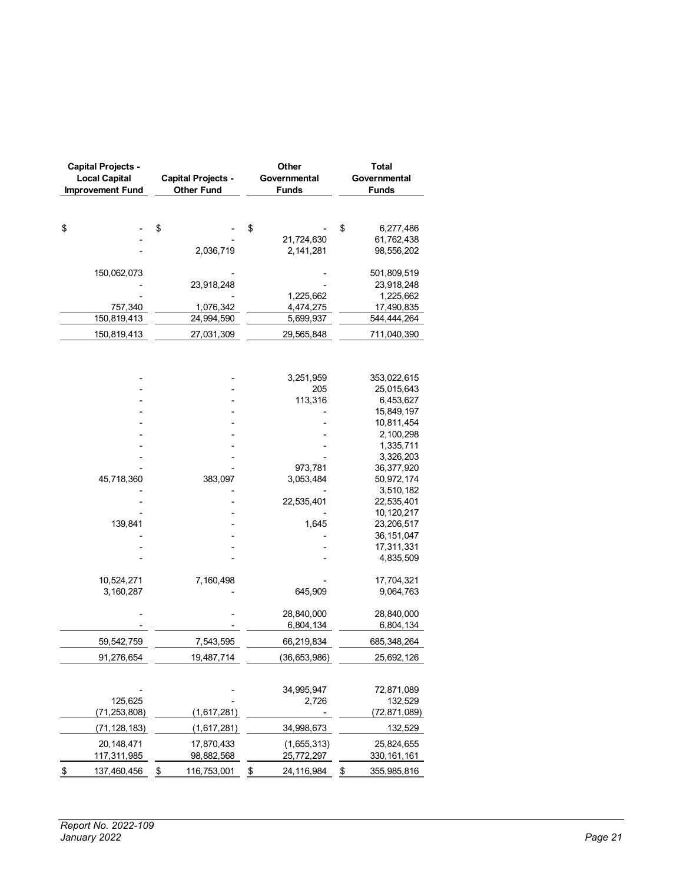| Capital Projects - Local Capital Improvement Fund | Capital Projects - Other Fund | Other Governmental Funds | Total Governmental Funds |
|---|---|---|---|
| $ - | $ - | $ - | $ 6,277,486 |
| - | - | 21,724,630 | 61,762,438 |
| - | 2,036,719 | 2,141,281 | 98,556,202 |
| | | | |
| 150,062,073 | - | - | 501,809,519 |
| - | 23,918,248 | - | 23,918,248 |
| - | - | 1,225,662 | 1,225,662 |
| 757,340 | 1,076,342 | 4,474,275 | 17,490,835 |
| 150,819,413 | 24,994,590 | 5,699,937 | 544,444,264 |
| 150,819,413 | 27,031,309 | 29,565,848 | 711,040,390 |
| | | | |
| - | - | 3,251,959 | 353,022,615 |
| - | - | 205 | 25,015,643 |
| - | - | 113,316 | 6,453,627 |
| - | - | - | 15,849,197 |
| - | - | - | 10,811,454 |
| - | - | - | 2,100,298 |
| - | - | - | 1,335,711 |
| - | - | - | 3,326,203 |
| - | - | 973,781 | 36,377,920 |
| 45,718,360 | 383,097 | 3,053,484 | 50,972,174 |
| - | - | - | 3,510,182 |
| - | - | 22,535,401 | 22,535,401 |
| - | - | - | 10,120,217 |
| 139,841 | - | 1,645 | 23,206,517 |
| - | - | - | 36,151,047 |
| - | - | - | 17,311,331 |
| - | - | - | 4,835,509 |
| | | | |
| 10,524,271 | 7,160,498 | - | 17,704,321 |
| 3,160,287 | - | 645,909 | 9,064,763 |
| | | | |
| - | - | 28,840,000 | 28,840,000 |
| - | - | 6,804,134 | 6,804,134 |
| 59,542,759 | 7,543,595 | 66,219,834 | 685,348,264 |
| 91,276,654 | 19,487,714 | (36,653,986) | 25,692,126 |
| | | | |
| - | - | 34,995,947 | 72,871,089 |
| 125,625 | - | 2,726 | 132,529 |
| (71,253,808) | (1,617,281) | - | (72,871,089) |
| (71,128,183) | (1,617,281) | 34,998,673 | 132,529 |
| 20,148,471 | 17,870,433 | (1,655,313) | 25,824,655 |
| 117,311,985 | 98,882,568 | 25,772,297 | 330,161,161 |
| $ 137,460,456 | $ 116,753,001 | $ 24,116,984 | $ 355,985,816 |

*Report No. 2022-109*
*January 2022*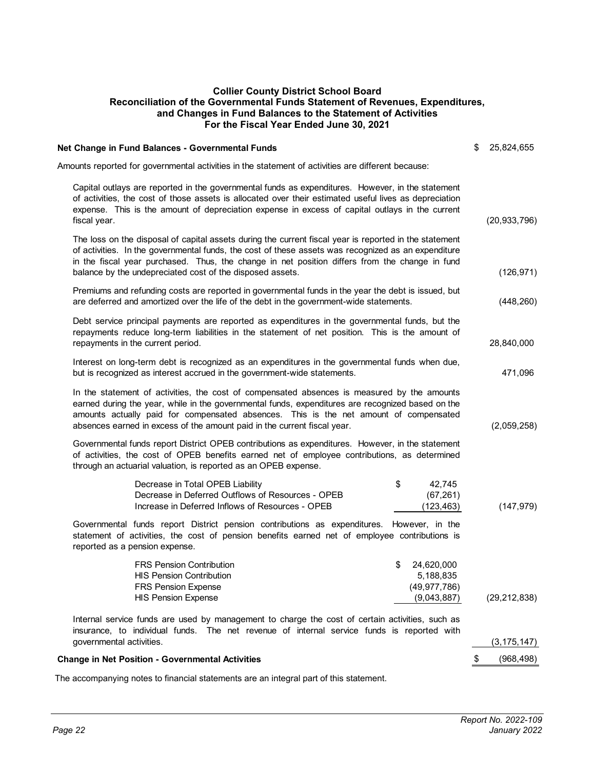**Collier County District School Board**
**Reconciliation of the Governmental Funds Statement of Revenues, Expenditures, and Changes in Fund Balances to the Statement of Activities**
**For the Fiscal Year Ended June 30, 2021**

| | | |
|---|---|---|
| **Net Change in Fund Balances - Governmental Funds** | | $ 25,824,655 |
| Amounts reported for governmental activities in the statement of activities are different because: | | |
| Capital outlays are reported in the governmental funds as expenditures. However, in the statement of activities, the cost of those assets is allocated over their estimated useful lives as depreciation expense. This is the amount of depreciation expense in excess of capital outlays in the current fiscal year. | | (20,933,796) |
| The loss on the disposal of capital assets during the current fiscal year is reported in the statement of activities. In the governmental funds, the cost of these assets was recognized as an expenditure in the fiscal year purchased. Thus, the change in net position differs from the change in fund balance by the undepreciated cost of the disposed assets. | | (126,971) |
| Premiums and refunding costs are reported in governmental funds in the year the debt is issued, but are deferred and amortized over the life of the debt in the government-wide statements. | | (448,260) |
| Debt service principal payments are reported as expenditures in the governmental funds, but the repayments reduce long-term liabilities in the statement of net position. This is the amount of repayments in the current period. | | 28,840,000 |
| Interest on long-term debt is recognized as an expenditures in the governmental funds when due, but is recognized as interest accrued in the government-wide statements. | | 471,096 |
| In the statement of activities, the cost of compensated absences is measured by the amounts earned during the year, while in the governmental funds, expenditures are recognized based on the amounts actually paid for compensated absences. This is the net amount of compensated absences earned in excess of the amount paid in the current fiscal year. | | (2,059,258) |
| Governmental funds report District OPEB contributions as expenditures. However, in the statement of activities, the cost of OPEB benefits earned net of employee contributions, as determined through an actuarial valuation, is reported as an OPEB expense. | | |
| Decrease in Total OPEB Liability | $ 42,745 | |
| Decrease in Deferred Outflows of Resources - OPEB | (67,261) | |
| Increase in Deferred Inflows of Resources - OPEB | (123,463) | (147,979) |
| Governmental funds report District pension contributions as expenditures. However, in the statement of activities, the cost of pension benefits earned net of employee contributions is reported as a pension expense. | | |
| FRS Pension Contribution | $ 24,620,000 | |
| HIS Pension Contribution | 5,188,835 | |
| FRS Pension Expense | (49,977,786) | |
| HIS Pension Expense | (9,043,887) | (29,212,838) |
| Internal service funds are used by management to charge the cost of certain activities, such as insurance, to individual funds. The net revenue of internal service funds is reported with governmental activities. | | (3,175,147) |
| **Change in Net Position - Governmental Activities** | | $ (968,498) |

The accompanying notes to financial statements are an integral part of this statement.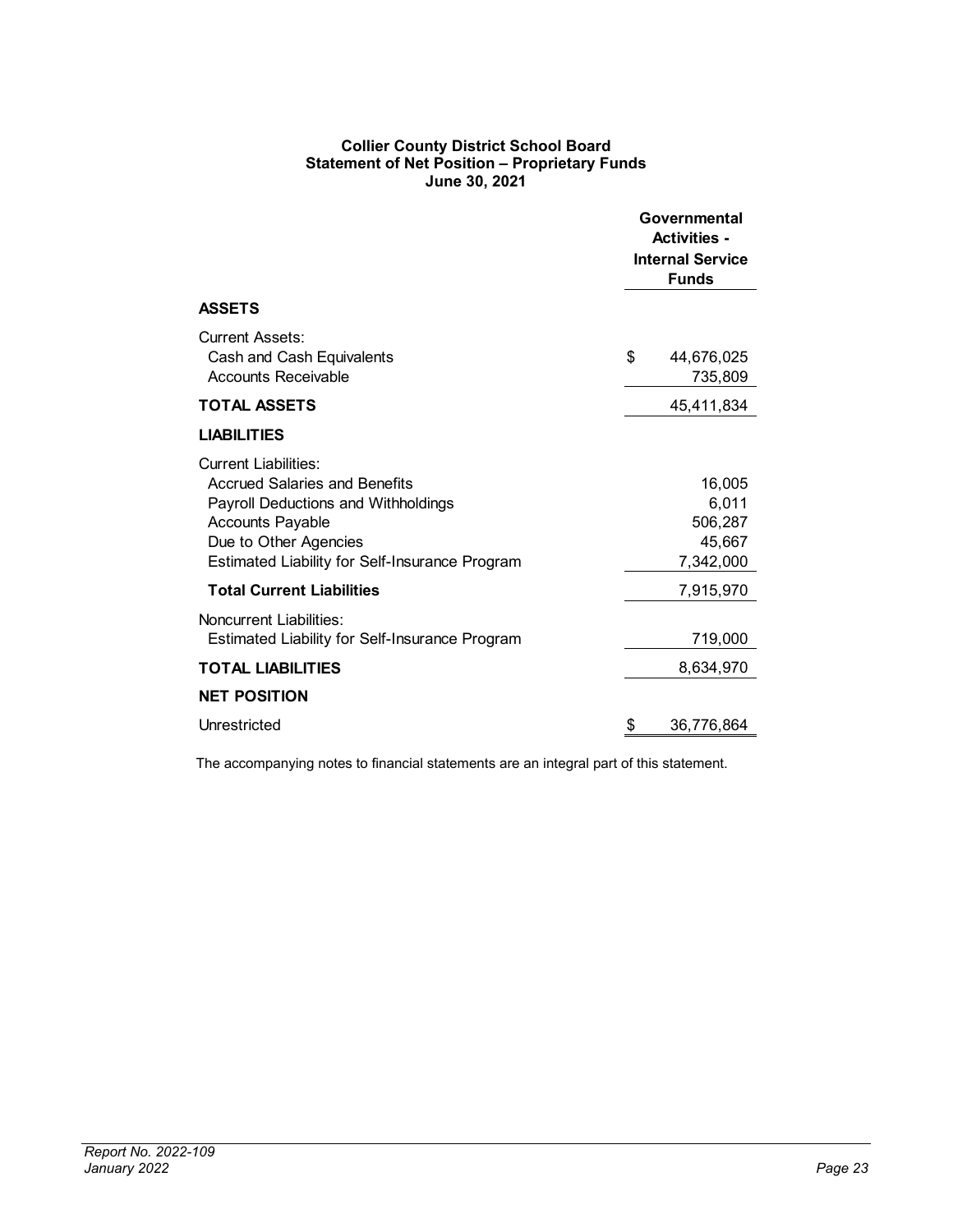**Collier County District School Board**
**Statement of Net Position – Proprietary Funds**
**June 30, 2021**

| | Governmental Activities - Internal Service Funds |
|---|---|
| **ASSETS** | |
| Current Assets: | |
| Cash and Cash Equivalents | $ 44,676,025 |
| Accounts Receivable | 735,809 |
| **TOTAL ASSETS** | 45,411,834 |
| **LIABILITIES** | |
| Current Liabilities: | |
| Accrued Salaries and Benefits | 16,005 |
| Payroll Deductions and Withholdings | 6,011 |
| Accounts Payable | 506,287 |
| Due to Other Agencies | 45,667 |
| Estimated Liability for Self-Insurance Program | 7,342,000 |
| **Total Current Liabilities** | 7,915,970 |
| Noncurrent Liabilities: | |
| Estimated Liability for Self-Insurance Program | 719,000 |
| **TOTAL LIABILITIES** | 8,634,970 |
| **NET POSITION** | |
| Unrestricted | $ 36,776,864 |

The accompanying notes to financial statements are an integral part of this statement.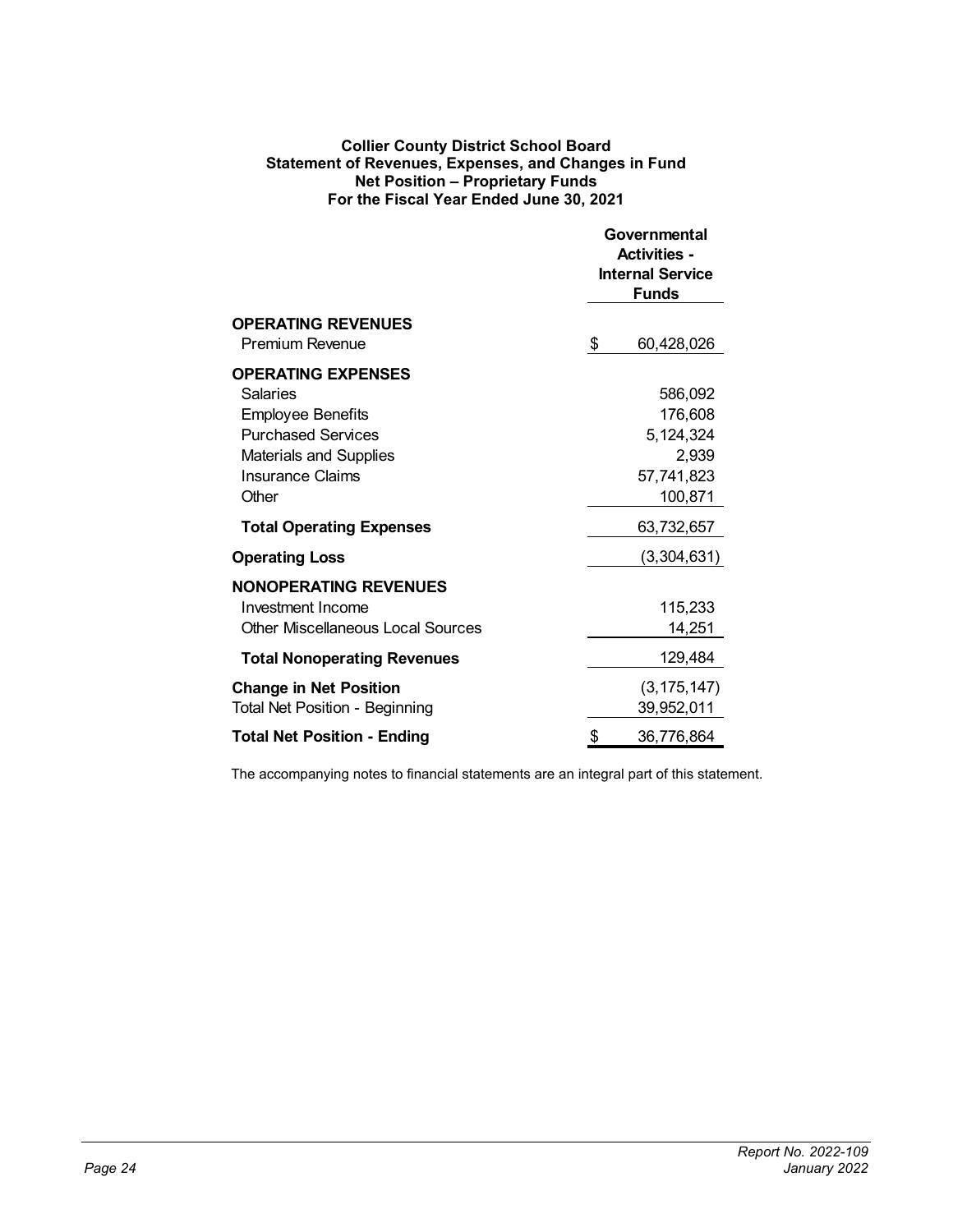**Collier County District School Board**
**Statement of Revenues, Expenses, and Changes in Fund**
**Net Position – Proprietary Funds**
**For the Fiscal Year Ended June 30, 2021**

| | Governmental Activities - Internal Service Funds |
|---|---|
| **OPERATING REVENUES** | |
| Premium Revenue | $ 60,428,026 |
| **OPERATING EXPENSES** | |
| Salaries | 586,092 |
| Employee Benefits | 176,608 |
| Purchased Services | 5,124,324 |
| Materials and Supplies | 2,939 |
| Insurance Claims | 57,741,823 |
| Other | 100,871 |
| **Total Operating Expenses** | 63,732,657 |
| **Operating Loss** | (3,304,631) |
| **NONOPERATING REVENUES** | |
| Investment Income | 115,233 |
| Other Miscellaneous Local Sources | 14,251 |
| **Total Nonoperating Revenues** | 129,484 |
| **Change in Net Position** | (3,175,147) |
| Total Net Position - Beginning | 39,952,011 |
| **Total Net Position - Ending** | $ 36,776,864 |

The accompanying notes to financial statements are an integral part of this statement.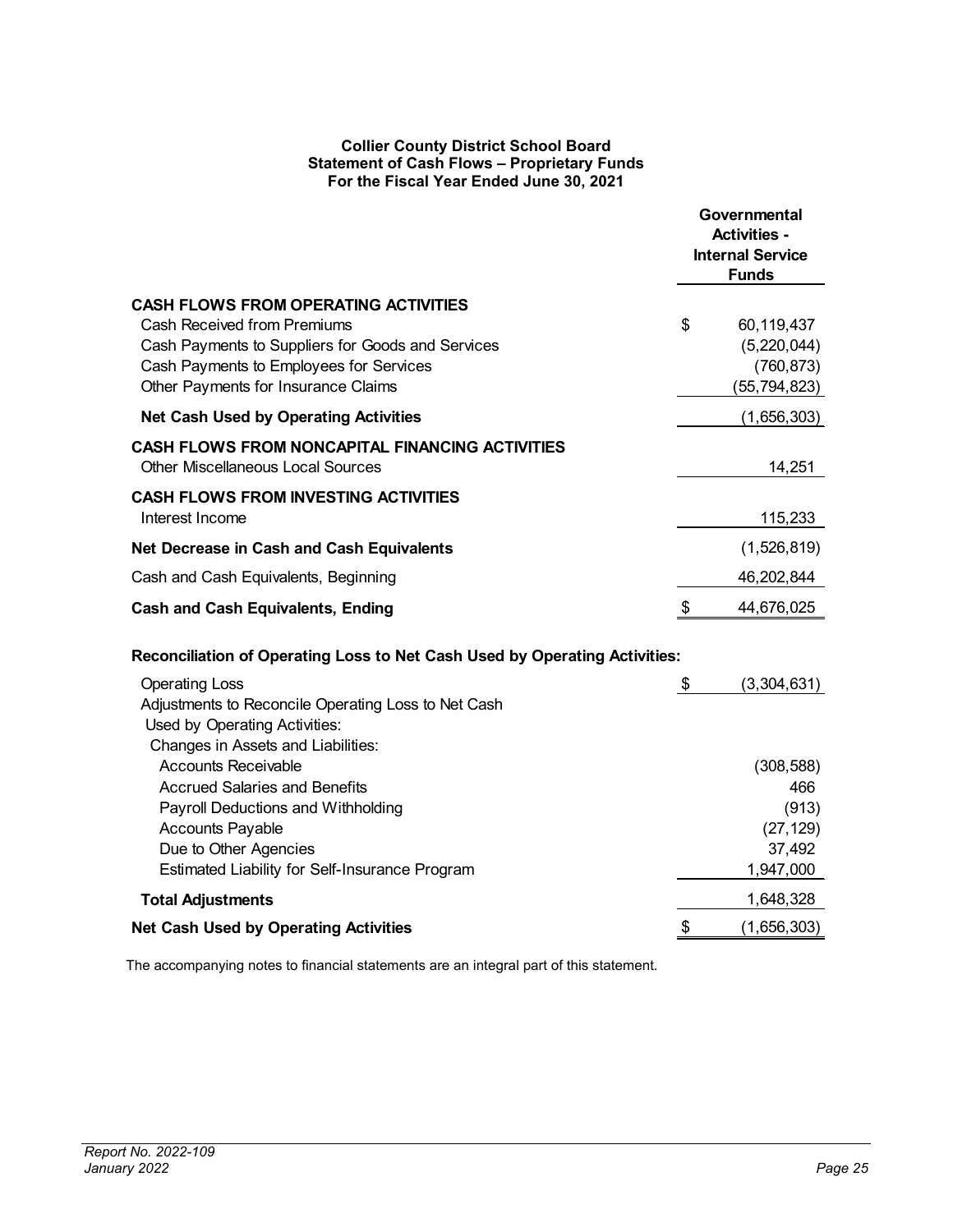**Collier County District School Board**
**Statement of Cash Flows – Proprietary Funds**
**For the Fiscal Year Ended June 30, 2021**

| | Governmental Activities - Internal Service Funds |
|---|---|
| **CASH FLOWS FROM OPERATING ACTIVITIES** | |
| Cash Received from Premiums | $ 60,119,437 |
| Cash Payments to Suppliers for Goods and Services | (5,220,044) |
| Cash Payments to Employees for Services | (760,873) |
| Other Payments for Insurance Claims | (55,794,823) |
| **Net Cash Used by Operating Activities** | (1,656,303) |
| **CASH FLOWS FROM NONCAPITAL FINANCING ACTIVITIES** | |
| Other Miscellaneous Local Sources | 14,251 |
| **CASH FLOWS FROM INVESTING ACTIVITIES** | |
| Interest Income | 115,233 |
| **Net Decrease in Cash and Cash Equivalents** | (1,526,819) |
| Cash and Cash Equivalents, Beginning | 46,202,844 |
| **Cash and Cash Equivalents, Ending** | $ 44,676,025 |

**Reconciliation of Operating Loss to Net Cash Used by Operating Activities:**

| | |
|---|---|
| Operating Loss | $ (3,304,631) |
| Adjustments to Reconcile Operating Loss to Net Cash Used by Operating Activities: | |
| Changes in Assets and Liabilities: | |
| Accounts Receivable | (308,588) |
| Accrued Salaries and Benefits | 466 |
| Payroll Deductions and Withholding | (913) |
| Accounts Payable | (27,129) |
| Due to Other Agencies | 37,492 |
| Estimated Liability for Self-Insurance Program | 1,947,000 |
| **Total Adjustments** | 1,648,328 |
| **Net Cash Used by Operating Activities** | $ (1,656,303) |

The accompanying notes to financial statements are an integral part of this statement.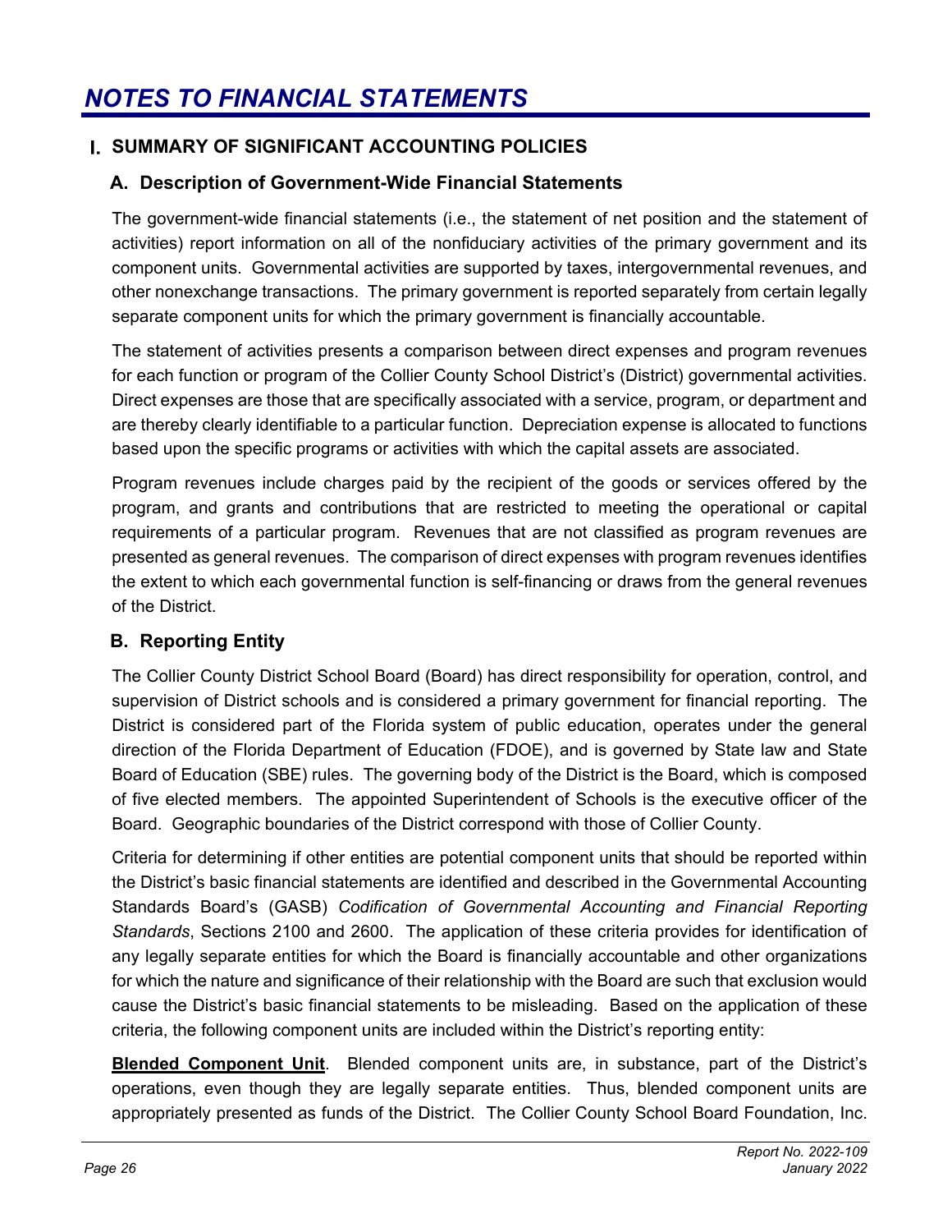# NOTES TO FINANCIAL STATEMENTS

## I. SUMMARY OF SIGNIFICANT ACCOUNTING POLICIES

### A. Description of Government-Wide Financial Statements

The government-wide financial statements (i.e., the statement of net position and the statement of activities) report information on all of the nonfiduciary activities of the primary government and its component units. Governmental activities are supported by taxes, intergovernmental revenues, and other nonexchange transactions. The primary government is reported separately from certain legally separate component units for which the primary government is financially accountable.

The statement of activities presents a comparison between direct expenses and program revenues for each function or program of the Collier County School District's (District) governmental activities. Direct expenses are those that are specifically associated with a service, program, or department and are thereby clearly identifiable to a particular function. Depreciation expense is allocated to functions based upon the specific programs or activities with which the capital assets are associated.

Program revenues include charges paid by the recipient of the goods or services offered by the program, and grants and contributions that are restricted to meeting the operational or capital requirements of a particular program. Revenues that are not classified as program revenues are presented as general revenues. The comparison of direct expenses with program revenues identifies the extent to which each governmental function is self-financing or draws from the general revenues of the District.

### B. Reporting Entity

The Collier County District School Board (Board) has direct responsibility for operation, control, and supervision of District schools and is considered a primary government for financial reporting. The District is considered part of the Florida system of public education, operates under the general direction of the Florida Department of Education (FDOE), and is governed by State law and State Board of Education (SBE) rules. The governing body of the District is the Board, which is composed of five elected members. The appointed Superintendent of Schools is the executive officer of the Board. Geographic boundaries of the District correspond with those of Collier County.

Criteria for determining if other entities are potential component units that should be reported within the District's basic financial statements are identified and described in the Governmental Accounting Standards Board's (GASB) *Codification of Governmental Accounting and Financial Reporting Standards*, Sections 2100 and 2600. The application of these criteria provides for identification of any legally separate entities for which the Board is financially accountable and other organizations for which the nature and significance of their relationship with the Board are such that exclusion would cause the District's basic financial statements to be misleading. Based on the application of these criteria, the following component units are included within the District's reporting entity:

**Blended Component Unit**. Blended component units are, in substance, part of the District's operations, even though they are legally separate entities. Thus, blended component units are appropriately presented as funds of the District. The Collier County School Board Foundation, Inc.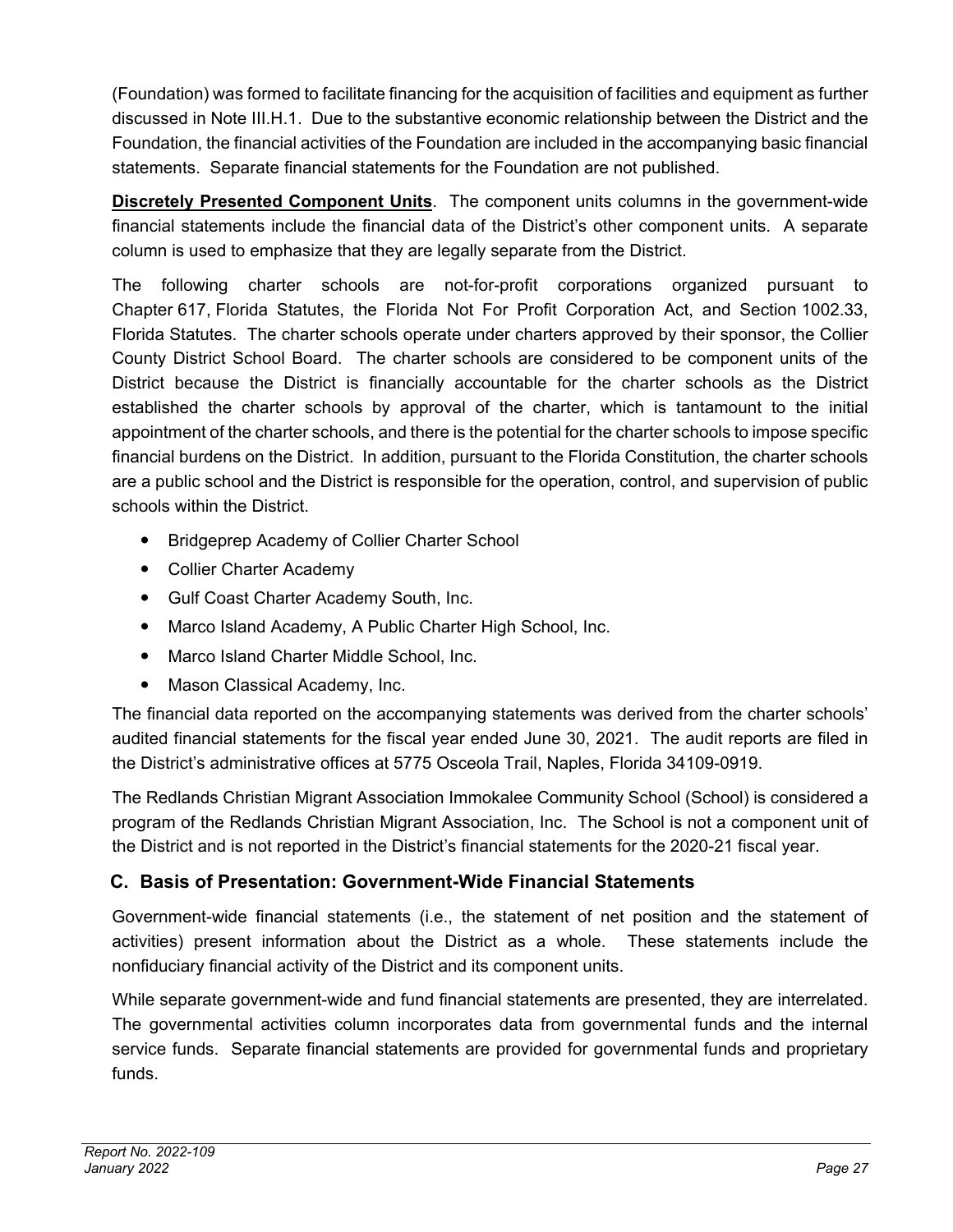(Foundation) was formed to facilitate financing for the acquisition of facilities and equipment as further discussed in Note III.H.1. Due to the substantive economic relationship between the District and the Foundation, the financial activities of the Foundation are included in the accompanying basic financial statements. Separate financial statements for the Foundation are not published.

**Discretely Presented Component Units**. The component units columns in the government-wide financial statements include the financial data of the District's other component units. A separate column is used to emphasize that they are legally separate from the District.

The following charter schools are not-for-profit corporations organized pursuant to Chapter 617, Florida Statutes, the Florida Not For Profit Corporation Act, and Section 1002.33, Florida Statutes. The charter schools operate under charters approved by their sponsor, the Collier County District School Board. The charter schools are considered to be component units of the District because the District is financially accountable for the charter schools as the District established the charter schools by approval of the charter, which is tantamount to the initial appointment of the charter schools, and there is the potential for the charter schools to impose specific financial burdens on the District. In addition, pursuant to the Florida Constitution, the charter schools are a public school and the District is responsible for the operation, control, and supervision of public schools within the District.

- Bridgeprep Academy of Collier Charter School
- Collier Charter Academy
- Gulf Coast Charter Academy South, Inc.
- Marco Island Academy, A Public Charter High School, Inc.
- Marco Island Charter Middle School, Inc.
- Mason Classical Academy, Inc.

The financial data reported on the accompanying statements was derived from the charter schools' audited financial statements for the fiscal year ended June 30, 2021. The audit reports are filed in the District's administrative offices at 5775 Osceola Trail, Naples, Florida 34109-0919.

The Redlands Christian Migrant Association Immokalee Community School (School) is considered a program of the Redlands Christian Migrant Association, Inc. The School is not a component unit of the District and is not reported in the District's financial statements for the 2020-21 fiscal year.

## C. Basis of Presentation: Government-Wide Financial Statements

Government-wide financial statements (i.e., the statement of net position and the statement of activities) present information about the District as a whole. These statements include the nonfiduciary financial activity of the District and its component units.

While separate government-wide and fund financial statements are presented, they are interrelated. The governmental activities column incorporates data from governmental funds and the internal service funds. Separate financial statements are provided for governmental funds and proprietary funds.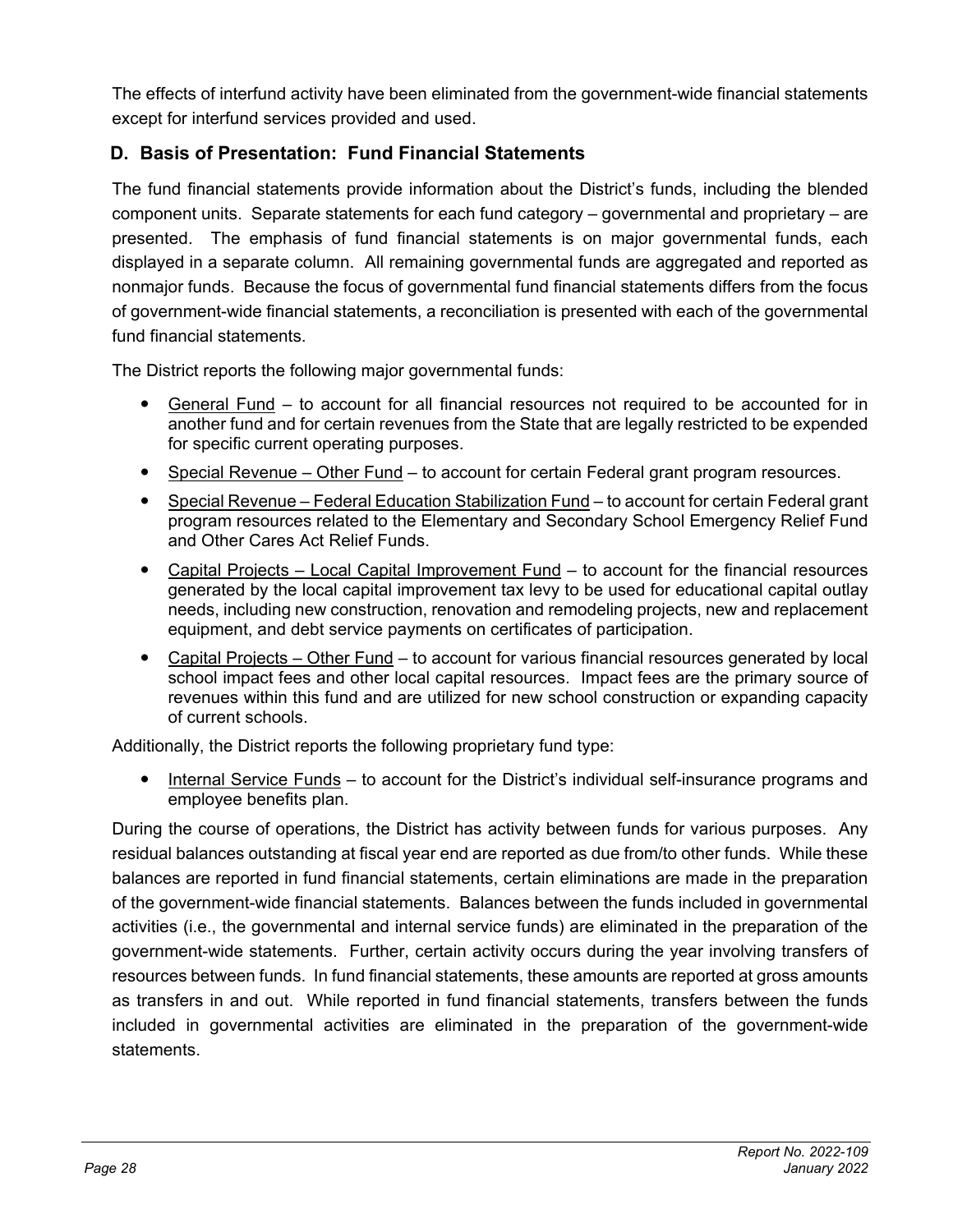The effects of interfund activity have been eliminated from the government-wide financial statements except for interfund services provided and used.

### D. Basis of Presentation: Fund Financial Statements

The fund financial statements provide information about the District's funds, including the blended component units. Separate statements for each fund category – governmental and proprietary – are presented. The emphasis of fund financial statements is on major governmental funds, each displayed in a separate column. All remaining governmental funds are aggregated and reported as nonmajor funds. Because the focus of governmental fund financial statements differs from the focus of government-wide financial statements, a reconciliation is presented with each of the governmental fund financial statements.

The District reports the following major governmental funds:

- General Fund – to account for all financial resources not required to be accounted for in another fund and for certain revenues from the State that are legally restricted to be expended for specific current operating purposes.
- Special Revenue – Other Fund – to account for certain Federal grant program resources.
- Special Revenue – Federal Education Stabilization Fund – to account for certain Federal grant program resources related to the Elementary and Secondary School Emergency Relief Fund and Other Cares Act Relief Funds.
- Capital Projects – Local Capital Improvement Fund – to account for the financial resources generated by the local capital improvement tax levy to be used for educational capital outlay needs, including new construction, renovation and remodeling projects, new and replacement equipment, and debt service payments on certificates of participation.
- Capital Projects – Other Fund – to account for various financial resources generated by local school impact fees and other local capital resources. Impact fees are the primary source of revenues within this fund and are utilized for new school construction or expanding capacity of current schools.

Additionally, the District reports the following proprietary fund type:

- Internal Service Funds – to account for the District's individual self-insurance programs and employee benefits plan.

During the course of operations, the District has activity between funds for various purposes. Any residual balances outstanding at fiscal year end are reported as due from/to other funds. While these balances are reported in fund financial statements, certain eliminations are made in the preparation of the government-wide financial statements. Balances between the funds included in governmental activities (i.e., the governmental and internal service funds) are eliminated in the preparation of the government-wide statements. Further, certain activity occurs during the year involving transfers of resources between funds. In fund financial statements, these amounts are reported at gross amounts as transfers in and out. While reported in fund financial statements, transfers between the funds included in governmental activities are eliminated in the preparation of the government-wide statements.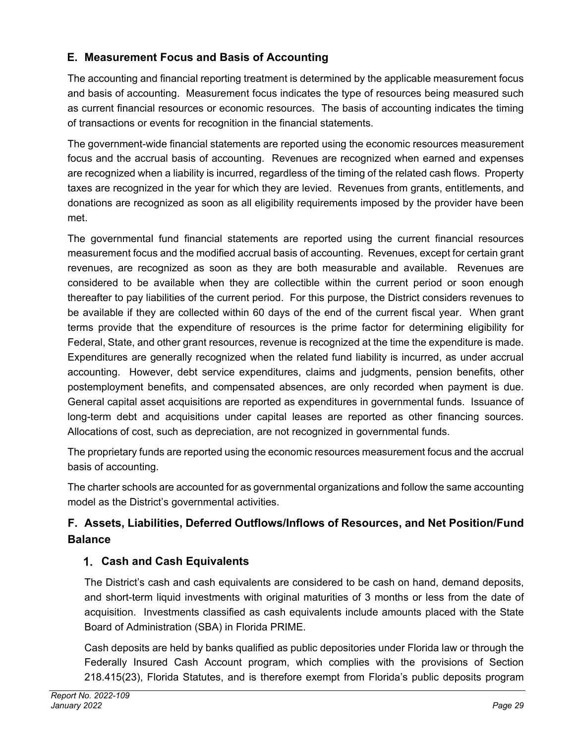## E. Measurement Focus and Basis of Accounting

The accounting and financial reporting treatment is determined by the applicable measurement focus and basis of accounting. Measurement focus indicates the type of resources being measured such as current financial resources or economic resources. The basis of accounting indicates the timing of transactions or events for recognition in the financial statements.

The government-wide financial statements are reported using the economic resources measurement focus and the accrual basis of accounting. Revenues are recognized when earned and expenses are recognized when a liability is incurred, regardless of the timing of the related cash flows. Property taxes are recognized in the year for which they are levied. Revenues from grants, entitlements, and donations are recognized as soon as all eligibility requirements imposed by the provider have been met.

The governmental fund financial statements are reported using the current financial resources measurement focus and the modified accrual basis of accounting. Revenues, except for certain grant revenues, are recognized as soon as they are both measurable and available. Revenues are considered to be available when they are collectible within the current period or soon enough thereafter to pay liabilities of the current period. For this purpose, the District considers revenues to be available if they are collected within 60 days of the end of the current fiscal year. When grant terms provide that the expenditure of resources is the prime factor for determining eligibility for Federal, State, and other grant resources, revenue is recognized at the time the expenditure is made. Expenditures are generally recognized when the related fund liability is incurred, as under accrual accounting. However, debt service expenditures, claims and judgments, pension benefits, other postemployment benefits, and compensated absences, are only recorded when payment is due. General capital asset acquisitions are reported as expenditures in governmental funds. Issuance of long-term debt and acquisitions under capital leases are reported as other financing sources. Allocations of cost, such as depreciation, are not recognized in governmental funds.

The proprietary funds are reported using the economic resources measurement focus and the accrual basis of accounting.

The charter schools are accounted for as governmental organizations and follow the same accounting model as the District's governmental activities.

## F. Assets, Liabilities, Deferred Outflows/Inflows of Resources, and Net Position/Fund Balance

### 1. Cash and Cash Equivalents

The District's cash and cash equivalents are considered to be cash on hand, demand deposits, and short-term liquid investments with original maturities of 3 months or less from the date of acquisition. Investments classified as cash equivalents include amounts placed with the State Board of Administration (SBA) in Florida PRIME.

Cash deposits are held by banks qualified as public depositories under Florida law or through the Federally Insured Cash Account program, which complies with the provisions of Section 218.415(23), Florida Statutes, and is therefore exempt from Florida's public deposits program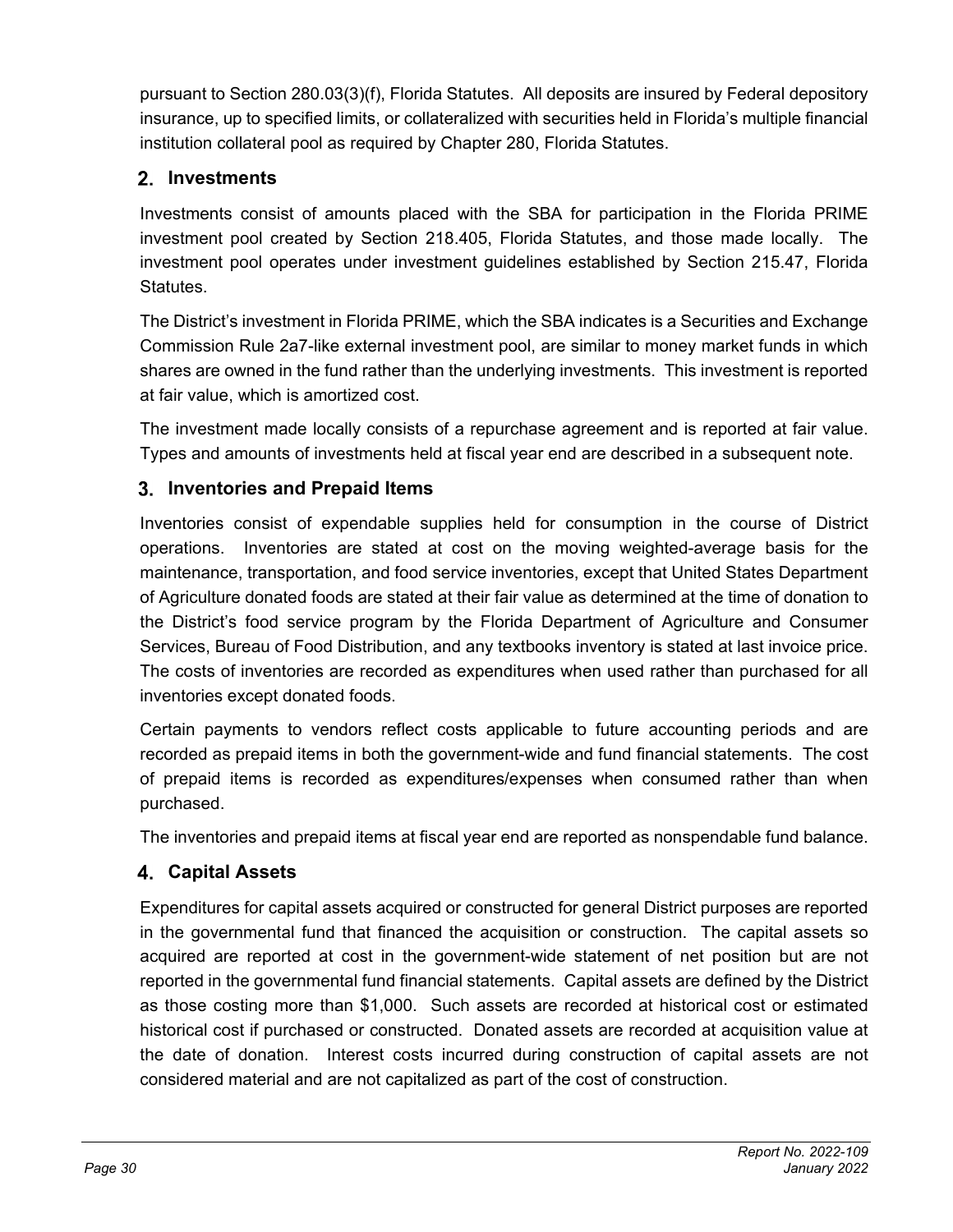pursuant to Section 280.03(3)(f), Florida Statutes. All deposits are insured by Federal depository insurance, up to specified limits, or collateralized with securities held in Florida's multiple financial institution collateral pool as required by Chapter 280, Florida Statutes.

### 2. Investments

Investments consist of amounts placed with the SBA for participation in the Florida PRIME investment pool created by Section 218.405, Florida Statutes, and those made locally. The investment pool operates under investment guidelines established by Section 215.47, Florida Statutes.

The District's investment in Florida PRIME, which the SBA indicates is a Securities and Exchange Commission Rule 2a7-like external investment pool, are similar to money market funds in which shares are owned in the fund rather than the underlying investments. This investment is reported at fair value, which is amortized cost.

The investment made locally consists of a repurchase agreement and is reported at fair value. Types and amounts of investments held at fiscal year end are described in a subsequent note.

### 3. Inventories and Prepaid Items

Inventories consist of expendable supplies held for consumption in the course of District operations. Inventories are stated at cost on the moving weighted-average basis for the maintenance, transportation, and food service inventories, except that United States Department of Agriculture donated foods are stated at their fair value as determined at the time of donation to the District's food service program by the Florida Department of Agriculture and Consumer Services, Bureau of Food Distribution, and any textbooks inventory is stated at last invoice price. The costs of inventories are recorded as expenditures when used rather than purchased for all inventories except donated foods.

Certain payments to vendors reflect costs applicable to future accounting periods and are recorded as prepaid items in both the government-wide and fund financial statements. The cost of prepaid items is recorded as expenditures/expenses when consumed rather than when purchased.

The inventories and prepaid items at fiscal year end are reported as nonspendable fund balance.

### 4. Capital Assets

Expenditures for capital assets acquired or constructed for general District purposes are reported in the governmental fund that financed the acquisition or construction. The capital assets so acquired are reported at cost in the government-wide statement of net position but are not reported in the governmental fund financial statements. Capital assets are defined by the District as those costing more than $1,000. Such assets are recorded at historical cost or estimated historical cost if purchased or constructed. Donated assets are recorded at acquisition value at the date of donation. Interest costs incurred during construction of capital assets are not considered material and are not capitalized as part of the cost of construction.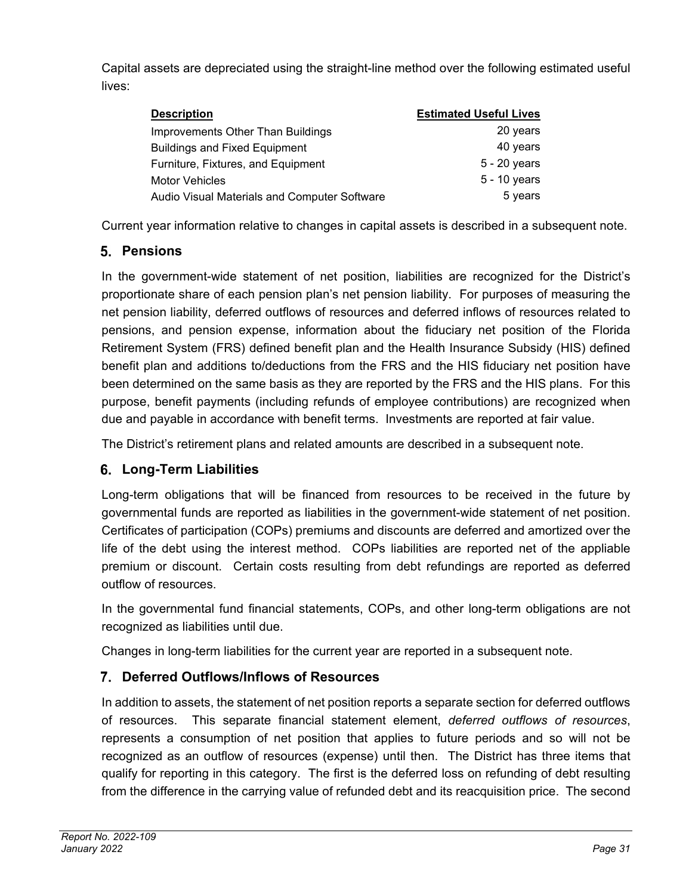Capital assets are depreciated using the straight-line method over the following estimated useful lives:

| Description | Estimated Useful Lives |
|---|---|
| Improvements Other Than Buildings | 20 years |
| Buildings and Fixed Equipment | 40 years |
| Furniture, Fixtures, and Equipment | 5 - 20 years |
| Motor Vehicles | 5 - 10 years |
| Audio Visual Materials and Computer Software | 5 years |

Current year information relative to changes in capital assets is described in a subsequent note.

## 5. Pensions

In the government-wide statement of net position, liabilities are recognized for the District's proportionate share of each pension plan's net pension liability. For purposes of measuring the net pension liability, deferred outflows of resources and deferred inflows of resources related to pensions, and pension expense, information about the fiduciary net position of the Florida Retirement System (FRS) defined benefit plan and the Health Insurance Subsidy (HIS) defined benefit plan and additions to/deductions from the FRS and the HIS fiduciary net position have been determined on the same basis as they are reported by the FRS and the HIS plans. For this purpose, benefit payments (including refunds of employee contributions) are recognized when due and payable in accordance with benefit terms. Investments are reported at fair value.

The District's retirement plans and related amounts are described in a subsequent note.

## 6. Long-Term Liabilities

Long-term obligations that will be financed from resources to be received in the future by governmental funds are reported as liabilities in the government-wide statement of net position. Certificates of participation (COPs) premiums and discounts are deferred and amortized over the life of the debt using the interest method. COPs liabilities are reported net of the appliable premium or discount. Certain costs resulting from debt refundings are reported as deferred outflow of resources.

In the governmental fund financial statements, COPs, and other long-term obligations are not recognized as liabilities until due.

Changes in long-term liabilities for the current year are reported in a subsequent note.

## 7. Deferred Outflows/Inflows of Resources

In addition to assets, the statement of net position reports a separate section for deferred outflows of resources. This separate financial statement element, *deferred outflows of resources*, represents a consumption of net position that applies to future periods and so will not be recognized as an outflow of resources (expense) until then. The District has three items that qualify for reporting in this category. The first is the deferred loss on refunding of debt resulting from the difference in the carrying value of refunded debt and its reacquisition price. The second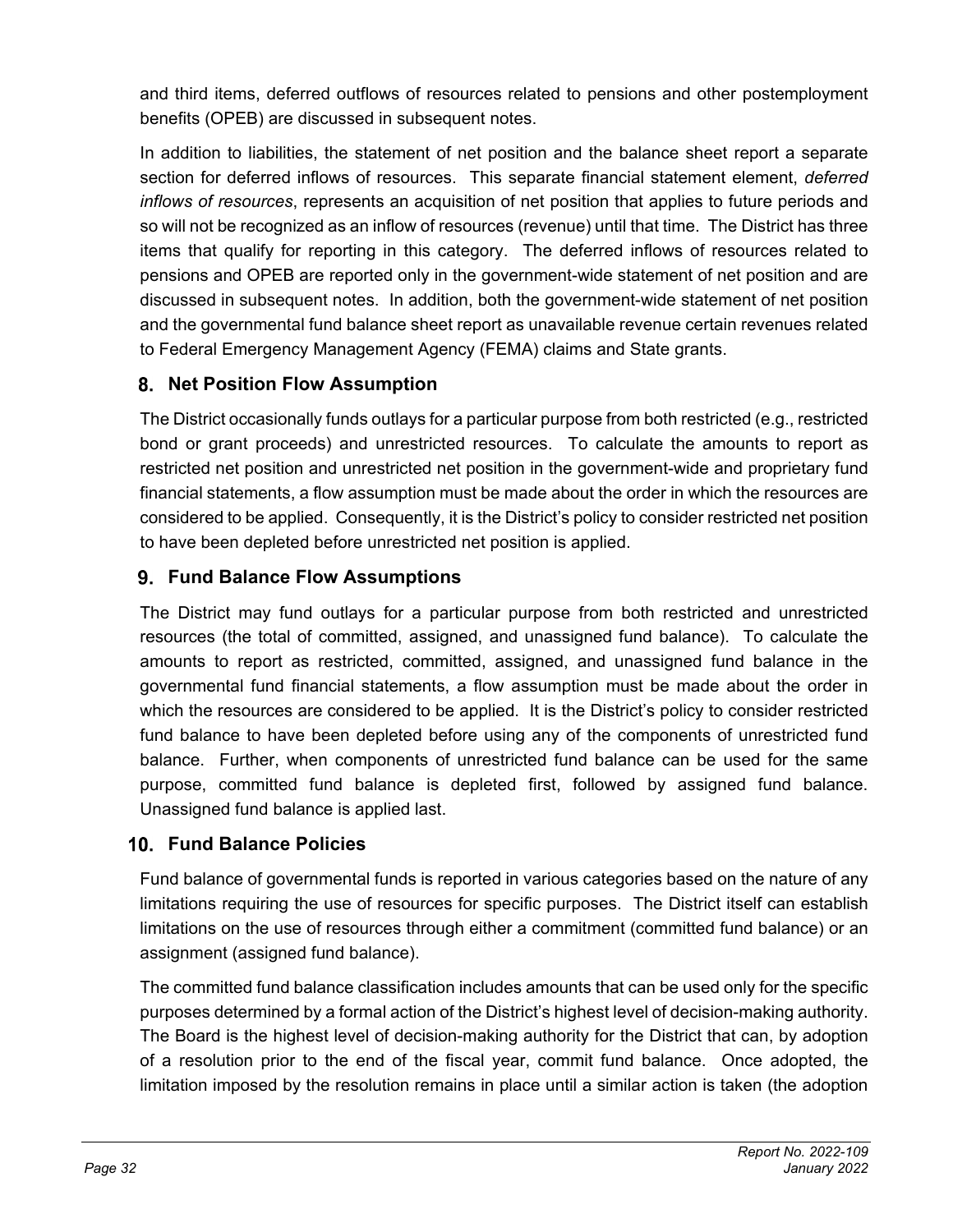and third items, deferred outflows of resources related to pensions and other postemployment benefits (OPEB) are discussed in subsequent notes.

In addition to liabilities, the statement of net position and the balance sheet report a separate section for deferred inflows of resources. This separate financial statement element, *deferred inflows of resources*, represents an acquisition of net position that applies to future periods and so will not be recognized as an inflow of resources (revenue) until that time. The District has three items that qualify for reporting in this category. The deferred inflows of resources related to pensions and OPEB are reported only in the government-wide statement of net position and are discussed in subsequent notes. In addition, both the government-wide statement of net position and the governmental fund balance sheet report as unavailable revenue certain revenues related to Federal Emergency Management Agency (FEMA) claims and State grants.

### 8. Net Position Flow Assumption

The District occasionally funds outlays for a particular purpose from both restricted (e.g., restricted bond or grant proceeds) and unrestricted resources. To calculate the amounts to report as restricted net position and unrestricted net position in the government-wide and proprietary fund financial statements, a flow assumption must be made about the order in which the resources are considered to be applied. Consequently, it is the District's policy to consider restricted net position to have been depleted before unrestricted net position is applied.

### 9. Fund Balance Flow Assumptions

The District may fund outlays for a particular purpose from both restricted and unrestricted resources (the total of committed, assigned, and unassigned fund balance). To calculate the amounts to report as restricted, committed, assigned, and unassigned fund balance in the governmental fund financial statements, a flow assumption must be made about the order in which the resources are considered to be applied. It is the District's policy to consider restricted fund balance to have been depleted before using any of the components of unrestricted fund balance. Further, when components of unrestricted fund balance can be used for the same purpose, committed fund balance is depleted first, followed by assigned fund balance. Unassigned fund balance is applied last.

### 10. Fund Balance Policies

Fund balance of governmental funds is reported in various categories based on the nature of any limitations requiring the use of resources for specific purposes. The District itself can establish limitations on the use of resources through either a commitment (committed fund balance) or an assignment (assigned fund balance).

The committed fund balance classification includes amounts that can be used only for the specific purposes determined by a formal action of the District's highest level of decision-making authority. The Board is the highest level of decision-making authority for the District that can, by adoption of a resolution prior to the end of the fiscal year, commit fund balance. Once adopted, the limitation imposed by the resolution remains in place until a similar action is taken (the adoption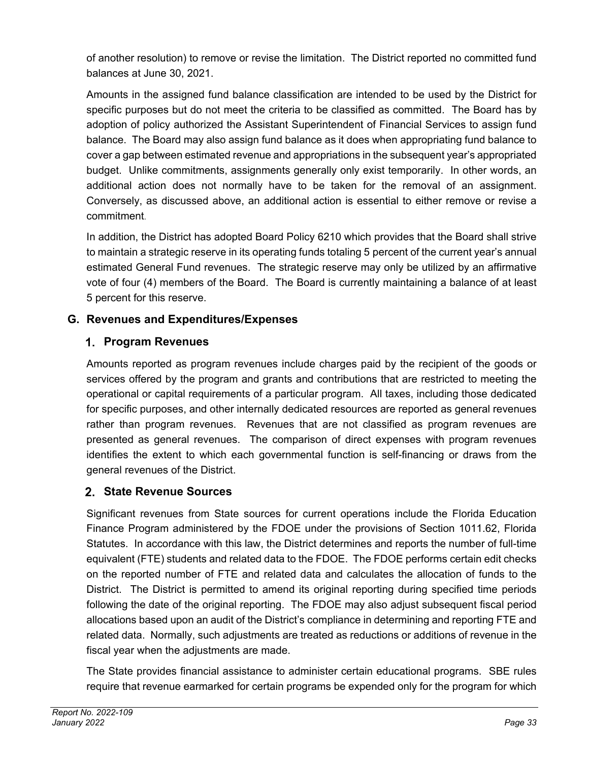of another resolution) to remove or revise the limitation. The District reported no committed fund balances at June 30, 2021.

Amounts in the assigned fund balance classification are intended to be used by the District for specific purposes but do not meet the criteria to be classified as committed. The Board has by adoption of policy authorized the Assistant Superintendent of Financial Services to assign fund balance. The Board may also assign fund balance as it does when appropriating fund balance to cover a gap between estimated revenue and appropriations in the subsequent year's appropriated budget. Unlike commitments, assignments generally only exist temporarily. In other words, an additional action does not normally have to be taken for the removal of an assignment. Conversely, as discussed above, an additional action is essential to either remove or revise a commitment.

In addition, the District has adopted Board Policy 6210 which provides that the Board shall strive to maintain a strategic reserve in its operating funds totaling 5 percent of the current year's annual estimated General Fund revenues. The strategic reserve may only be utilized by an affirmative vote of four (4) members of the Board. The Board is currently maintaining a balance of at least 5 percent for this reserve.

## G. Revenues and Expenditures/Expenses

### 1. Program Revenues

Amounts reported as program revenues include charges paid by the recipient of the goods or services offered by the program and grants and contributions that are restricted to meeting the operational or capital requirements of a particular program. All taxes, including those dedicated for specific purposes, and other internally dedicated resources are reported as general revenues rather than program revenues. Revenues that are not classified as program revenues are presented as general revenues. The comparison of direct expenses with program revenues identifies the extent to which each governmental function is self-financing or draws from the general revenues of the District.

### 2. State Revenue Sources

Significant revenues from State sources for current operations include the Florida Education Finance Program administered by the FDOE under the provisions of Section 1011.62, Florida Statutes. In accordance with this law, the District determines and reports the number of full-time equivalent (FTE) students and related data to the FDOE. The FDOE performs certain edit checks on the reported number of FTE and related data and calculates the allocation of funds to the District. The District is permitted to amend its original reporting during specified time periods following the date of the original reporting. The FDOE may also adjust subsequent fiscal period allocations based upon an audit of the District's compliance in determining and reporting FTE and related data. Normally, such adjustments are treated as reductions or additions of revenue in the fiscal year when the adjustments are made.

The State provides financial assistance to administer certain educational programs. SBE rules require that revenue earmarked for certain programs be expended only for the program for which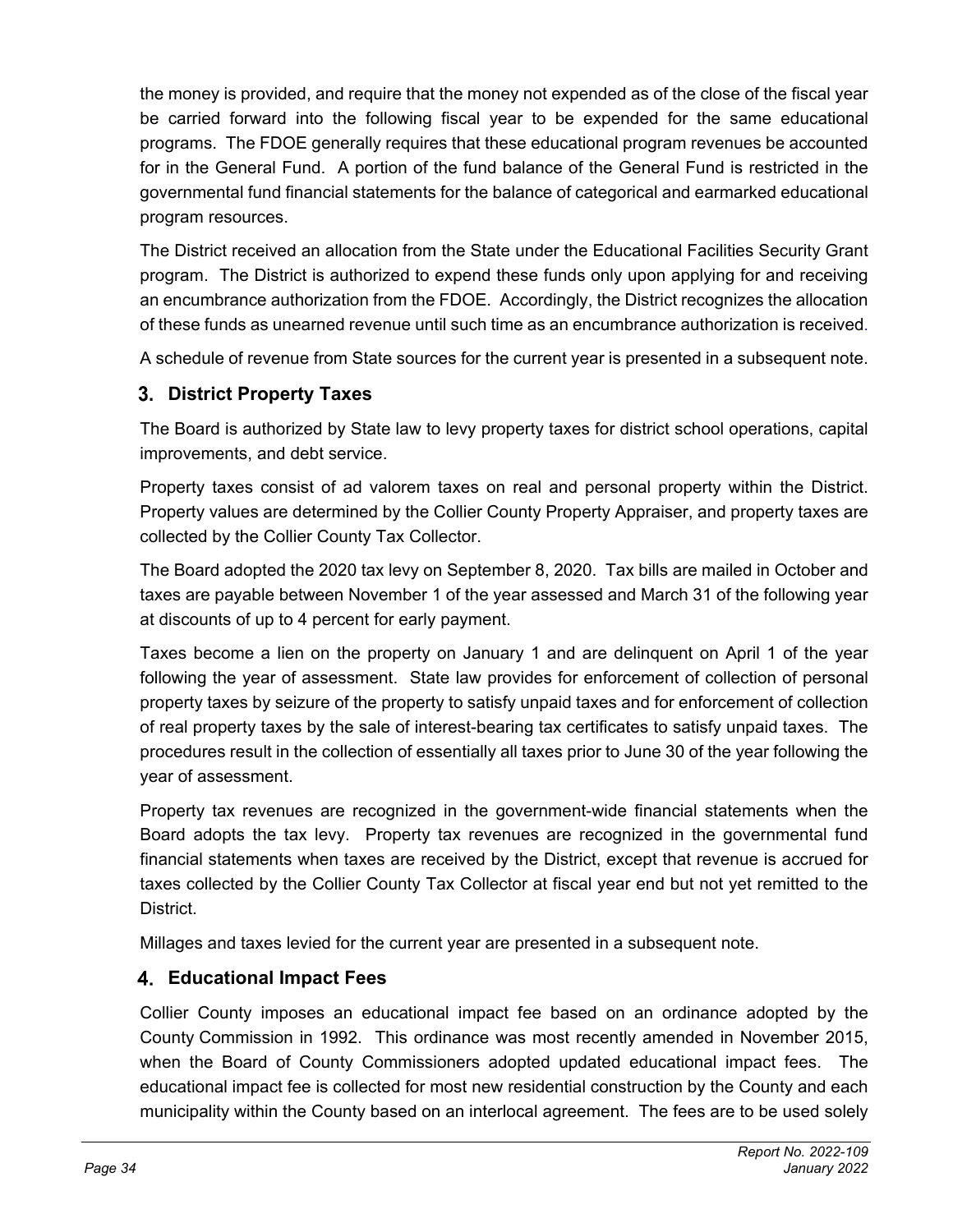the money is provided, and require that the money not expended as of the close of the fiscal year be carried forward into the following fiscal year to be expended for the same educational programs. The FDOE generally requires that these educational program revenues be accounted for in the General Fund. A portion of the fund balance of the General Fund is restricted in the governmental fund financial statements for the balance of categorical and earmarked educational program resources.

The District received an allocation from the State under the Educational Facilities Security Grant program. The District is authorized to expend these funds only upon applying for and receiving an encumbrance authorization from the FDOE. Accordingly, the District recognizes the allocation of these funds as unearned revenue until such time as an encumbrance authorization is received.

A schedule of revenue from State sources for the current year is presented in a subsequent note.

## 3. District Property Taxes

The Board is authorized by State law to levy property taxes for district school operations, capital improvements, and debt service.

Property taxes consist of ad valorem taxes on real and personal property within the District. Property values are determined by the Collier County Property Appraiser, and property taxes are collected by the Collier County Tax Collector.

The Board adopted the 2020 tax levy on September 8, 2020. Tax bills are mailed in October and taxes are payable between November 1 of the year assessed and March 31 of the following year at discounts of up to 4 percent for early payment.

Taxes become a lien on the property on January 1 and are delinquent on April 1 of the year following the year of assessment. State law provides for enforcement of collection of personal property taxes by seizure of the property to satisfy unpaid taxes and for enforcement of collection of real property taxes by the sale of interest-bearing tax certificates to satisfy unpaid taxes. The procedures result in the collection of essentially all taxes prior to June 30 of the year following the year of assessment.

Property tax revenues are recognized in the government-wide financial statements when the Board adopts the tax levy. Property tax revenues are recognized in the governmental fund financial statements when taxes are received by the District, except that revenue is accrued for taxes collected by the Collier County Tax Collector at fiscal year end but not yet remitted to the District.

Millages and taxes levied for the current year are presented in a subsequent note.

## 4. Educational Impact Fees

Collier County imposes an educational impact fee based on an ordinance adopted by the County Commission in 1992. This ordinance was most recently amended in November 2015, when the Board of County Commissioners adopted updated educational impact fees. The educational impact fee is collected for most new residential construction by the County and each municipality within the County based on an interlocal agreement. The fees are to be used solely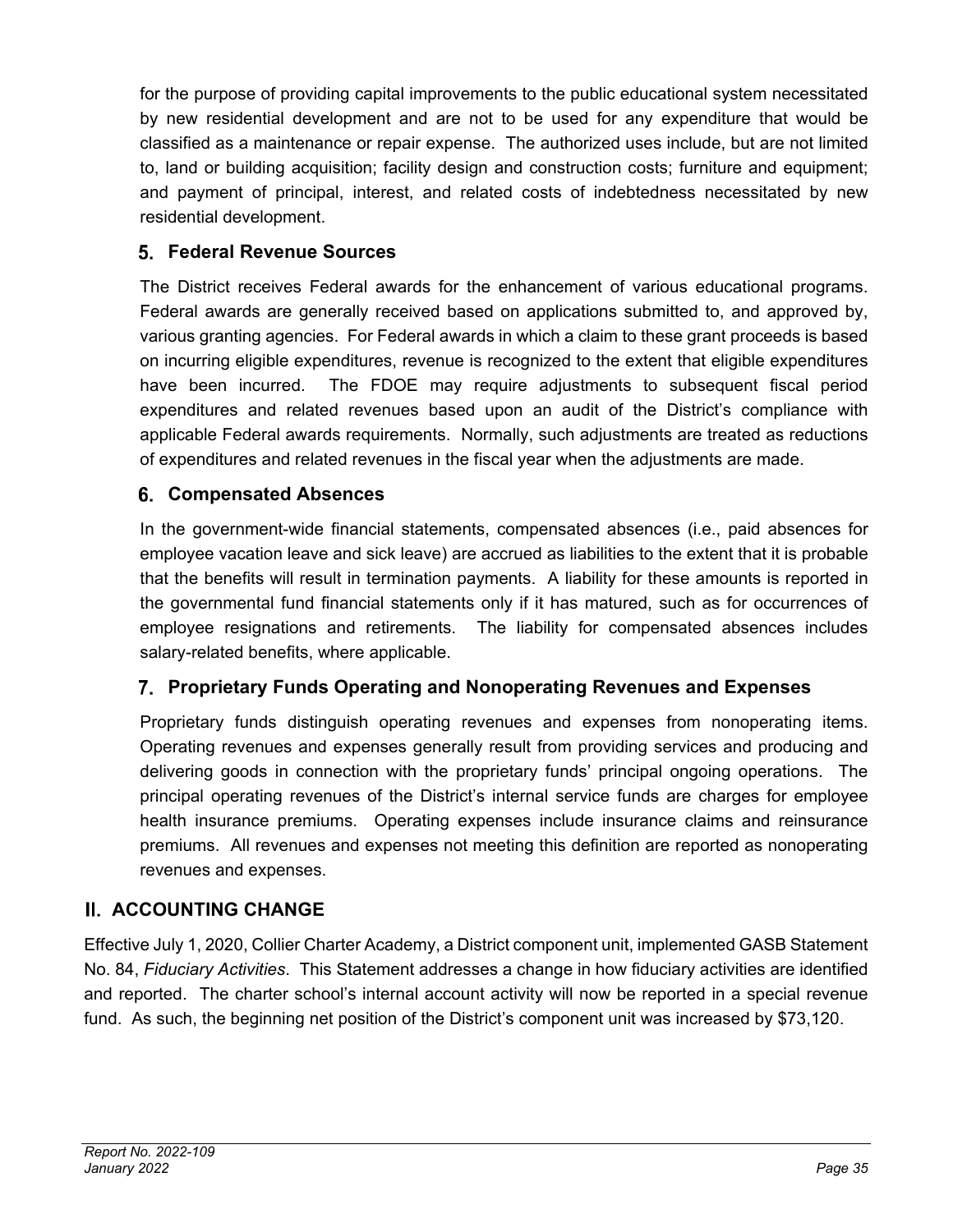for the purpose of providing capital improvements to the public educational system necessitated by new residential development and are not to be used for any expenditure that would be classified as a maintenance or repair expense. The authorized uses include, but are not limited to, land or building acquisition; facility design and construction costs; furniture and equipment; and payment of principal, interest, and related costs of indebtedness necessitated by new residential development.

### 5. Federal Revenue Sources

The District receives Federal awards for the enhancement of various educational programs. Federal awards are generally received based on applications submitted to, and approved by, various granting agencies. For Federal awards in which a claim to these grant proceeds is based on incurring eligible expenditures, revenue is recognized to the extent that eligible expenditures have been incurred. The FDOE may require adjustments to subsequent fiscal period expenditures and related revenues based upon an audit of the District's compliance with applicable Federal awards requirements. Normally, such adjustments are treated as reductions of expenditures and related revenues in the fiscal year when the adjustments are made.

### 6. Compensated Absences

In the government-wide financial statements, compensated absences (i.e., paid absences for employee vacation leave and sick leave) are accrued as liabilities to the extent that it is probable that the benefits will result in termination payments. A liability for these amounts is reported in the governmental fund financial statements only if it has matured, such as for occurrences of employee resignations and retirements. The liability for compensated absences includes salary-related benefits, where applicable.

### 7. Proprietary Funds Operating and Nonoperating Revenues and Expenses

Proprietary funds distinguish operating revenues and expenses from nonoperating items. Operating revenues and expenses generally result from providing services and producing and delivering goods in connection with the proprietary funds' principal ongoing operations. The principal operating revenues of the District's internal service funds are charges for employee health insurance premiums. Operating expenses include insurance claims and reinsurance premiums. All revenues and expenses not meeting this definition are reported as nonoperating revenues and expenses.

## II. ACCOUNTING CHANGE

Effective July 1, 2020, Collier Charter Academy, a District component unit, implemented GASB Statement No. 84, *Fiduciary Activities*. This Statement addresses a change in how fiduciary activities are identified and reported. The charter school's internal account activity will now be reported in a special revenue fund. As such, the beginning net position of the District's component unit was increased by $73,120.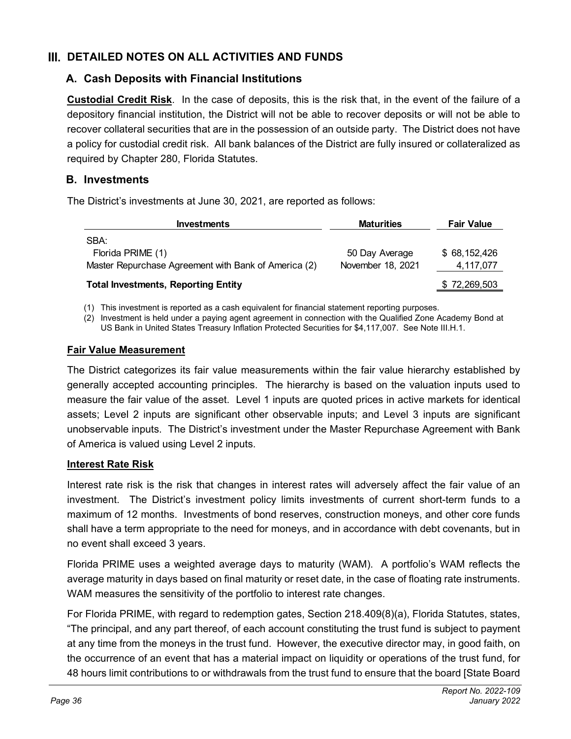## III. DETAILED NOTES ON ALL ACTIVITIES AND FUNDS

### A. Cash Deposits with Financial Institutions

**Custodial Credit Risk**. In the case of deposits, this is the risk that, in the event of the failure of a depository financial institution, the District will not be able to recover deposits or will not be able to recover collateral securities that are in the possession of an outside party. The District does not have a policy for custodial credit risk. All bank balances of the District are fully insured or collateralized as required by Chapter 280, Florida Statutes.

### B. Investments

The District's investments at June 30, 2021, are reported as follows:

| Investments | Maturities | Fair Value |
|---|---|---|
| SBA: | | |
| Florida PRIME (1) | 50 Day Average | $ 68,152,426 |
| Master Repurchase Agreement with Bank of America (2) | November 18, 2021 | 4,117,077 |
| **Total Investments, Reporting Entity** | | $ 72,269,503 |

(1) This investment is reported as a cash equivalent for financial statement reporting purposes.

(2) Investment is held under a paying agent agreement in connection with the Qualified Zone Academy Bond at US Bank in United States Treasury Inflation Protected Securities for $4,117,007. See Note III.H.1.

**Fair Value Measurement**

The District categorizes its fair value measurements within the fair value hierarchy established by generally accepted accounting principles. The hierarchy is based on the valuation inputs used to measure the fair value of the asset. Level 1 inputs are quoted prices in active markets for identical assets; Level 2 inputs are significant other observable inputs; and Level 3 inputs are significant unobservable inputs. The District's investment under the Master Repurchase Agreement with Bank of America is valued using Level 2 inputs.

**Interest Rate Risk**

Interest rate risk is the risk that changes in interest rates will adversely affect the fair value of an investment. The District's investment policy limits investments of current short-term funds to a maximum of 12 months. Investments of bond reserves, construction moneys, and other core funds shall have a term appropriate to the need for moneys, and in accordance with debt covenants, but in no event shall exceed 3 years.

Florida PRIME uses a weighted average days to maturity (WAM). A portfolio's WAM reflects the average maturity in days based on final maturity or reset date, in the case of floating rate instruments. WAM measures the sensitivity of the portfolio to interest rate changes.

For Florida PRIME, with regard to redemption gates, Section 218.409(8)(a), Florida Statutes, states, "The principal, and any part thereof, of each account constituting the trust fund is subject to payment at any time from the moneys in the trust fund. However, the executive director may, in good faith, on the occurrence of an event that has a material impact on liquidity or operations of the trust fund, for 48 hours limit contributions to or withdrawals from the trust fund to ensure that the board [State Board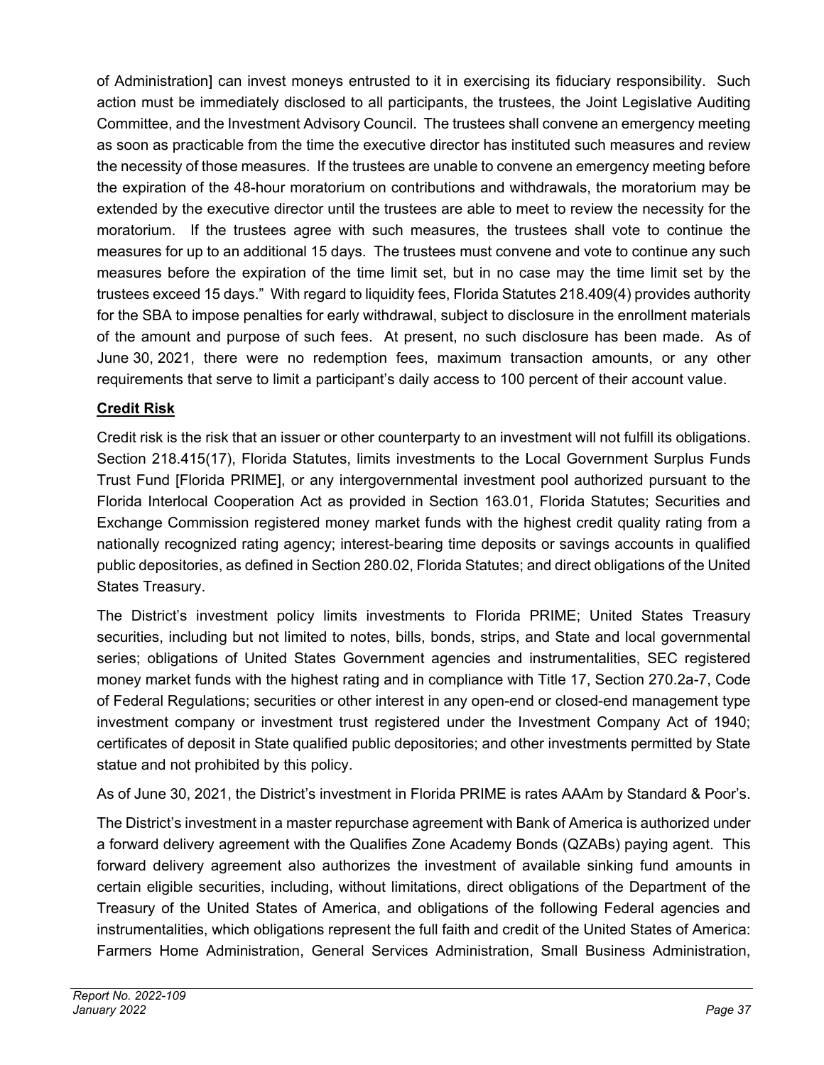of Administration] can invest moneys entrusted to it in exercising its fiduciary responsibility. Such action must be immediately disclosed to all participants, the trustees, the Joint Legislative Auditing Committee, and the Investment Advisory Council. The trustees shall convene an emergency meeting as soon as practicable from the time the executive director has instituted such measures and review the necessity of those measures. If the trustees are unable to convene an emergency meeting before the expiration of the 48-hour moratorium on contributions and withdrawals, the moratorium may be extended by the executive director until the trustees are able to meet to review the necessity for the moratorium. If the trustees agree with such measures, the trustees shall vote to continue the measures for up to an additional 15 days. The trustees must convene and vote to continue any such measures before the expiration of the time limit set, but in no case may the time limit set by the trustees exceed 15 days." With regard to liquidity fees, Florida Statutes 218.409(4) provides authority for the SBA to impose penalties for early withdrawal, subject to disclosure in the enrollment materials of the amount and purpose of such fees. At present, no such disclosure has been made. As of June 30, 2021, there were no redemption fees, maximum transaction amounts, or any other requirements that serve to limit a participant's daily access to 100 percent of their account value.

**Credit Risk**

Credit risk is the risk that an issuer or other counterparty to an investment will not fulfill its obligations. Section 218.415(17), Florida Statutes, limits investments to the Local Government Surplus Funds Trust Fund [Florida PRIME], or any intergovernmental investment pool authorized pursuant to the Florida Interlocal Cooperation Act as provided in Section 163.01, Florida Statutes; Securities and Exchange Commission registered money market funds with the highest credit quality rating from a nationally recognized rating agency; interest-bearing time deposits or savings accounts in qualified public depositories, as defined in Section 280.02, Florida Statutes; and direct obligations of the United States Treasury.

The District's investment policy limits investments to Florida PRIME; United States Treasury securities, including but not limited to notes, bills, bonds, strips, and State and local governmental series; obligations of United States Government agencies and instrumentalities, SEC registered money market funds with the highest rating and in compliance with Title 17, Section 270.2a-7, Code of Federal Regulations; securities or other interest in any open-end or closed-end management type investment company or investment trust registered under the Investment Company Act of 1940; certificates of deposit in State qualified public depositories; and other investments permitted by State statue and not prohibited by this policy.

As of June 30, 2021, the District's investment in Florida PRIME is rates AAAm by Standard & Poor's.

The District's investment in a master repurchase agreement with Bank of America is authorized under a forward delivery agreement with the Qualifies Zone Academy Bonds (QZABs) paying agent. This forward delivery agreement also authorizes the investment of available sinking fund amounts in certain eligible securities, including, without limitations, direct obligations of the Department of the Treasury of the United States of America, and obligations of the following Federal agencies and instrumentalities, which obligations represent the full faith and credit of the United States of America: Farmers Home Administration, General Services Administration, Small Business Administration,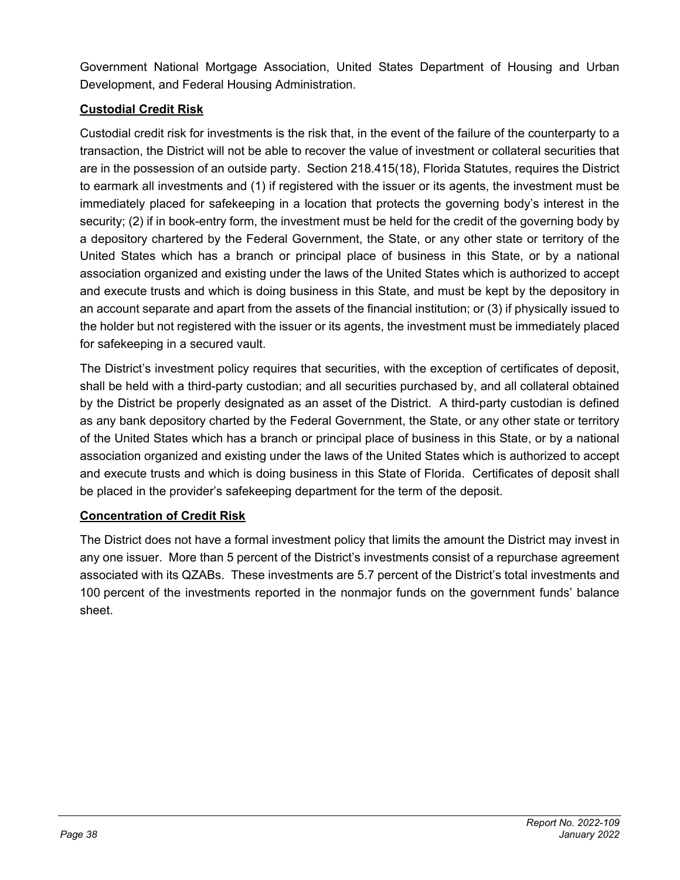Government National Mortgage Association, United States Department of Housing and Urban Development, and Federal Housing Administration.

**Custodial Credit Risk**

Custodial credit risk for investments is the risk that, in the event of the failure of the counterparty to a transaction, the District will not be able to recover the value of investment or collateral securities that are in the possession of an outside party. Section 218.415(18), Florida Statutes, requires the District to earmark all investments and (1) if registered with the issuer or its agents, the investment must be immediately placed for safekeeping in a location that protects the governing body's interest in the security; (2) if in book-entry form, the investment must be held for the credit of the governing body by a depository chartered by the Federal Government, the State, or any other state or territory of the United States which has a branch or principal place of business in this State, or by a national association organized and existing under the laws of the United States which is authorized to accept and execute trusts and which is doing business in this State, and must be kept by the depository in an account separate and apart from the assets of the financial institution; or (3) if physically issued to the holder but not registered with the issuer or its agents, the investment must be immediately placed for safekeeping in a secured vault.

The District's investment policy requires that securities, with the exception of certificates of deposit, shall be held with a third-party custodian; and all securities purchased by, and all collateral obtained by the District be properly designated as an asset of the District. A third-party custodian is defined as any bank depository charted by the Federal Government, the State, or any other state or territory of the United States which has a branch or principal place of business in this State, or by a national association organized and existing under the laws of the United States which is authorized to accept and execute trusts and which is doing business in this State of Florida. Certificates of deposit shall be placed in the provider's safekeeping department for the term of the deposit.

**Concentration of Credit Risk**

The District does not have a formal investment policy that limits the amount the District may invest in any one issuer. More than 5 percent of the District's investments consist of a repurchase agreement associated with its QZABs. These investments are 5.7 percent of the District's total investments and 100 percent of the investments reported in the nonmajor funds on the government funds' balance sheet.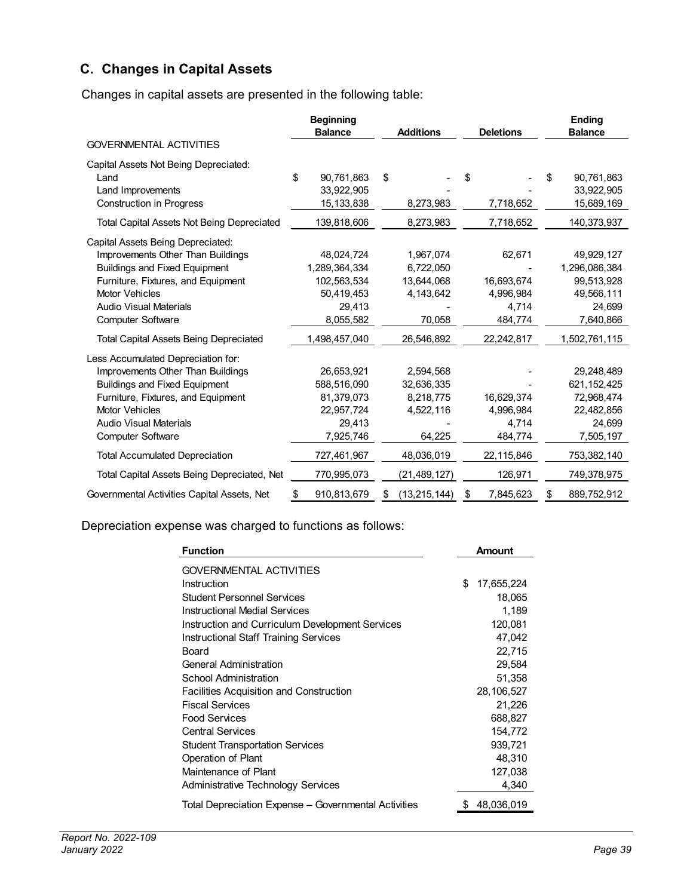## C. Changes in Capital Assets

Changes in capital assets are presented in the following table:

| | Beginning Balance | Additions | Deletions | Ending Balance |
|---|---|---|---|---|
| GOVERNMENTAL ACTIVITIES | | | | |
| Capital Assets Not Being Depreciated: | | | | |
| Land | $ 90,761,863 | $ - | $ - | $ 90,761,863 |
| Land Improvements | 33,922,905 | - | - | 33,922,905 |
| Construction in Progress | 15,133,838 | 8,273,983 | 7,718,652 | 15,689,169 |
| Total Capital Assets Not Being Depreciated | 139,818,606 | 8,273,983 | 7,718,652 | 140,373,937 |
| Capital Assets Being Depreciated: | | | | |
| Improvements Other Than Buildings | 48,024,724 | 1,967,074 | 62,671 | 49,929,127 |
| Buildings and Fixed Equipment | 1,289,364,334 | 6,722,050 | - | 1,296,086,384 |
| Furniture, Fixtures, and Equipment | 102,563,534 | 13,644,068 | 16,693,674 | 99,513,928 |
| Motor Vehicles | 50,419,453 | 4,143,642 | 4,996,984 | 49,566,111 |
| Audio Visual Materials | 29,413 | - | 4,714 | 24,699 |
| Computer Software | 8,055,582 | 70,058 | 484,774 | 7,640,866 |
| Total Capital Assets Being Depreciated | 1,498,457,040 | 26,546,892 | 22,242,817 | 1,502,761,115 |
| Less Accumulated Depreciation for: | | | | |
| Improvements Other Than Buildings | 26,653,921 | 2,594,568 | - | 29,248,489 |
| Buildings and Fixed Equipment | 588,516,090 | 32,636,335 | - | 621,152,425 |
| Furniture, Fixtures, and Equipment | 81,379,073 | 8,218,775 | 16,629,374 | 72,968,474 |
| Motor Vehicles | 22,957,724 | 4,522,116 | 4,996,984 | 22,482,856 |
| Audio Visual Materials | 29,413 | - | 4,714 | 24,699 |
| Computer Software | 7,925,746 | 64,225 | 484,774 | 7,505,197 |
| Total Accumulated Depreciation | 727,461,967 | 48,036,019 | 22,115,846 | 753,382,140 |
| Total Capital Assets Being Depreciated, Net | 770,995,073 | (21,489,127) | 126,971 | 749,378,975 |
| Governmental Activities Capital Assets, Net | $ 910,813,679 | $ (13,215,144) | $ 7,845,623 | $ 889,752,912 |

Depreciation expense was charged to functions as follows:

| Function | Amount |
|---|---|
| GOVERNMENTAL ACTIVITIES | |
| Instruction | $ 17,655,224 |
| Student Personnel Services | 18,065 |
| Instructional Medial Services | 1,189 |
| Instruction and Curriculum Development Services | 120,081 |
| Instructional Staff Training Services | 47,042 |
| Board | 22,715 |
| General Administration | 29,584 |
| School Administration | 51,358 |
| Facilities Acquisition and Construction | 28,106,527 |
| Fiscal Services | 21,226 |
| Food Services | 688,827 |
| Central Services | 154,772 |
| Student Transportation Services | 939,721 |
| Operation of Plant | 48,310 |
| Maintenance of Plant | 127,038 |
| Administrative Technology Services | 4,340 |
| Total Depreciation Expense – Governmental Activities | $ 48,036,019 |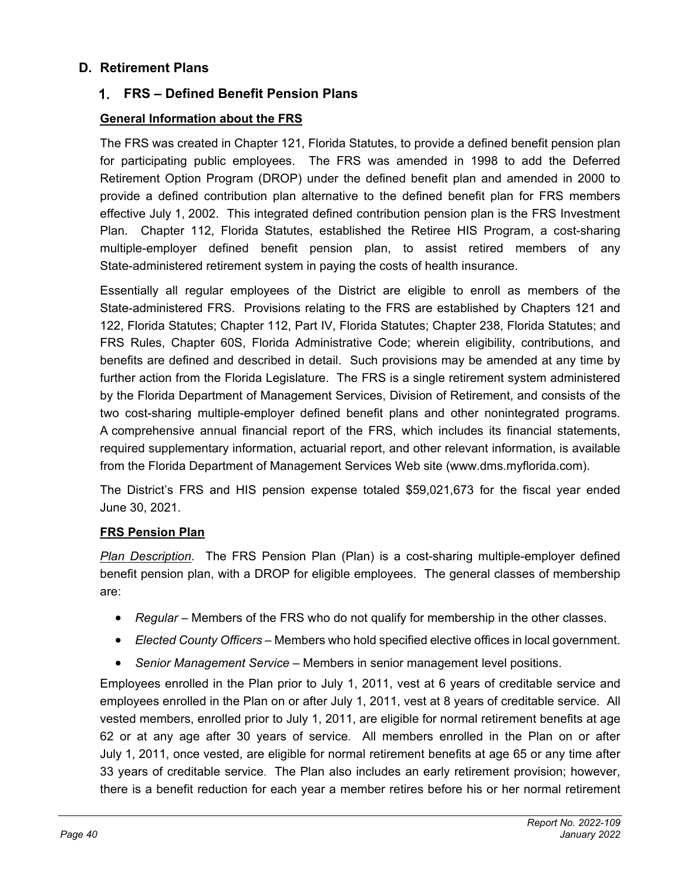## D. Retirement Plans

### 1. FRS – Defined Benefit Pension Plans

**General Information about the FRS**

The FRS was created in Chapter 121, Florida Statutes, to provide a defined benefit pension plan for participating public employees. The FRS was amended in 1998 to add the Deferred Retirement Option Program (DROP) under the defined benefit plan and amended in 2000 to provide a defined contribution plan alternative to the defined benefit plan for FRS members effective July 1, 2002. This integrated defined contribution pension plan is the FRS Investment Plan. Chapter 112, Florida Statutes, established the Retiree HIS Program, a cost-sharing multiple-employer defined benefit pension plan, to assist retired members of any State-administered retirement system in paying the costs of health insurance.

Essentially all regular employees of the District are eligible to enroll as members of the State-administered FRS. Provisions relating to the FRS are established by Chapters 121 and 122, Florida Statutes; Chapter 112, Part IV, Florida Statutes; Chapter 238, Florida Statutes; and FRS Rules, Chapter 60S, Florida Administrative Code; wherein eligibility, contributions, and benefits are defined and described in detail. Such provisions may be amended at any time by further action from the Florida Legislature. The FRS is a single retirement system administered by the Florida Department of Management Services, Division of Retirement, and consists of the two cost-sharing multiple-employer defined benefit plans and other nonintegrated programs. A comprehensive annual financial report of the FRS, which includes its financial statements, required supplementary information, actuarial report, and other relevant information, is available from the Florida Department of Management Services Web site (www.dms.myflorida.com).

The District's FRS and HIS pension expense totaled $59,021,673 for the fiscal year ended June 30, 2021.

**FRS Pension Plan**

*Plan Description*. The FRS Pension Plan (Plan) is a cost-sharing multiple-employer defined benefit pension plan, with a DROP for eligible employees. The general classes of membership are:

- *Regular* – Members of the FRS who do not qualify for membership in the other classes.
- *Elected County Officers* – Members who hold specified elective offices in local government.
- *Senior Management Service* – Members in senior management level positions.

Employees enrolled in the Plan prior to July 1, 2011, vest at 6 years of creditable service and employees enrolled in the Plan on or after July 1, 2011, vest at 8 years of creditable service. All vested members, enrolled prior to July 1, 2011, are eligible for normal retirement benefits at age 62 or at any age after 30 years of service. All members enrolled in the Plan on or after July 1, 2011, once vested, are eligible for normal retirement benefits at age 65 or any time after 33 years of creditable service. The Plan also includes an early retirement provision; however, there is a benefit reduction for each year a member retires before his or her normal retirement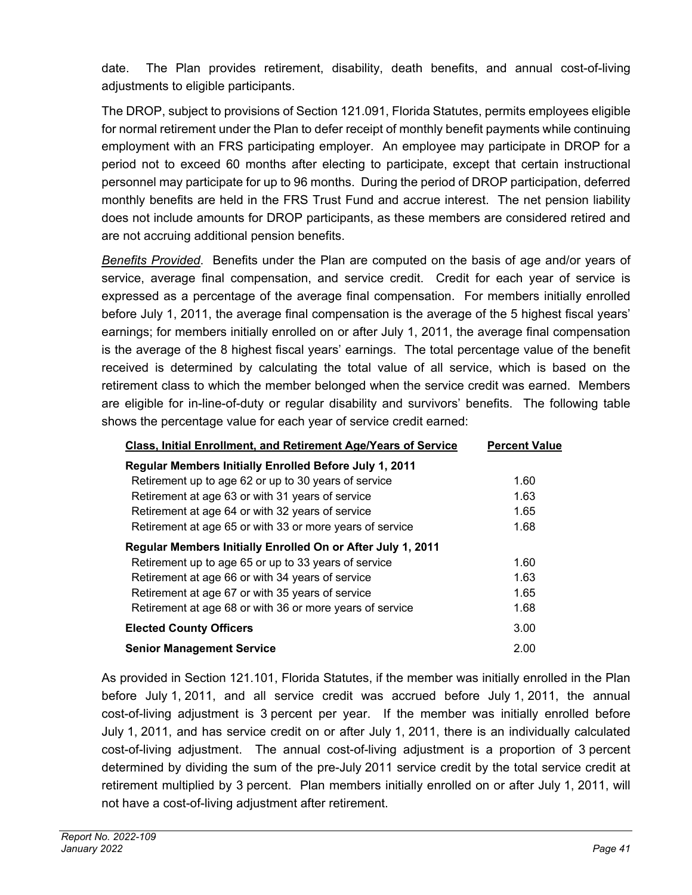date. The Plan provides retirement, disability, death benefits, and annual cost-of-living adjustments to eligible participants.

The DROP, subject to provisions of Section 121.091, Florida Statutes, permits employees eligible for normal retirement under the Plan to defer receipt of monthly benefit payments while continuing employment with an FRS participating employer. An employee may participate in DROP for a period not to exceed 60 months after electing to participate, except that certain instructional personnel may participate for up to 96 months. During the period of DROP participation, deferred monthly benefits are held in the FRS Trust Fund and accrue interest. The net pension liability does not include amounts for DROP participants, as these members are considered retired and are not accruing additional pension benefits.

*Benefits Provided*. Benefits under the Plan are computed on the basis of age and/or years of service, average final compensation, and service credit. Credit for each year of service is expressed as a percentage of the average final compensation. For members initially enrolled before July 1, 2011, the average final compensation is the average of the 5 highest fiscal years' earnings; for members initially enrolled on or after July 1, 2011, the average final compensation is the average of the 8 highest fiscal years' earnings. The total percentage value of the benefit received is determined by calculating the total value of all service, which is based on the retirement class to which the member belonged when the service credit was earned. Members are eligible for in-line-of-duty or regular disability and survivors' benefits. The following table shows the percentage value for each year of service credit earned:

| Class, Initial Enrollment, and Retirement Age/Years of Service | Percent Value |
|---|---|
| **Regular Members Initially Enrolled Before July 1, 2011** | |
| Retirement up to age 62 or up to 30 years of service | 1.60 |
| Retirement at age 63 or with 31 years of service | 1.63 |
| Retirement at age 64 or with 32 years of service | 1.65 |
| Retirement at age 65 or with 33 or more years of service | 1.68 |
| **Regular Members Initially Enrolled On or After July 1, 2011** | |
| Retirement up to age 65 or up to 33 years of service | 1.60 |
| Retirement at age 66 or with 34 years of service | 1.63 |
| Retirement at age 67 or with 35 years of service | 1.65 |
| Retirement at age 68 or with 36 or more years of service | 1.68 |
| **Elected County Officers** | 3.00 |
| **Senior Management Service** | 2.00 |

As provided in Section 121.101, Florida Statutes, if the member was initially enrolled in the Plan before July 1, 2011, and all service credit was accrued before July 1, 2011, the annual cost-of-living adjustment is 3 percent per year. If the member was initially enrolled before July 1, 2011, and has service credit on or after July 1, 2011, there is an individually calculated cost-of-living adjustment. The annual cost-of-living adjustment is a proportion of 3 percent determined by dividing the sum of the pre-July 2011 service credit by the total service credit at retirement multiplied by 3 percent. Plan members initially enrolled on or after July 1, 2011, will not have a cost-of-living adjustment after retirement.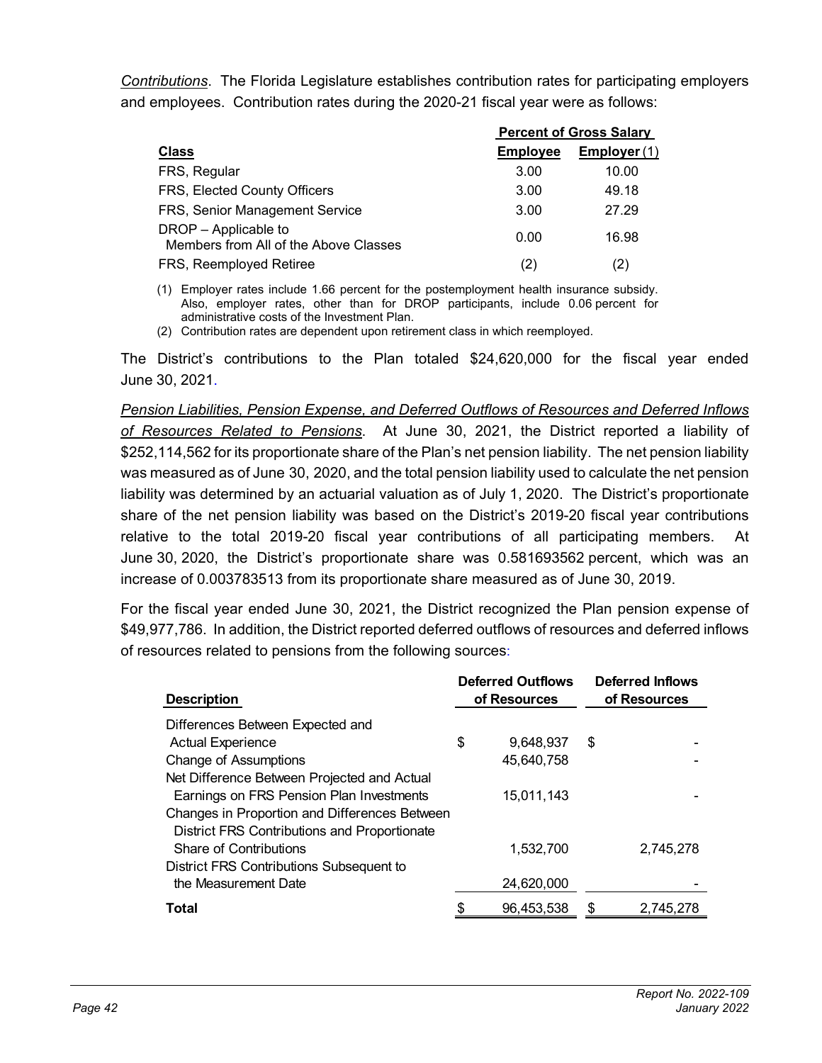*Contributions*. The Florida Legislature establishes contribution rates for participating employers and employees. Contribution rates during the 2020-21 fiscal year were as follows:

| | Percent of Gross Salary | |
|---|---|---|
| **Class** | **Employee** | **Employer** (1) |
| FRS, Regular | 3.00 | 10.00 |
| FRS, Elected County Officers | 3.00 | 49.18 |
| FRS, Senior Management Service | 3.00 | 27.29 |
| DROP – Applicable to Members from All of the Above Classes | 0.00 | 16.98 |
| FRS, Reemployed Retiree | (2) | (2) |

(1) Employer rates include 1.66 percent for the postemployment health insurance subsidy. Also, employer rates, other than for DROP participants, include 0.06 percent for administrative costs of the Investment Plan.

(2) Contribution rates are dependent upon retirement class in which reemployed.

The District's contributions to the Plan totaled $24,620,000 for the fiscal year ended June 30, 2021.

*Pension Liabilities, Pension Expense, and Deferred Outflows of Resources and Deferred Inflows of Resources Related to Pensions*. At June 30, 2021, the District reported a liability of $252,114,562 for its proportionate share of the Plan's net pension liability. The net pension liability was measured as of June 30, 2020, and the total pension liability used to calculate the net pension liability was determined by an actuarial valuation as of July 1, 2020. The District's proportionate share of the net pension liability was based on the District's 2019-20 fiscal year contributions relative to the total 2019-20 fiscal year contributions of all participating members. At June 30, 2020, the District's proportionate share was 0.581693562 percent, which was an increase of 0.003783513 from its proportionate share measured as of June 30, 2019.

For the fiscal year ended June 30, 2021, the District recognized the Plan pension expense of $49,977,786. In addition, the District reported deferred outflows of resources and deferred inflows of resources related to pensions from the following sources:

| Description | Deferred Outflows of Resources | Deferred Inflows of Resources |
|---|---|---|
| Differences Between Expected and Actual Experience | $ 9,648,937 | $ - |
| Change of Assumptions | 45,640,758 | - |
| Net Difference Between Projected and Actual Earnings on FRS Pension Plan Investments | 15,011,143 | - |
| Changes in Proportion and Differences Between District FRS Contributions and Proportionate Share of Contributions | 1,532,700 | 2,745,278 |
| District FRS Contributions Subsequent to the Measurement Date | 24,620,000 | - |
| **Total** | $ 96,453,538 | $ 2,745,278 |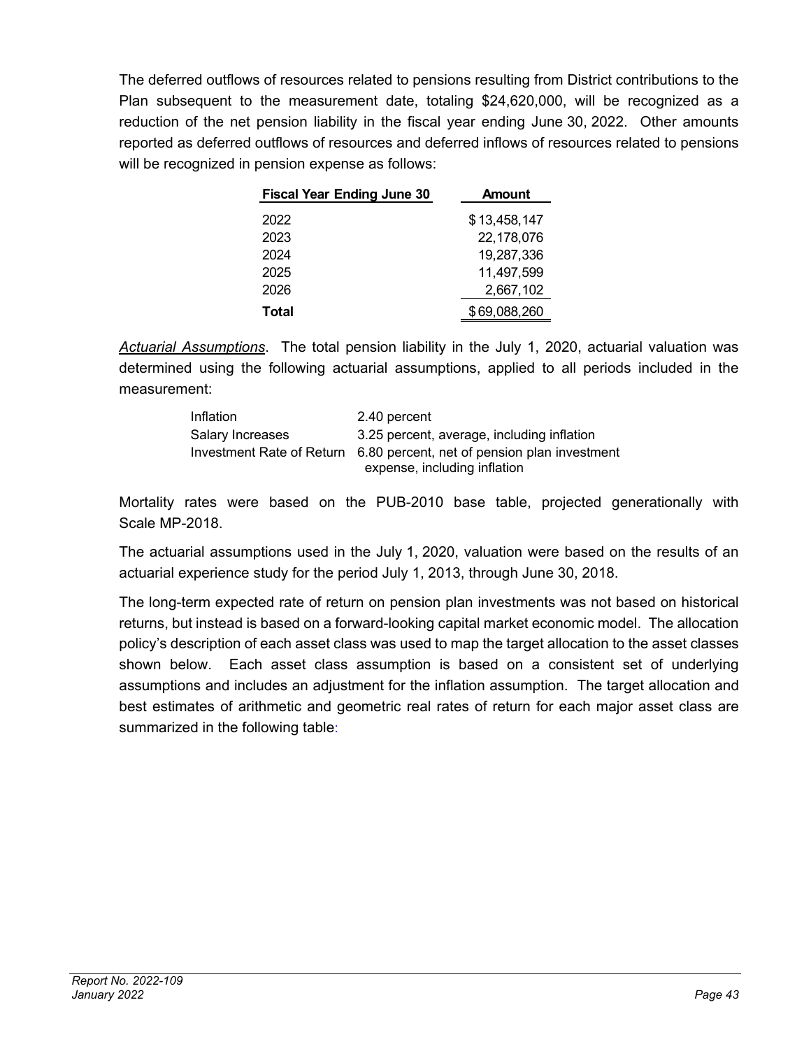The deferred outflows of resources related to pensions resulting from District contributions to the Plan subsequent to the measurement date, totaling $24,620,000, will be recognized as a reduction of the net pension liability in the fiscal year ending June 30, 2022. Other amounts reported as deferred outflows of resources and deferred inflows of resources related to pensions will be recognized in pension expense as follows:

| Fiscal Year Ending June 30 | Amount |
|---|---|
| 2022 | $ 13,458,147 |
| 2023 | 22,178,076 |
| 2024 | 19,287,336 |
| 2025 | 11,497,599 |
| 2026 | 2,667,102 |
| **Total** | $ 69,088,260 |

*Actuarial Assumptions*. The total pension liability in the July 1, 2020, actuarial valuation was determined using the following actuarial assumptions, applied to all periods included in the measurement:

| | |
|---|---|
| Inflation | 2.40 percent |
| Salary Increases | 3.25 percent, average, including inflation |
| Investment Rate of Return | 6.80 percent, net of pension plan investment expense, including inflation |

Mortality rates were based on the PUB-2010 base table, projected generationally with Scale MP-2018.

The actuarial assumptions used in the July 1, 2020, valuation were based on the results of an actuarial experience study for the period July 1, 2013, through June 30, 2018.

The long-term expected rate of return on pension plan investments was not based on historical returns, but instead is based on a forward-looking capital market economic model. The allocation policy's description of each asset class was used to map the target allocation to the asset classes shown below. Each asset class assumption is based on a consistent set of underlying assumptions and includes an adjustment for the inflation assumption. The target allocation and best estimates of arithmetic and geometric real rates of return for each major asset class are summarized in the following table: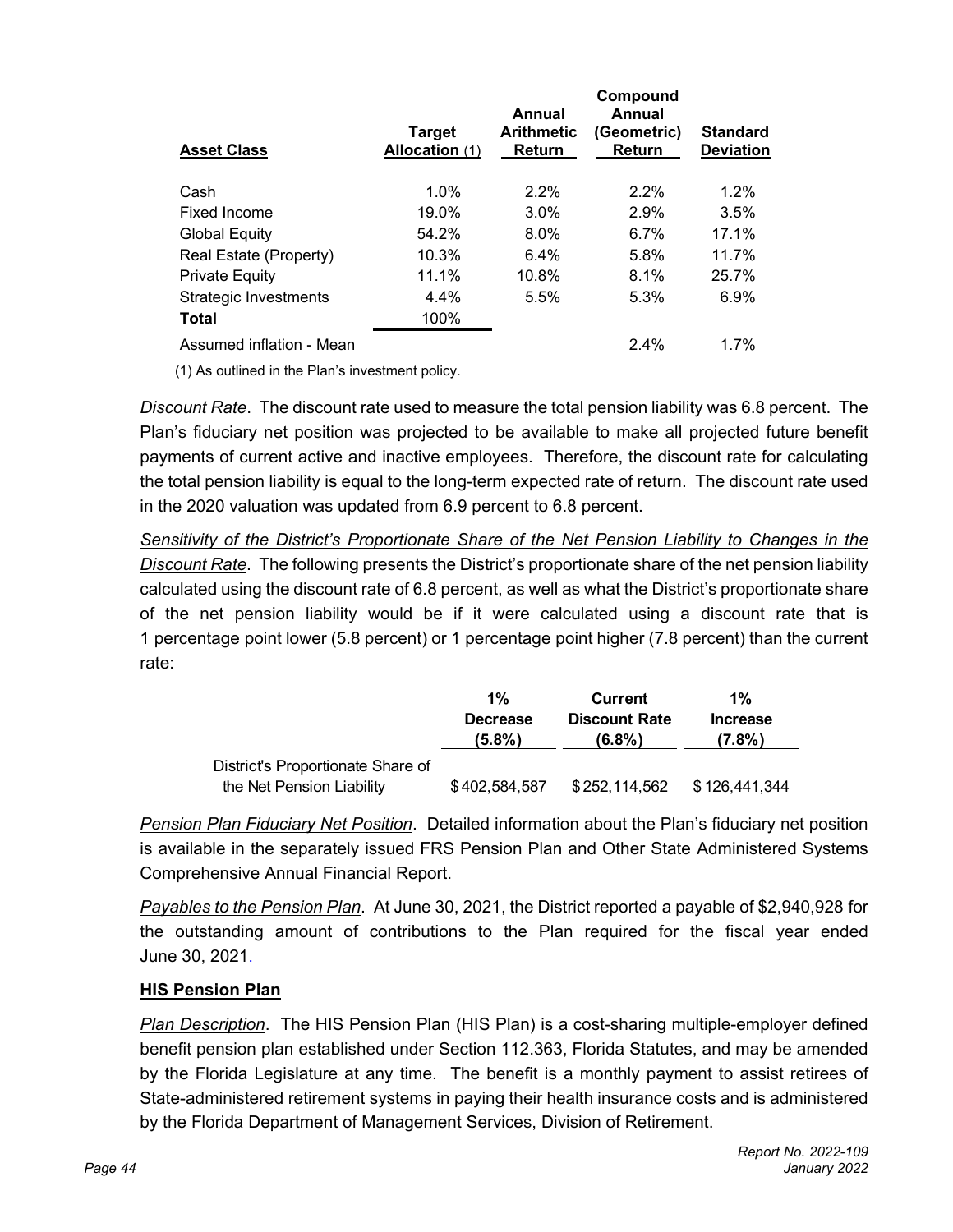| Asset Class | Target Allocation (1) | Annual Arithmetic Return | Compound Annual (Geometric) Return | Standard Deviation |
|---|---|---|---|---|
| Cash | 1.0% | 2.2% | 2.2% | 1.2% |
| Fixed Income | 19.0% | 3.0% | 2.9% | 3.5% |
| Global Equity | 54.2% | 8.0% | 6.7% | 17.1% |
| Real Estate (Property) | 10.3% | 6.4% | 5.8% | 11.7% |
| Private Equity | 11.1% | 10.8% | 8.1% | 25.7% |
| Strategic Investments | 4.4% | 5.5% | 5.3% | 6.9% |
| **Total** | 100% | | | |
| Assumed inflation - Mean | | | 2.4% | 1.7% |

(1) As outlined in the Plan's investment policy.

*Discount Rate*. The discount rate used to measure the total pension liability was 6.8 percent. The Plan's fiduciary net position was projected to be available to make all projected future benefit payments of current active and inactive employees. Therefore, the discount rate for calculating the total pension liability is equal to the long-term expected rate of return. The discount rate used in the 2020 valuation was updated from 6.9 percent to 6.8 percent.

*Sensitivity of the District's Proportionate Share of the Net Pension Liability to Changes in the Discount Rate*. The following presents the District's proportionate share of the net pension liability calculated using the discount rate of 6.8 percent, as well as what the District's proportionate share of the net pension liability would be if it were calculated using a discount rate that is 1 percentage point lower (5.8 percent) or 1 percentage point higher (7.8 percent) than the current rate:

| | 1% Decrease (5.8%) | Current Discount Rate (6.8%) | 1% Increase (7.8%) |
|---|---|---|---|
| District's Proportionate Share of the Net Pension Liability | $402,584,587 | $252,114,562 | $126,441,344 |

*Pension Plan Fiduciary Net Position*. Detailed information about the Plan's fiduciary net position is available in the separately issued FRS Pension Plan and Other State Administered Systems Comprehensive Annual Financial Report.

*Payables to the Pension Plan*. At June 30, 2021, the District reported a payable of $2,940,928 for the outstanding amount of contributions to the Plan required for the fiscal year ended June 30, 2021.

**HIS Pension Plan**

*Plan Description*. The HIS Pension Plan (HIS Plan) is a cost-sharing multiple-employer defined benefit pension plan established under Section 112.363, Florida Statutes, and may be amended by the Florida Legislature at any time. The benefit is a monthly payment to assist retirees of State-administered retirement systems in paying their health insurance costs and is administered by the Florida Department of Management Services, Division of Retirement.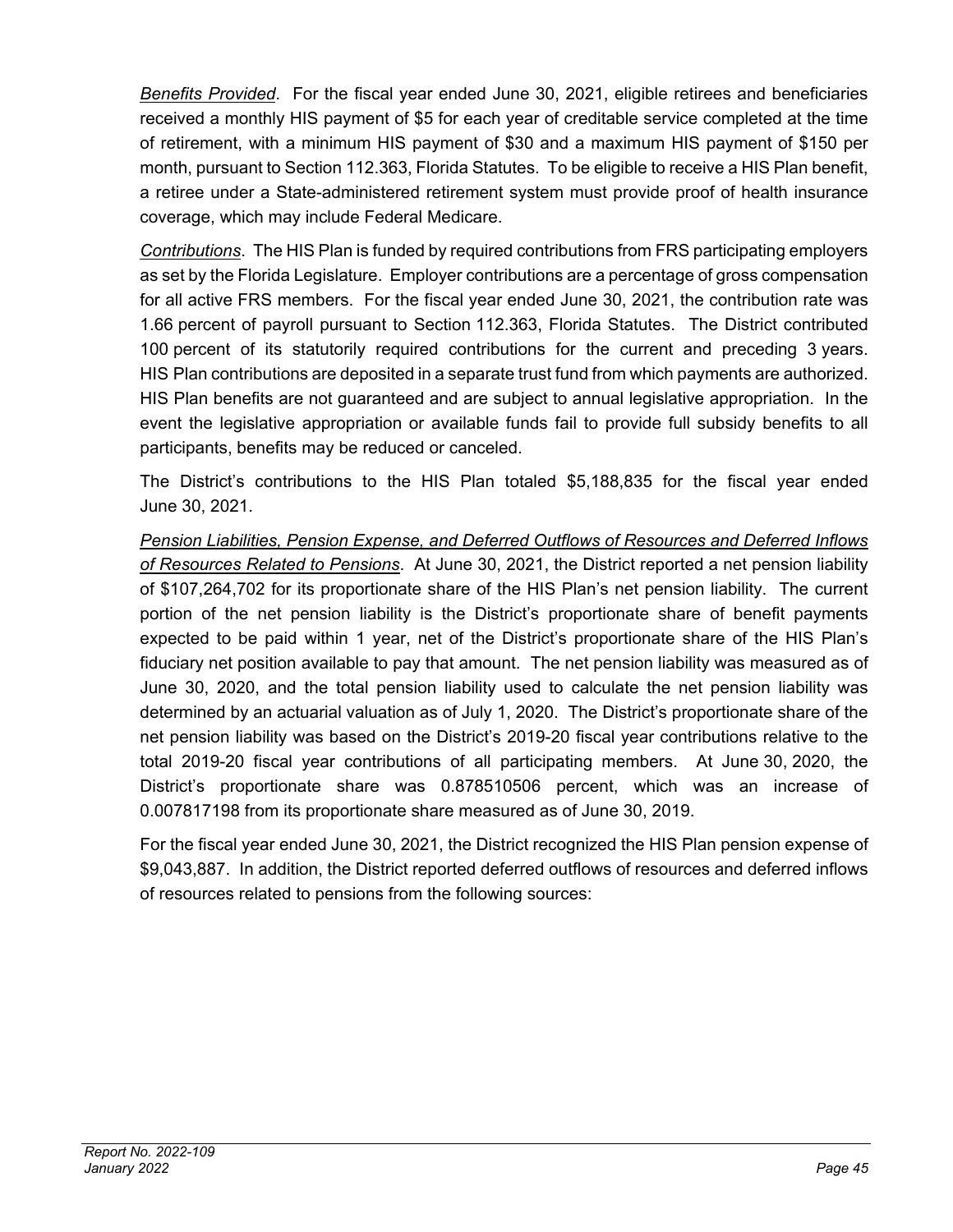*Benefits Provided*. For the fiscal year ended June 30, 2021, eligible retirees and beneficiaries received a monthly HIS payment of $5 for each year of creditable service completed at the time of retirement, with a minimum HIS payment of $30 and a maximum HIS payment of $150 per month, pursuant to Section 112.363, Florida Statutes. To be eligible to receive a HIS Plan benefit, a retiree under a State-administered retirement system must provide proof of health insurance coverage, which may include Federal Medicare.

*Contributions*. The HIS Plan is funded by required contributions from FRS participating employers as set by the Florida Legislature. Employer contributions are a percentage of gross compensation for all active FRS members. For the fiscal year ended June 30, 2021, the contribution rate was 1.66 percent of payroll pursuant to Section 112.363, Florida Statutes. The District contributed 100 percent of its statutorily required contributions for the current and preceding 3 years. HIS Plan contributions are deposited in a separate trust fund from which payments are authorized. HIS Plan benefits are not guaranteed and are subject to annual legislative appropriation. In the event the legislative appropriation or available funds fail to provide full subsidy benefits to all participants, benefits may be reduced or canceled.

The District's contributions to the HIS Plan totaled $5,188,835 for the fiscal year ended June 30, 2021.

*Pension Liabilities, Pension Expense, and Deferred Outflows of Resources and Deferred Inflows of Resources Related to Pensions*. At June 30, 2021, the District reported a net pension liability of $107,264,702 for its proportionate share of the HIS Plan's net pension liability. The current portion of the net pension liability is the District's proportionate share of benefit payments expected to be paid within 1 year, net of the District's proportionate share of the HIS Plan's fiduciary net position available to pay that amount. The net pension liability was measured as of June 30, 2020, and the total pension liability used to calculate the net pension liability was determined by an actuarial valuation as of July 1, 2020. The District's proportionate share of the net pension liability was based on the District's 2019-20 fiscal year contributions relative to the total 2019-20 fiscal year contributions of all participating members. At June 30, 2020, the District's proportionate share was 0.878510506 percent, which was an increase of 0.007817198 from its proportionate share measured as of June 30, 2019.

For the fiscal year ended June 30, 2021, the District recognized the HIS Plan pension expense of $9,043,887. In addition, the District reported deferred outflows of resources and deferred inflows of resources related to pensions from the following sources: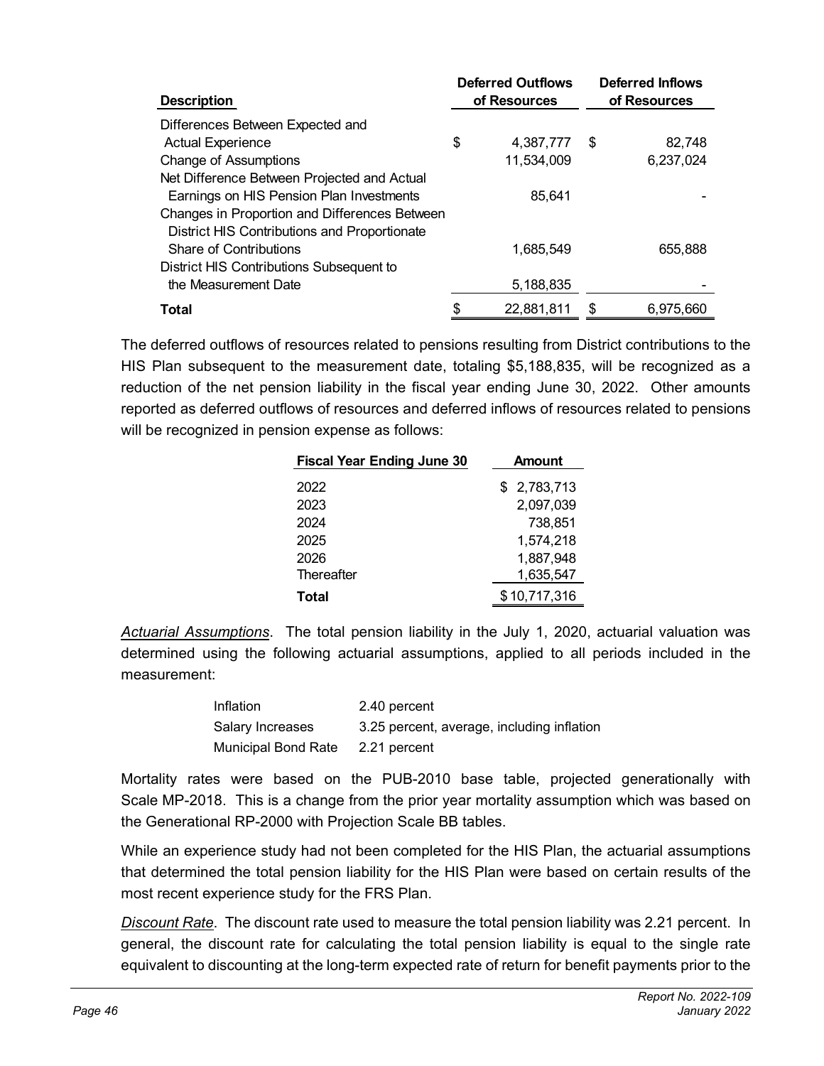| Description | Deferred Outflows of Resources | Deferred Inflows of Resources |
|---|---|---|
| Differences Between Expected and Actual Experience | $ 4,387,777 | $ 82,748 |
| Change of Assumptions | 11,534,009 | 6,237,024 |
| Net Difference Between Projected and Actual Earnings on HIS Pension Plan Investments | 85,641 | - |
| Changes in Proportion and Differences Between District HIS Contributions and Proportionate Share of Contributions | 1,685,549 | 655,888 |
| District HIS Contributions Subsequent to the Measurement Date | 5,188,835 | - |
| **Total** | $ 22,881,811 | $ 6,975,660 |

The deferred outflows of resources related to pensions resulting from District contributions to the HIS Plan subsequent to the measurement date, totaling $5,188,835, will be recognized as a reduction of the net pension liability in the fiscal year ending June 30, 2022. Other amounts reported as deferred outflows of resources and deferred inflows of resources related to pensions will be recognized in pension expense as follows:

| Fiscal Year Ending June 30 | Amount |
|---|---|
| 2022 | $ 2,783,713 |
| 2023 | 2,097,039 |
| 2024 | 738,851 |
| 2025 | 1,574,218 |
| 2026 | 1,887,948 |
| Thereafter | 1,635,547 |
| **Total** | $ 10,717,316 |

*Actuarial Assumptions*. The total pension liability in the July 1, 2020, actuarial valuation was determined using the following actuarial assumptions, applied to all periods included in the measurement:

| | |
|---|---|
| Inflation | 2.40 percent |
| Salary Increases | 3.25 percent, average, including inflation |
| Municipal Bond Rate | 2.21 percent |

Mortality rates were based on the PUB-2010 base table, projected generationally with Scale MP-2018. This is a change from the prior year mortality assumption which was based on the Generational RP-2000 with Projection Scale BB tables.

While an experience study had not been completed for the HIS Plan, the actuarial assumptions that determined the total pension liability for the HIS Plan were based on certain results of the most recent experience study for the FRS Plan.

*Discount Rate*. The discount rate used to measure the total pension liability was 2.21 percent. In general, the discount rate for calculating the total pension liability is equal to the single rate equivalent to discounting at the long-term expected rate of return for benefit payments prior to the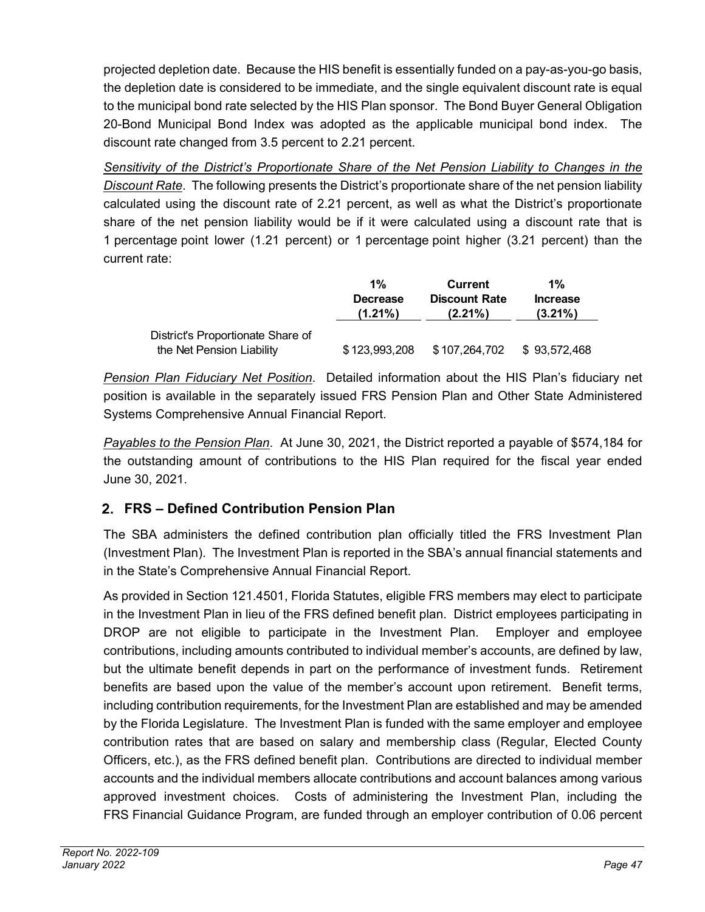projected depletion date. Because the HIS benefit is essentially funded on a pay-as-you-go basis, the depletion date is considered to be immediate, and the single equivalent discount rate is equal to the municipal bond rate selected by the HIS Plan sponsor. The Bond Buyer General Obligation 20-Bond Municipal Bond Index was adopted as the applicable municipal bond index. The discount rate changed from 3.5 percent to 2.21 percent.

*Sensitivity of the District's Proportionate Share of the Net Pension Liability to Changes in the Discount Rate*. The following presents the District's proportionate share of the net pension liability calculated using the discount rate of 2.21 percent, as well as what the District's proportionate share of the net pension liability would be if it were calculated using a discount rate that is 1 percentage point lower (1.21 percent) or 1 percentage point higher (3.21 percent) than the current rate:

| | 1% Decrease (1.21%) | Current Discount Rate (2.21%) | 1% Increase (3.21%) |
|---|---|---|---|
| District's Proportionate Share of the Net Pension Liability | $ 123,993,208 | $ 107,264,702 | $ 93,572,468 |

*Pension Plan Fiduciary Net Position*. Detailed information about the HIS Plan's fiduciary net position is available in the separately issued FRS Pension Plan and Other State Administered Systems Comprehensive Annual Financial Report.

*Payables to the Pension Plan*. At June 30, 2021, the District reported a payable of $574,184 for the outstanding amount of contributions to the HIS Plan required for the fiscal year ended June 30, 2021.

## 2. FRS – Defined Contribution Pension Plan

The SBA administers the defined contribution plan officially titled the FRS Investment Plan (Investment Plan). The Investment Plan is reported in the SBA's annual financial statements and in the State's Comprehensive Annual Financial Report.

As provided in Section 121.4501, Florida Statutes, eligible FRS members may elect to participate in the Investment Plan in lieu of the FRS defined benefit plan. District employees participating in DROP are not eligible to participate in the Investment Plan. Employer and employee contributions, including amounts contributed to individual member's accounts, are defined by law, but the ultimate benefit depends in part on the performance of investment funds. Retirement benefits are based upon the value of the member's account upon retirement. Benefit terms, including contribution requirements, for the Investment Plan are established and may be amended by the Florida Legislature. The Investment Plan is funded with the same employer and employee contribution rates that are based on salary and membership class (Regular, Elected County Officers, etc.), as the FRS defined benefit plan. Contributions are directed to individual member accounts and the individual members allocate contributions and account balances among various approved investment choices. Costs of administering the Investment Plan, including the FRS Financial Guidance Program, are funded through an employer contribution of 0.06 percent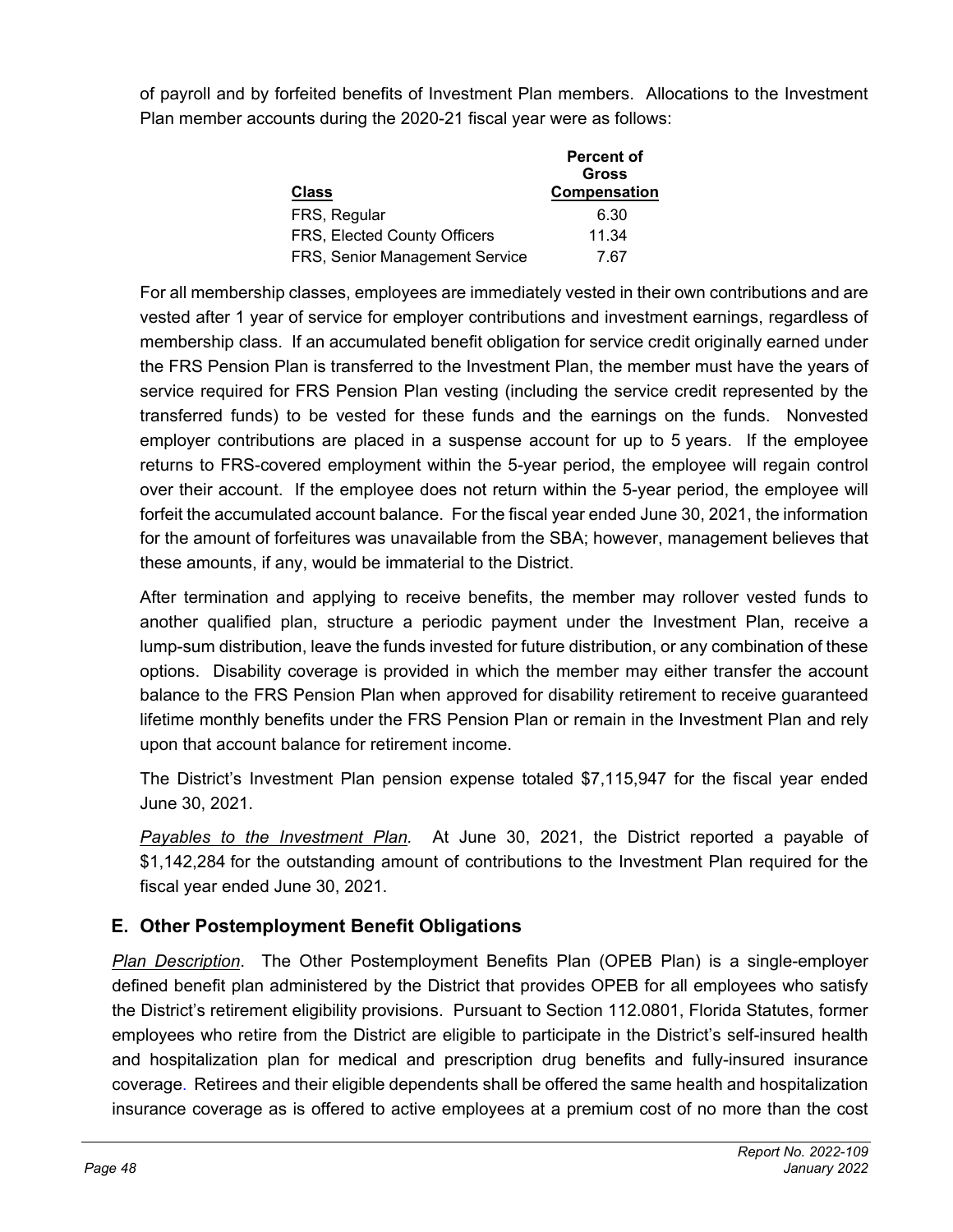of payroll and by forfeited benefits of Investment Plan members. Allocations to the Investment Plan member accounts during the 2020-21 fiscal year were as follows:

| Class | Percent of Gross Compensation |
|---|---|
| FRS, Regular | 6.30 |
| FRS, Elected County Officers | 11.34 |
| FRS, Senior Management Service | 7.67 |

For all membership classes, employees are immediately vested in their own contributions and are vested after 1 year of service for employer contributions and investment earnings, regardless of membership class. If an accumulated benefit obligation for service credit originally earned under the FRS Pension Plan is transferred to the Investment Plan, the member must have the years of service required for FRS Pension Plan vesting (including the service credit represented by the transferred funds) to be vested for these funds and the earnings on the funds. Nonvested employer contributions are placed in a suspense account for up to 5 years. If the employee returns to FRS-covered employment within the 5-year period, the employee will regain control over their account. If the employee does not return within the 5-year period, the employee will forfeit the accumulated account balance. For the fiscal year ended June 30, 2021, the information for the amount of forfeitures was unavailable from the SBA; however, management believes that these amounts, if any, would be immaterial to the District.

After termination and applying to receive benefits, the member may rollover vested funds to another qualified plan, structure a periodic payment under the Investment Plan, receive a lump-sum distribution, leave the funds invested for future distribution, or any combination of these options. Disability coverage is provided in which the member may either transfer the account balance to the FRS Pension Plan when approved for disability retirement to receive guaranteed lifetime monthly benefits under the FRS Pension Plan or remain in the Investment Plan and rely upon that account balance for retirement income.

The District's Investment Plan pension expense totaled $7,115,947 for the fiscal year ended June 30, 2021.

*Payables to the Investment Plan.* At June 30, 2021, the District reported a payable of $1,142,284 for the outstanding amount of contributions to the Investment Plan required for the fiscal year ended June 30, 2021.

## E. Other Postemployment Benefit Obligations

*Plan Description*. The Other Postemployment Benefits Plan (OPEB Plan) is a single-employer defined benefit plan administered by the District that provides OPEB for all employees who satisfy the District's retirement eligibility provisions. Pursuant to Section 112.0801, Florida Statutes, former employees who retire from the District are eligible to participate in the District's self-insured health and hospitalization plan for medical and prescription drug benefits and fully-insured insurance coverage. Retirees and their eligible dependents shall be offered the same health and hospitalization insurance coverage as is offered to active employees at a premium cost of no more than the cost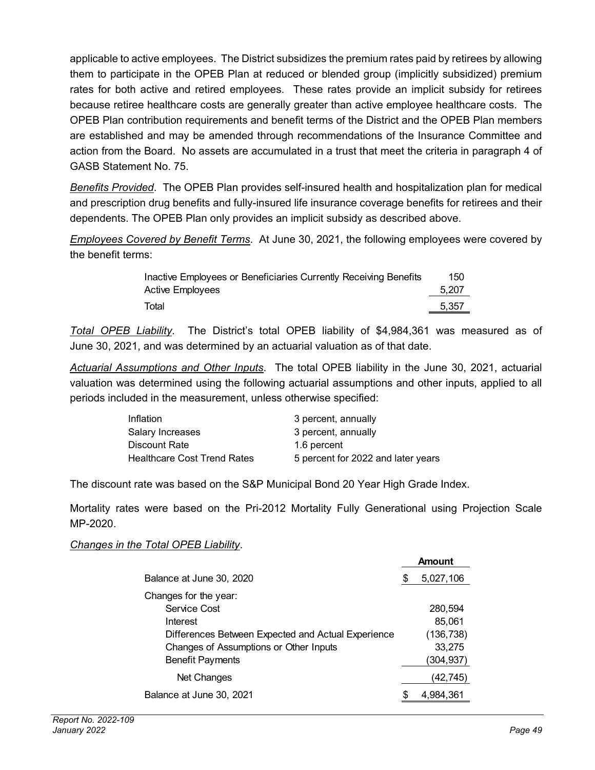applicable to active employees. The District subsidizes the premium rates paid by retirees by allowing them to participate in the OPEB Plan at reduced or blended group (implicitly subsidized) premium rates for both active and retired employees. These rates provide an implicit subsidy for retirees because retiree healthcare costs are generally greater than active employee healthcare costs. The OPEB Plan contribution requirements and benefit terms of the District and the OPEB Plan members are established and may be amended through recommendations of the Insurance Committee and action from the Board. No assets are accumulated in a trust that meet the criteria in paragraph 4 of GASB Statement No. 75.

*Benefits Provided*. The OPEB Plan provides self-insured health and hospitalization plan for medical and prescription drug benefits and fully-insured life insurance coverage benefits for retirees and their dependents. The OPEB Plan only provides an implicit subsidy as described above.

*Employees Covered by Benefit Terms*. At June 30, 2021, the following employees were covered by the benefit terms:

| | |
|---|---|
| Inactive Employees or Beneficiaries Currently Receiving Benefits | 150 |
| Active Employees | 5,207 |
| Total | 5,357 |

*Total OPEB Liability*. The District's total OPEB liability of $4,984,361 was measured as of June 30, 2021, and was determined by an actuarial valuation as of that date.

*Actuarial Assumptions and Other Inputs*. The total OPEB liability in the June 30, 2021, actuarial valuation was determined using the following actuarial assumptions and other inputs, applied to all periods included in the measurement, unless otherwise specified:

| | |
|---|---|
| Inflation | 3 percent, annually |
| Salary Increases | 3 percent, annually |
| Discount Rate | 1.6 percent |
| Healthcare Cost Trend Rates | 5 percent for 2022 and later years |

The discount rate was based on the S&P Municipal Bond 20 Year High Grade Index.

Mortality rates were based on the Pri-2012 Mortality Fully Generational using Projection Scale MP-2020.

*Changes in the Total OPEB Liability*.

| | Amount |
|---|---|
| Balance at June 30, 2020 | $ 5,027,106 |
| Changes for the year: | |
| Service Cost | 280,594 |
| Interest | 85,061 |
| Differences Between Expected and Actual Experience | (136,738) |
| Changes of Assumptions or Other Inputs | 33,275 |
| Benefit Payments | (304,937) |
| Net Changes | (42,745) |
| Balance at June 30, 2021 | $ 4,984,361 |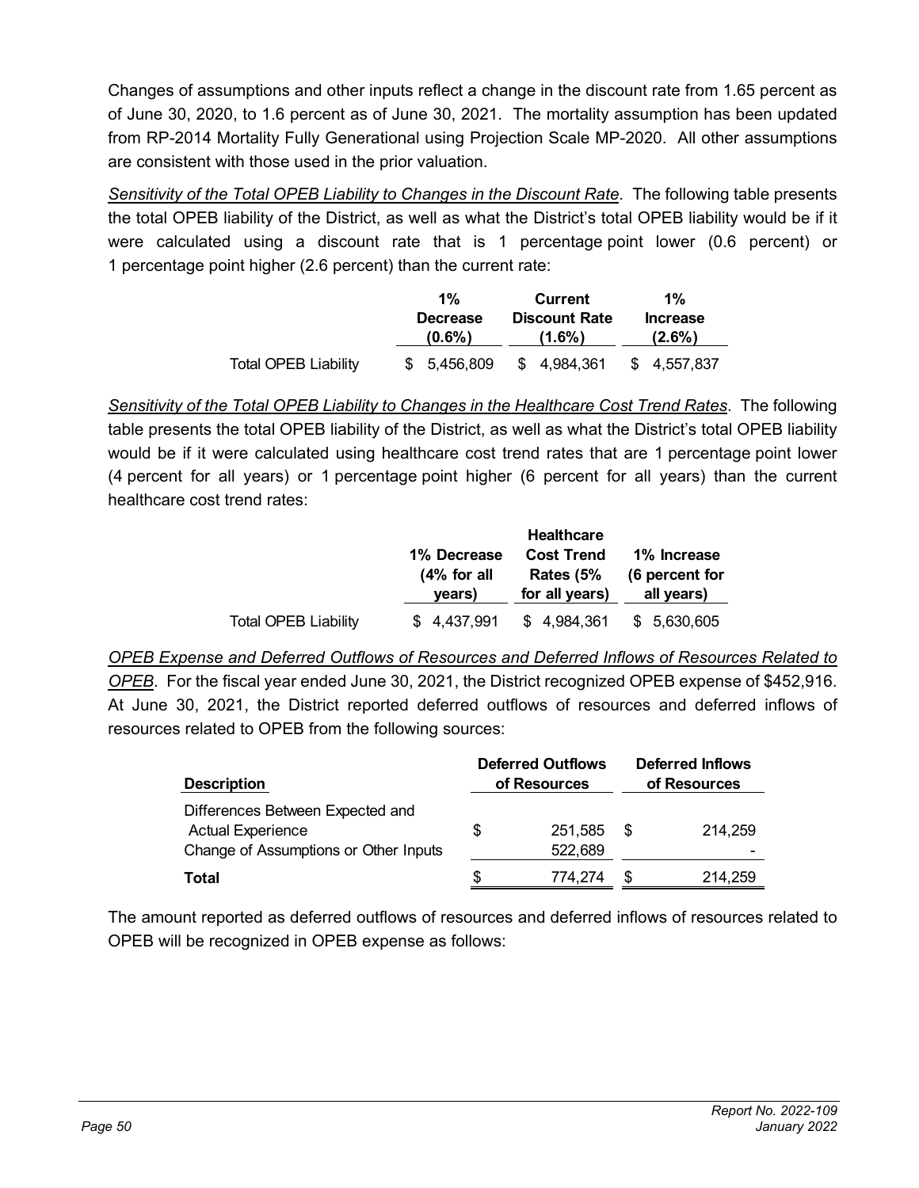Changes of assumptions and other inputs reflect a change in the discount rate from 1.65 percent as of June 30, 2020, to 1.6 percent as of June 30, 2021. The mortality assumption has been updated from RP-2014 Mortality Fully Generational using Projection Scale MP-2020. All other assumptions are consistent with those used in the prior valuation.

*Sensitivity of the Total OPEB Liability to Changes in the Discount Rate*. The following table presents the total OPEB liability of the District, as well as what the District's total OPEB liability would be if it were calculated using a discount rate that is 1 percentage point lower (0.6 percent) or 1 percentage point higher (2.6 percent) than the current rate:

| | 1% Decrease (0.6%) | Current Discount Rate (1.6%) | 1% Increase (2.6%) |
|---|---|---|---|
| Total OPEB Liability | $ 5,456,809 | $ 4,984,361 | $ 4,557,837 |

*Sensitivity of the Total OPEB Liability to Changes in the Healthcare Cost Trend Rates*. The following table presents the total OPEB liability of the District, as well as what the District's total OPEB liability would be if it were calculated using healthcare cost trend rates that are 1 percentage point lower (4 percent for all years) or 1 percentage point higher (6 percent for all years) than the current healthcare cost trend rates:

| | 1% Decrease (4% for all years) | Healthcare Cost Trend Rates (5% for all years) | 1% Increase (6 percent for all years) |
|---|---|---|---|
| Total OPEB Liability | $ 4,437,991 | $ 4,984,361 | $ 5,630,605 |

*OPEB Expense and Deferred Outflows of Resources and Deferred Inflows of Resources Related to OPEB*. For the fiscal year ended June 30, 2021, the District recognized OPEB expense of $452,916. At June 30, 2021, the District reported deferred outflows of resources and deferred inflows of resources related to OPEB from the following sources:

| Description | Deferred Outflows of Resources | Deferred Inflows of Resources |
|---|---|---|
| Differences Between Expected and Actual Experience | $ 251,585 | $ 214,259 |
| Change of Assumptions or Other Inputs | 522,689 | - |
| **Total** | $ 774,274 | $ 214,259 |

The amount reported as deferred outflows of resources and deferred inflows of resources related to OPEB will be recognized in OPEB expense as follows: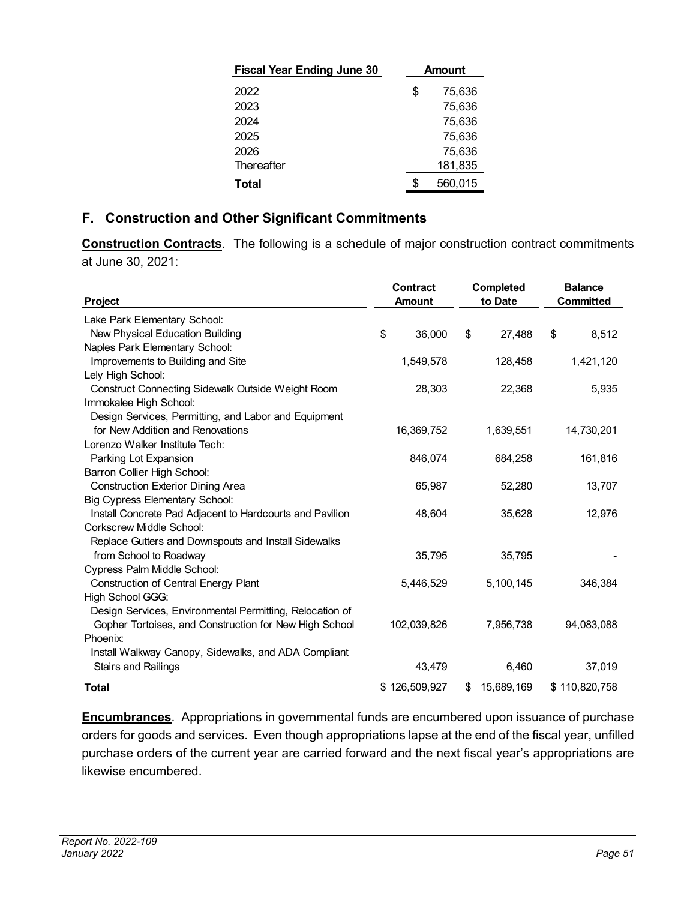| Fiscal Year Ending June 30 | Amount |
|---|---|
| 2022 | $ 75,636 |
| 2023 | 75,636 |
| 2024 | 75,636 |
| 2025 | 75,636 |
| 2026 | 75,636 |
| Thereafter | 181,835 |
| **Total** | $ 560,015 |

## F. Construction and Other Significant Commitments

**Construction Contracts**. The following is a schedule of major construction contract commitments at June 30, 2021:

| Project | Contract Amount | Completed to Date | Balance Committed |
|---|---|---|---|
| Lake Park Elementary School: | | | |
| New Physical Education Building | $ 36,000 | $ 27,488 | $ 8,512 |
| Naples Park Elementary School: | | | |
| Improvements to Building and Site | 1,549,578 | 128,458 | 1,421,120 |
| Lely High School: | | | |
| Construct Connecting Sidewalk Outside Weight Room | 28,303 | 22,368 | 5,935 |
| Immokalee High School: | | | |
| Design Services, Permitting, and Labor and Equipment for New Addition and Renovations | 16,369,752 | 1,639,551 | 14,730,201 |
| Lorenzo Walker Institute Tech: | | | |
| Parking Lot Expansion | 846,074 | 684,258 | 161,816 |
| Barron Collier High School: | | | |
| Construction Exterior Dining Area | 65,987 | 52,280 | 13,707 |
| Big Cypress Elementary School: | | | |
| Install Concrete Pad Adjacent to Hardcourts and Pavilion | 48,604 | 35,628 | 12,976 |
| Corkscrew Middle School: | | | |
| Replace Gutters and Downspouts and Install Sidewalks from School to Roadway | 35,795 | 35,795 | - |
| Cypress Palm Middle School: | | | |
| Construction of Central Energy Plant | 5,446,529 | 5,100,145 | 346,384 |
| High School GGG: | | | |
| Design Services, Environmental Permitting, Relocation of Gopher Tortoises, and Construction for New High School | 102,039,826 | 7,956,738 | 94,083,088 |
| Phoenix: | | | |
| Install Walkway Canopy, Sidewalks, and ADA Compliant Stairs and Railings | 43,479 | 6,460 | 37,019 |
| **Total** | $ 126,509,927 | $ 15,689,169 | $ 110,820,758 |

**Encumbrances**. Appropriations in governmental funds are encumbered upon issuance of purchase orders for goods and services. Even though appropriations lapse at the end of the fiscal year, unfilled purchase orders of the current year are carried forward and the next fiscal year's appropriations are likewise encumbered.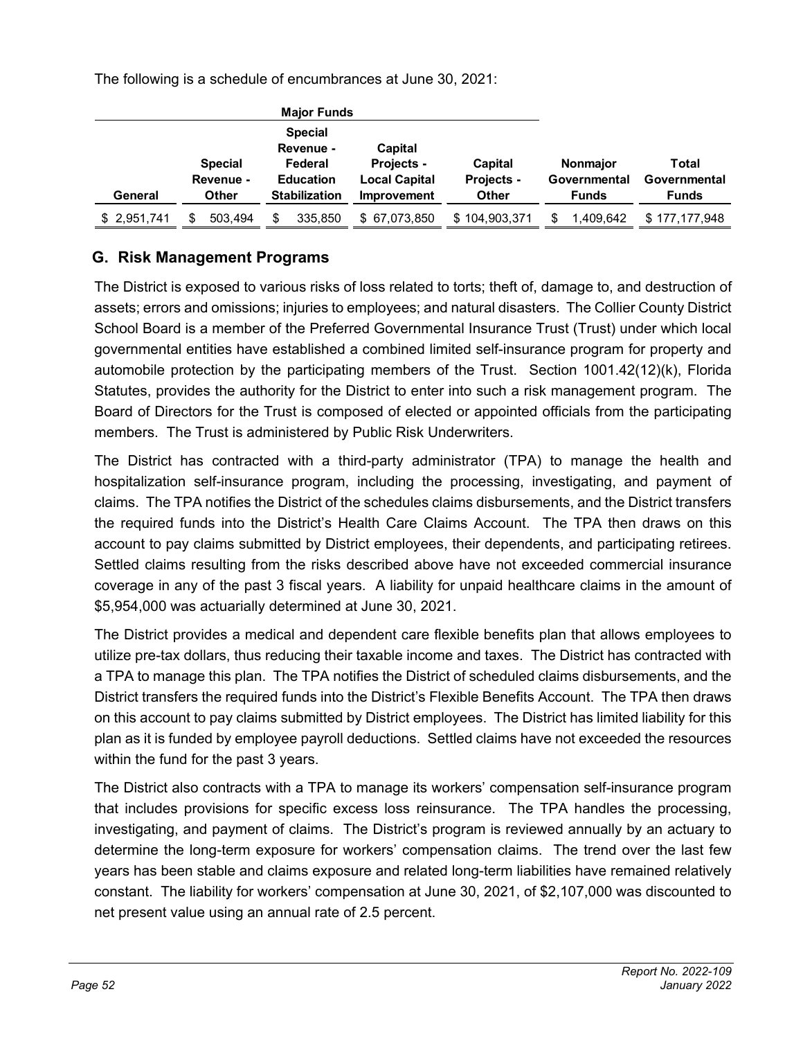The following is a schedule of encumbrances at June 30, 2021:

| Major Funds | | | | | | |
|---|---|---|---|---|---|---|
| General | Special Revenue - Other | Special Revenue - Federal Education Stabilization | Capital Projects - Local Capital Improvement | Capital Projects - Other | Nonmajor Governmental Funds | Total Governmental Funds |
| $ 2,951,741 | $ 503,494 | $ 335,850 | $ 67,073,850 | $ 104,903,371 | $ 1,409,642 | $ 177,177,948 |

## G. Risk Management Programs

The District is exposed to various risks of loss related to torts; theft of, damage to, and destruction of assets; errors and omissions; injuries to employees; and natural disasters. The Collier County District School Board is a member of the Preferred Governmental Insurance Trust (Trust) under which local governmental entities have established a combined limited self-insurance program for property and automobile protection by the participating members of the Trust. Section 1001.42(12)(k), Florida Statutes, provides the authority for the District to enter into such a risk management program. The Board of Directors for the Trust is composed of elected or appointed officials from the participating members. The Trust is administered by Public Risk Underwriters.

The District has contracted with a third-party administrator (TPA) to manage the health and hospitalization self-insurance program, including the processing, investigating, and payment of claims. The TPA notifies the District of the schedules claims disbursements, and the District transfers the required funds into the District's Health Care Claims Account. The TPA then draws on this account to pay claims submitted by District employees, their dependents, and participating retirees. Settled claims resulting from the risks described above have not exceeded commercial insurance coverage in any of the past 3 fiscal years. A liability for unpaid healthcare claims in the amount of $5,954,000 was actuarially determined at June 30, 2021.

The District provides a medical and dependent care flexible benefits plan that allows employees to utilize pre-tax dollars, thus reducing their taxable income and taxes. The District has contracted with a TPA to manage this plan. The TPA notifies the District of scheduled claims disbursements, and the District transfers the required funds into the District's Flexible Benefits Account. The TPA then draws on this account to pay claims submitted by District employees. The District has limited liability for this plan as it is funded by employee payroll deductions. Settled claims have not exceeded the resources within the fund for the past 3 years.

The District also contracts with a TPA to manage its workers' compensation self-insurance program that includes provisions for specific excess loss reinsurance. The TPA handles the processing, investigating, and payment of claims. The District's program is reviewed annually by an actuary to determine the long-term exposure for workers' compensation claims. The trend over the last few years has been stable and claims exposure and related long-term liabilities have remained relatively constant. The liability for workers' compensation at June 30, 2021, of $2,107,000 was discounted to net present value using an annual rate of 2.5 percent.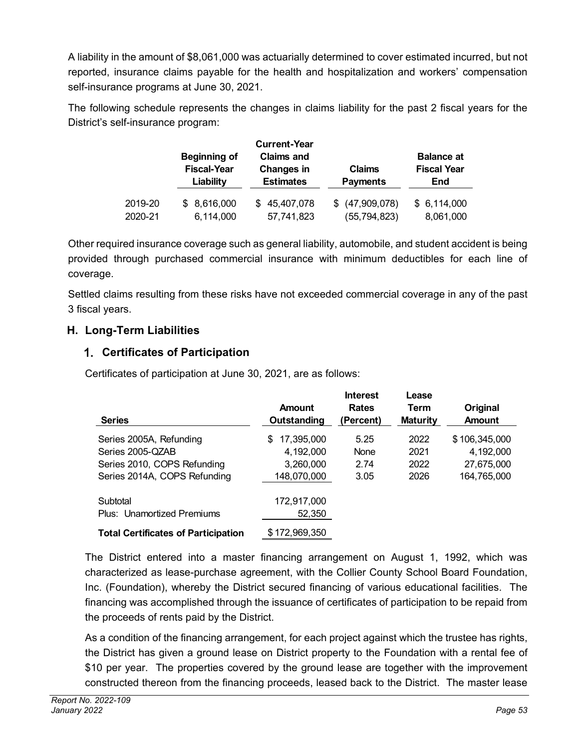A liability in the amount of $8,061,000 was actuarially determined to cover estimated incurred, but not reported, insurance claims payable for the health and hospitalization and workers' compensation self-insurance programs at June 30, 2021.

The following schedule represents the changes in claims liability for the past 2 fiscal years for the District's self-insurance program:

| | Beginning of Fiscal-Year Liability | Current-Year Claims and Changes in Estimates | Claims Payments | Balance at Fiscal Year End |
|---|---|---|---|---|
| 2019-20 | $ 8,616,000 | $ 45,407,078 | $ (47,909,078) | $ 6,114,000 |
| 2020-21 | 6,114,000 | 57,741,823 | (55,794,823) | 8,061,000 |

Other required insurance coverage such as general liability, automobile, and student accident is being provided through purchased commercial insurance with minimum deductibles for each line of coverage.

Settled claims resulting from these risks have not exceeded commercial coverage in any of the past 3 fiscal years.

## H. Long-Term Liabilities

### 1. Certificates of Participation

Certificates of participation at June 30, 2021, are as follows:

| Series | Amount Outstanding | Interest Rates (Percent) | Lease Term Maturity | Original Amount |
|---|---|---|---|---|
| Series 2005A, Refunding | $ 17,395,000 | 5.25 | 2022 | $ 106,345,000 |
| Series 2005-QZAB | 4,192,000 | None | 2021 | 4,192,000 |
| Series 2010, COPS Refunding | 3,260,000 | 2.74 | 2022 | 27,675,000 |
| Series 2014A, COPS Refunding | 148,070,000 | 3.05 | 2026 | 164,765,000 |
| Subtotal | 172,917,000 | | | |
| Plus: Unamortized Premiums | 52,350 | | | |
| **Total Certificates of Participation** | $ 172,969,350 | | | |

The District entered into a master financing arrangement on August 1, 1992, which was characterized as lease-purchase agreement, with the Collier County School Board Foundation, Inc. (Foundation), whereby the District secured financing of various educational facilities. The financing was accomplished through the issuance of certificates of participation to be repaid from the proceeds of rents paid by the District.

As a condition of the financing arrangement, for each project against which the trustee has rights, the District has given a ground lease on District property to the Foundation with a rental fee of $10 per year. The properties covered by the ground lease are together with the improvement constructed thereon from the financing proceeds, leased back to the District. The master lease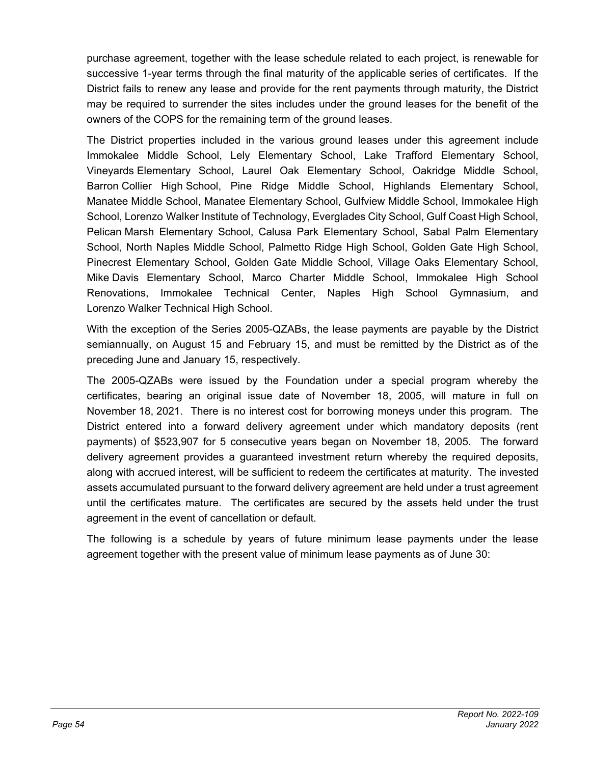purchase agreement, together with the lease schedule related to each project, is renewable for successive 1-year terms through the final maturity of the applicable series of certificates. If the District fails to renew any lease and provide for the rent payments through maturity, the District may be required to surrender the sites includes under the ground leases for the benefit of the owners of the COPS for the remaining term of the ground leases.

The District properties included in the various ground leases under this agreement include Immokalee Middle School, Lely Elementary School, Lake Trafford Elementary School, Vineyards Elementary School, Laurel Oak Elementary School, Oakridge Middle School, Barron Collier High School, Pine Ridge Middle School, Highlands Elementary School, Manatee Middle School, Manatee Elementary School, Gulfview Middle School, Immokalee High School, Lorenzo Walker Institute of Technology, Everglades City School, Gulf Coast High School, Pelican Marsh Elementary School, Calusa Park Elementary School, Sabal Palm Elementary School, North Naples Middle School, Palmetto Ridge High School, Golden Gate High School, Pinecrest Elementary School, Golden Gate Middle School, Village Oaks Elementary School, Mike Davis Elementary School, Marco Charter Middle School, Immokalee High School Renovations, Immokalee Technical Center, Naples High School Gymnasium, and Lorenzo Walker Technical High School.

With the exception of the Series 2005-QZABs, the lease payments are payable by the District semiannually, on August 15 and February 15, and must be remitted by the District as of the preceding June and January 15, respectively.

The 2005-QZABs were issued by the Foundation under a special program whereby the certificates, bearing an original issue date of November 18, 2005, will mature in full on November 18, 2021. There is no interest cost for borrowing moneys under this program. The District entered into a forward delivery agreement under which mandatory deposits (rent payments) of $523,907 for 5 consecutive years began on November 18, 2005. The forward delivery agreement provides a guaranteed investment return whereby the required deposits, along with accrued interest, will be sufficient to redeem the certificates at maturity. The invested assets accumulated pursuant to the forward delivery agreement are held under a trust agreement until the certificates mature. The certificates are secured by the assets held under the trust agreement in the event of cancellation or default.

The following is a schedule by years of future minimum lease payments under the lease agreement together with the present value of minimum lease payments as of June 30: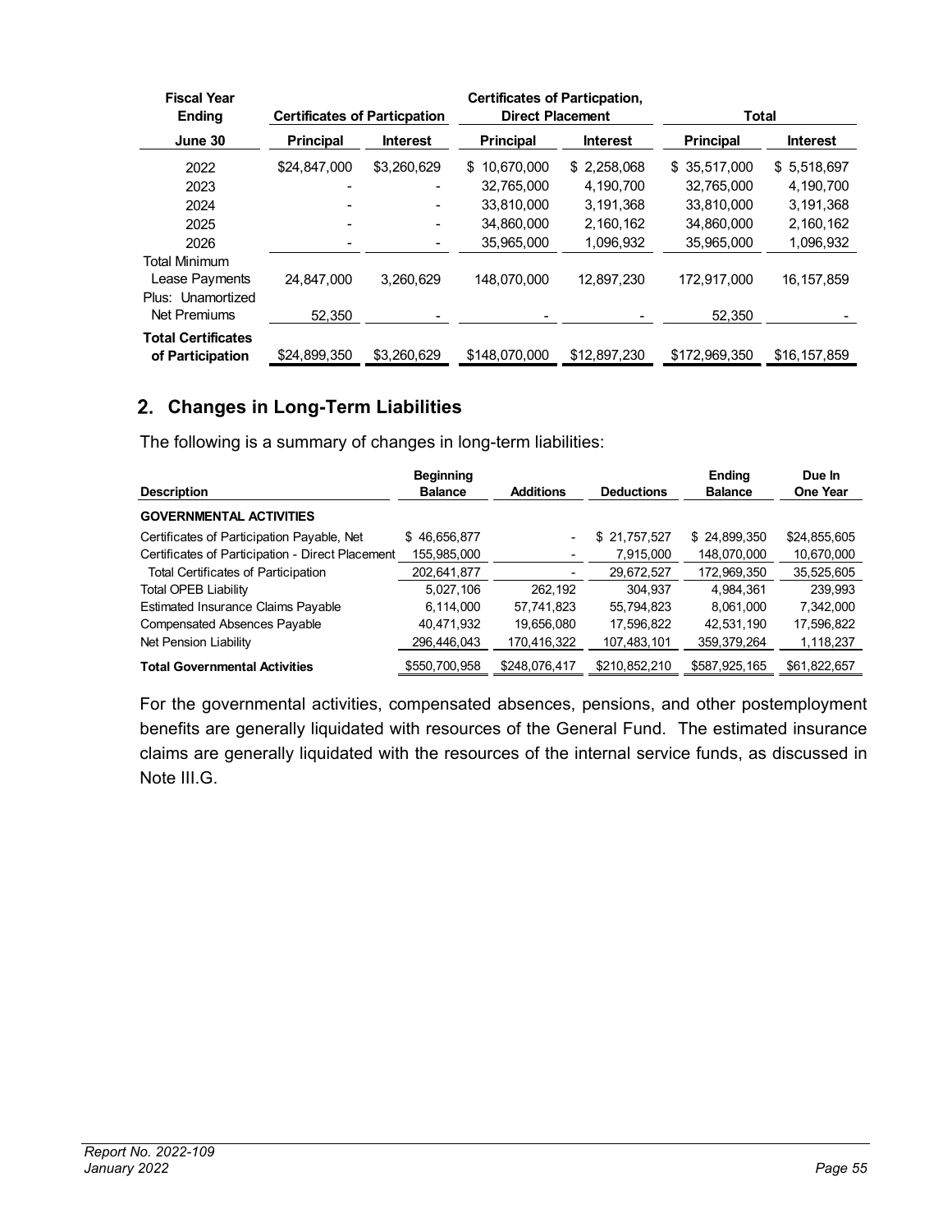| Fiscal Year Ending | Certificates of Particpation | | Certificates of Particpation, Direct Placement | | Total | |
|---|---|---|---|---|---|---|
| June 30 | Principal | Interest | Principal | Interest | Principal | Interest |
| 2022 | $24,847,000 | $3,260,629 | $ 10,670,000 | $ 2,258,068 | $ 35,517,000 | $ 5,518,697 |
| 2023 | - | - | 32,765,000 | 4,190,700 | 32,765,000 | 4,190,700 |
| 2024 | - | - | 33,810,000 | 3,191,368 | 33,810,000 | 3,191,368 |
| 2025 | - | - | 34,860,000 | 2,160,162 | 34,860,000 | 2,160,162 |
| 2026 | - | - | 35,965,000 | 1,096,932 | 35,965,000 | 1,096,932 |
| Total Minimum Lease Payments | 24,847,000 | 3,260,629 | 148,070,000 | 12,897,230 | 172,917,000 | 16,157,859 |
| Plus: Unamortized Net Premiums | 52,350 | - | - | - | 52,350 | - |
| **Total Certificates of Participation** | $24,899,350 | $3,260,629 | $148,070,000 | $12,897,230 | $172,969,350 | $16,157,859 |

## 2. Changes in Long-Term Liabilities

The following is a summary of changes in long-term liabilities:

| Description | Beginning Balance | Additions | Deductions | Ending Balance | Due In One Year |
|---|---|---|---|---|---|
| **GOVERNMENTAL ACTIVITIES** | | | | | |
| Certificates of Participation Payable, Net | $ 46,656,877 | - | $ 21,757,527 | $ 24,899,350 | $24,855,605 |
| Certificates of Participation - Direct Placement | 155,985,000 | - | 7,915,000 | 148,070,000 | 10,670,000 |
| Total Certificates of Participation | 202,641,877 | - | 29,672,527 | 172,969,350 | 35,525,605 |
| Total OPEB Liability | 5,027,106 | 262,192 | 304,937 | 4,984,361 | 239,993 |
| Estimated Insurance Claims Payable | 6,114,000 | 57,741,823 | 55,794,823 | 8,061,000 | 7,342,000 |
| Compensated Absences Payable | 40,471,932 | 19,656,080 | 17,596,822 | 42,531,190 | 17,596,822 |
| Net Pension Liability | 296,446,043 | 170,416,322 | 107,483,101 | 359,379,264 | 1,118,237 |
| **Total Governmental Activities** | $550,700,958 | $248,076,417 | $210,852,210 | $587,925,165 | $61,822,657 |

For the governmental activities, compensated absences, pensions, and other postemployment benefits are generally liquidated with resources of the General Fund. The estimated insurance claims are generally liquidated with the resources of the internal service funds, as discussed in Note III.G.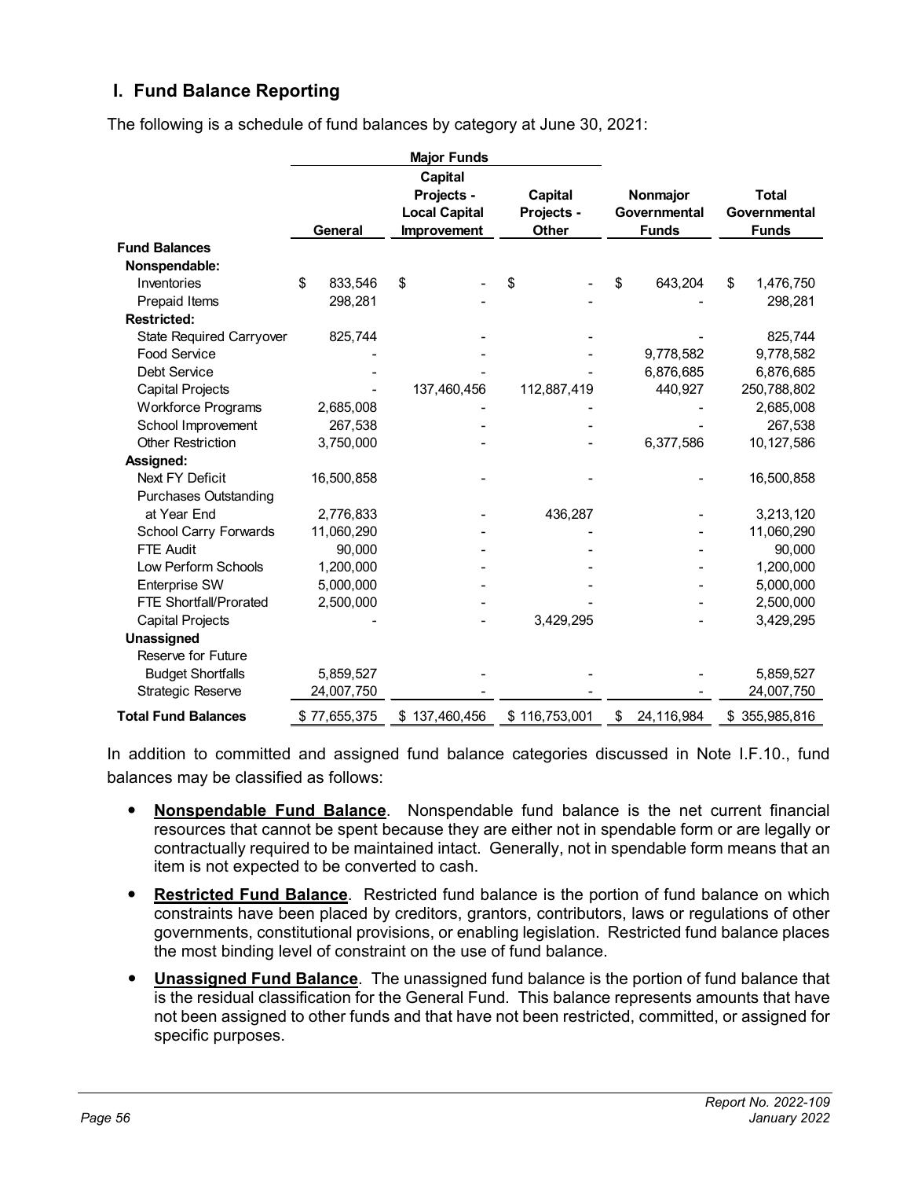## I. Fund Balance Reporting

The following is a schedule of fund balances by category at June 30, 2021:

| | Major Funds | | | | |
|---|---|---|---|---|---|
| | General | Capital Projects - Local Capital Improvement | Capital Projects - Other | Nonmajor Governmental Funds | Total Governmental Funds |
| **Fund Balances** | | | | | |
| **Nonspendable:** | | | | | |
| Inventories | $ 833,546 | $ - | $ - | $ 643,204 | $ 1,476,750 |
| Prepaid Items | 298,281 | - | - | - | 298,281 |
| **Restricted:** | | | | | |
| State Required Carryover | 825,744 | - | - | - | 825,744 |
| Food Service | - | - | - | 9,778,582 | 9,778,582 |
| Debt Service | - | - | - | 6,876,685 | 6,876,685 |
| Capital Projects | - | 137,460,456 | 112,887,419 | 440,927 | 250,788,802 |
| Workforce Programs | 2,685,008 | - | - | - | 2,685,008 |
| School Improvement | 267,538 | - | - | - | 267,538 |
| Other Restriction | 3,750,000 | - | - | 6,377,586 | 10,127,586 |
| **Assigned:** | | | | | |
| Next FY Deficit | 16,500,858 | - | - | - | 16,500,858 |
| Purchases Outstanding at Year End | 2,776,833 | - | 436,287 | - | 3,213,120 |
| School Carry Forwards | 11,060,290 | - | - | - | 11,060,290 |
| FTE Audit | 90,000 | - | - | - | 90,000 |
| Low Perform Schools | 1,200,000 | - | - | - | 1,200,000 |
| Enterprise SW | 5,000,000 | - | - | - | 5,000,000 |
| FTE Shortfall/Prorated | 2,500,000 | - | - | - | 2,500,000 |
| Capital Projects | - | - | 3,429,295 | - | 3,429,295 |
| **Unassigned** | | | | | |
| Reserve for Future Budget Shortfalls | 5,859,527 | - | - | - | 5,859,527 |
| Strategic Reserve | 24,007,750 | - | - | - | 24,007,750 |
| **Total Fund Balances** | $ 77,655,375 | $ 137,460,456 | $ 116,753,001 | $ 24,116,984 | $ 355,985,816 |

In addition to committed and assigned fund balance categories discussed in Note I.F.10., fund balances may be classified as follows:

- **Nonspendable Fund Balance**. Nonspendable fund balance is the net current financial resources that cannot be spent because they are either not in spendable form or are legally or contractually required to be maintained intact. Generally, not in spendable form means that an item is not expected to be converted to cash.
- **Restricted Fund Balance**. Restricted fund balance is the portion of fund balance on which constraints have been placed by creditors, grantors, contributors, laws or regulations of other governments, constitutional provisions, or enabling legislation. Restricted fund balance places the most binding level of constraint on the use of fund balance.
- **Unassigned Fund Balance**. The unassigned fund balance is the portion of fund balance that is the residual classification for the General Fund. This balance represents amounts that have not been assigned to other funds and that have not been restricted, committed, or assigned for specific purposes.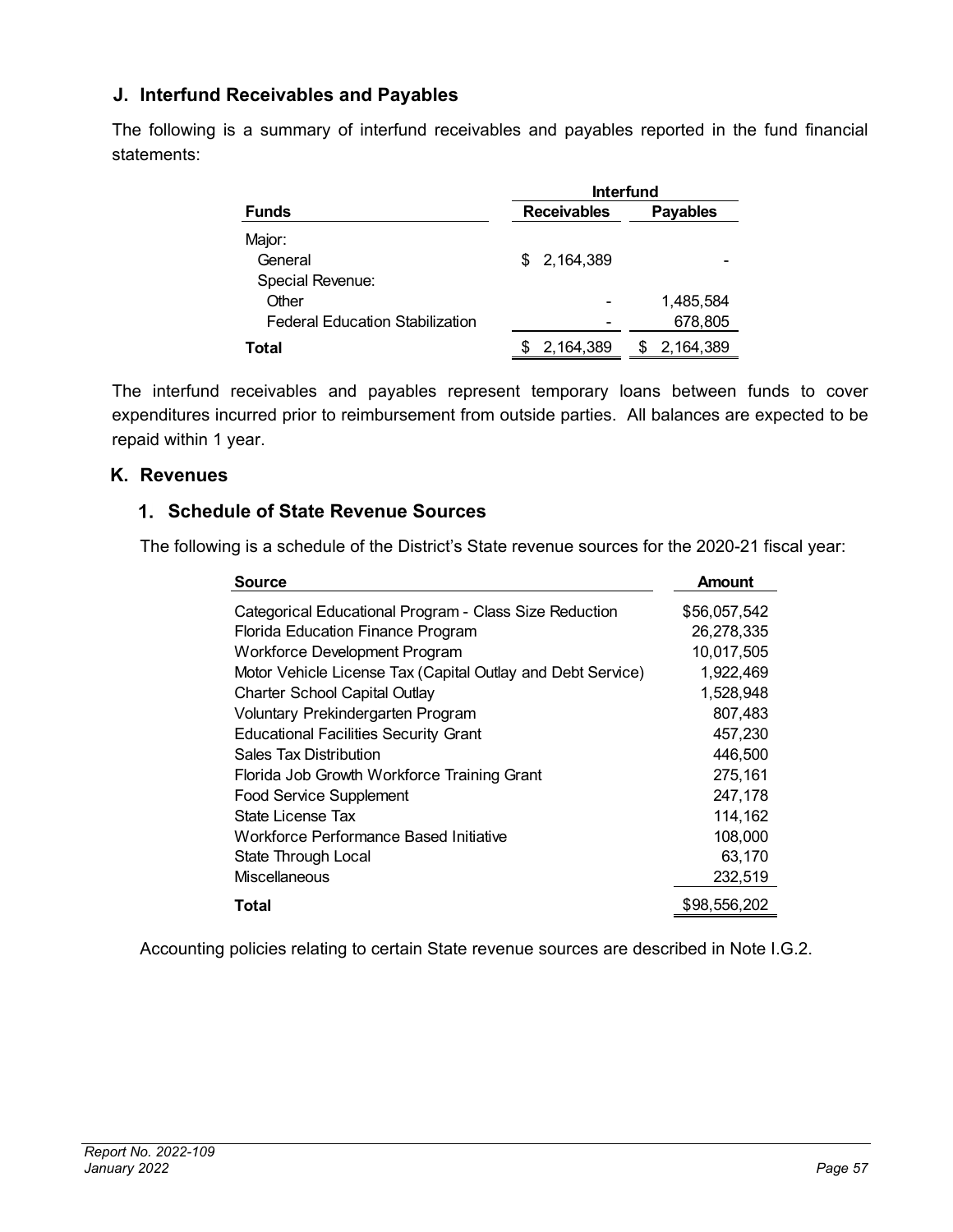## J. Interfund Receivables and Payables

The following is a summary of interfund receivables and payables reported in the fund financial statements:

| Funds | Interfund Receivables | Interfund Payables |
|---|---|---|
| Major: | | |
| General | $ 2,164,389 | - |
| Special Revenue: | | |
| Other | - | 1,485,584 |
| Federal Education Stabilization | - | 678,805 |
| **Total** | $ 2,164,389 | $ 2,164,389 |

The interfund receivables and payables represent temporary loans between funds to cover expenditures incurred prior to reimbursement from outside parties. All balances are expected to be repaid within 1 year.

## K. Revenues

### 1. Schedule of State Revenue Sources

The following is a schedule of the District's State revenue sources for the 2020-21 fiscal year:

| Source | Amount |
|---|---|
| Categorical Educational Program - Class Size Reduction | $56,057,542 |
| Florida Education Finance Program | 26,278,335 |
| Workforce Development Program | 10,017,505 |
| Motor Vehicle License Tax (Capital Outlay and Debt Service) | 1,922,469 |
| Charter School Capital Outlay | 1,528,948 |
| Voluntary Prekindergarten Program | 807,483 |
| Educational Facilities Security Grant | 457,230 |
| Sales Tax Distribution | 446,500 |
| Florida Job Growth Workforce Training Grant | 275,161 |
| Food Service Supplement | 247,178 |
| State License Tax | 114,162 |
| Workforce Performance Based Initiative | 108,000 |
| State Through Local | 63,170 |
| Miscellaneous | 232,519 |
| **Total** | $98,556,202 |

Accounting policies relating to certain State revenue sources are described in Note I.G.2.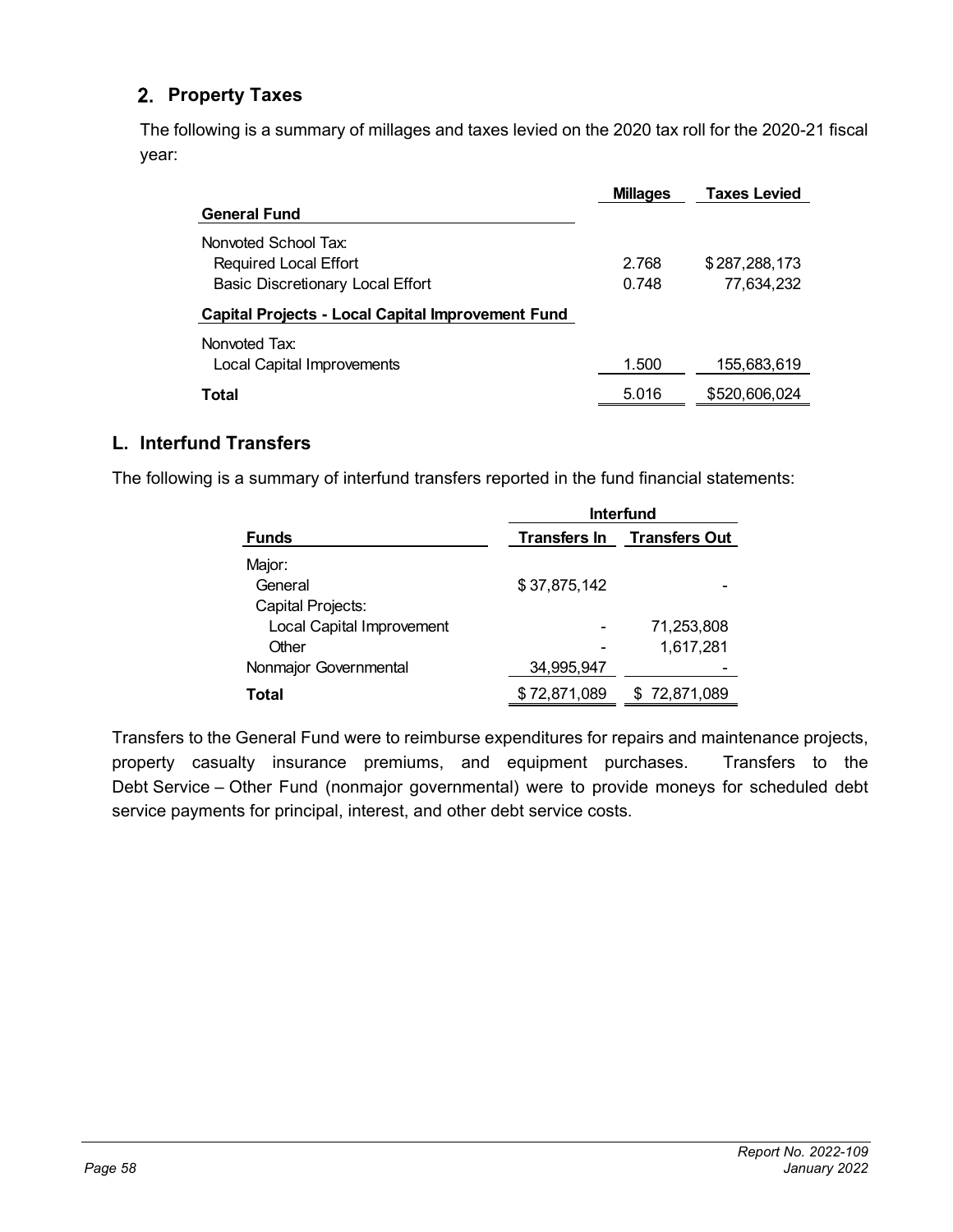## 2. Property Taxes

The following is a summary of millages and taxes levied on the 2020 tax roll for the 2020-21 fiscal year:

| | Millages | Taxes Levied |
|---|---|---|
| **General Fund** | | |
| Nonvoted School Tax: | | |
| Required Local Effort | 2.768 | $ 287,288,173 |
| Basic Discretionary Local Effort | 0.748 | 77,634,232 |
| **Capital Projects - Local Capital Improvement Fund** | | |
| Nonvoted Tax: | | |
| Local Capital Improvements | 1.500 | 155,683,619 |
| **Total** | 5.016 | $520,606,024 |

## L. Interfund Transfers

The following is a summary of interfund transfers reported in the fund financial statements:

| | Interfund | |
|---|---|---|
| **Funds** | **Transfers In** | **Transfers Out** |
| Major: | | |
| General | $ 37,875,142 | - |
| Capital Projects: | | |
| Local Capital Improvement | - | 71,253,808 |
| Other | - | 1,617,281 |
| Nonmajor Governmental | 34,995,947 | - |
| **Total** | $ 72,871,089 | $ 72,871,089 |

Transfers to the General Fund were to reimburse expenditures for repairs and maintenance projects, property casualty insurance premiums, and equipment purchases. Transfers to the Debt Service – Other Fund (nonmajor governmental) were to provide moneys for scheduled debt service payments for principal, interest, and other debt service costs.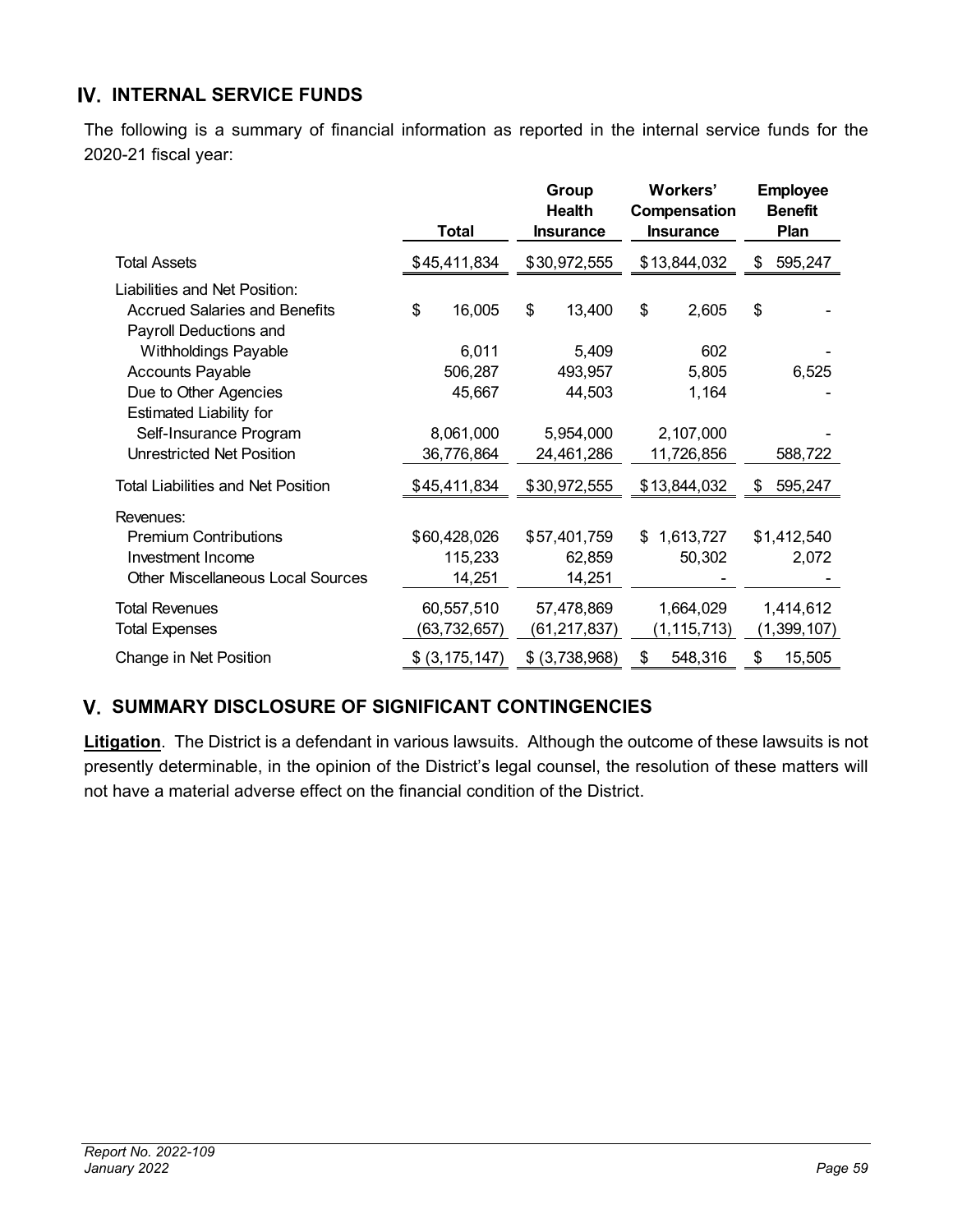## IV. INTERNAL SERVICE FUNDS

The following is a summary of financial information as reported in the internal service funds for the 2020-21 fiscal year:

| | Total | Group Health Insurance | Workers' Compensation Insurance | Employee Benefit Plan |
|---|---|---|---|---|
| Total Assets | $45,411,834 | $30,972,555 | $13,844,032 | $ 595,247 |
| Liabilities and Net Position: | | | | |
| Accrued Salaries and Benefits | $ 16,005 | $ 13,400 | $ 2,605 | $ - |
| Payroll Deductions and Withholdings Payable | 6,011 | 5,409 | 602 | - |
| Accounts Payable | 506,287 | 493,957 | 5,805 | 6,525 |
| Due to Other Agencies | 45,667 | 44,503 | 1,164 | - |
| Estimated Liability for Self-Insurance Program | 8,061,000 | 5,954,000 | 2,107,000 | - |
| Unrestricted Net Position | 36,776,864 | 24,461,286 | 11,726,856 | 588,722 |
| Total Liabilities and Net Position | $45,411,834 | $30,972,555 | $13,844,032 | $ 595,247 |
| Revenues: | | | | |
| Premium Contributions | $60,428,026 | $57,401,759 | $ 1,613,727 | $1,412,540 |
| Investment Income | 115,233 | 62,859 | 50,302 | 2,072 |
| Other Miscellaneous Local Sources | 14,251 | 14,251 | - | - |
| Total Revenues | 60,557,510 | 57,478,869 | 1,664,029 | 1,414,612 |
| Total Expenses | (63,732,657) | (61,217,837) | (1,115,713) | (1,399,107) |
| Change in Net Position | $ (3,175,147) | $ (3,738,968) | $ 548,316 | $ 15,505 |

## V. SUMMARY DISCLOSURE OF SIGNIFICANT CONTINGENCIES

**Litigation**. The District is a defendant in various lawsuits. Although the outcome of these lawsuits is not presently determinable, in the opinion of the District's legal counsel, the resolution of these matters will not have a material adverse effect on the financial condition of the District.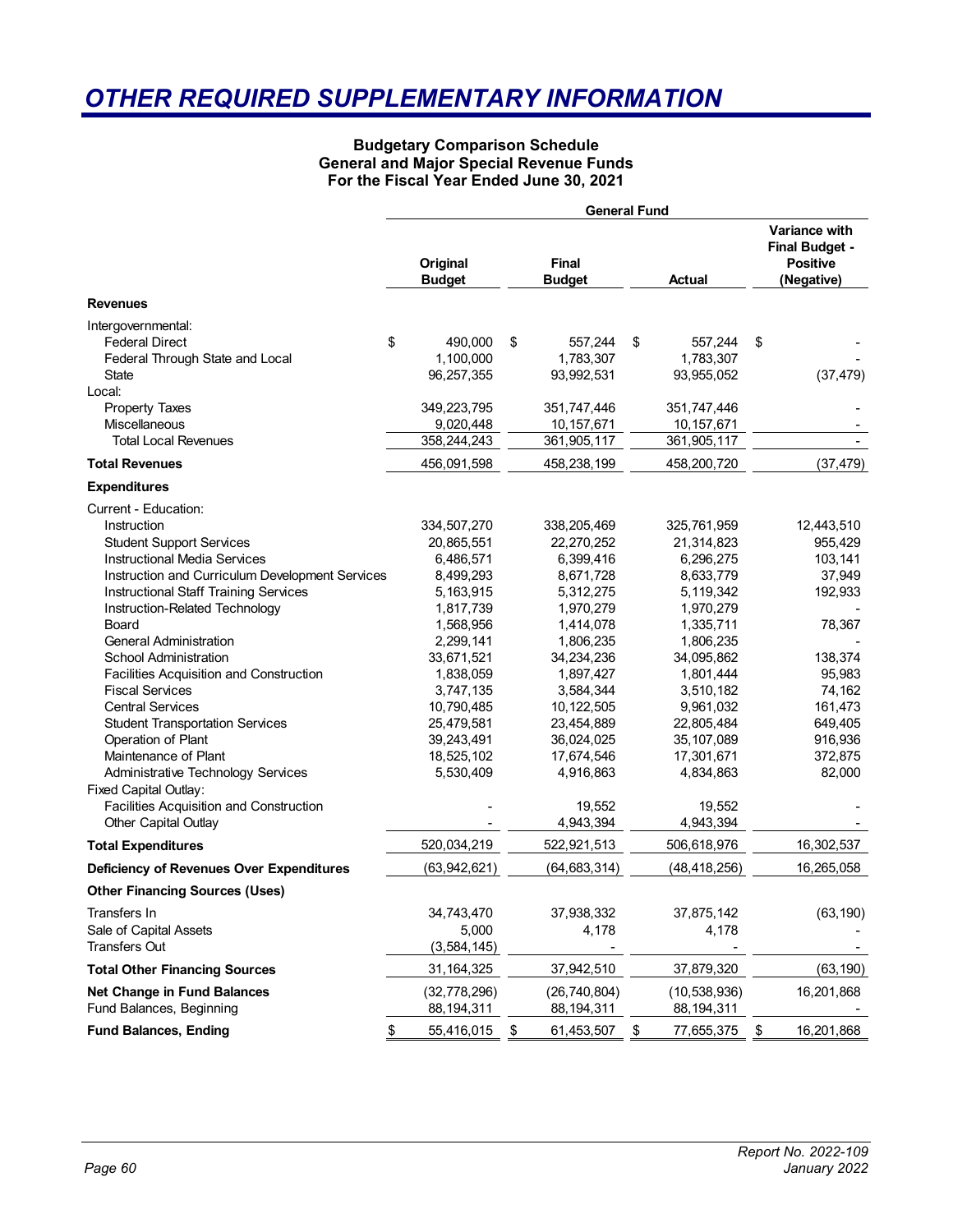# OTHER REQUIRED SUPPLEMENTARY INFORMATION

**Budgetary Comparison Schedule**
**General and Major Special Revenue Funds**
**For the Fiscal Year Ended June 30, 2021**

| | General Fund | | | |
|---|---|---|---|---|
| | **Original Budget** | **Final Budget** | **Actual** | **Variance with Final Budget - Positive (Negative)** |
| **Revenues** | | | | |
| Intergovernmental: | | | | |
| Federal Direct | $ 490,000 | $ 557,244 | $ 557,244 | $ - |
| Federal Through State and Local | 1,100,000 | 1,783,307 | 1,783,307 | - |
| State | 96,257,355 | 93,992,531 | 93,955,052 | (37,479) |
| Local: | | | | |
| Property Taxes | 349,223,795 | 351,747,446 | 351,747,446 | - |
| Miscellaneous | 9,020,448 | 10,157,671 | 10,157,671 | - |
| Total Local Revenues | 358,244,243 | 361,905,117 | 361,905,117 | - |
| **Total Revenues** | 456,091,598 | 458,238,199 | 458,200,720 | (37,479) |
| **Expenditures** | | | | |
| Current - Education: | | | | |
| Instruction | 334,507,270 | 338,205,469 | 325,761,959 | 12,443,510 |
| Student Support Services | 20,865,551 | 22,270,252 | 21,314,823 | 955,429 |
| Instructional Media Services | 6,486,571 | 6,399,416 | 6,296,275 | 103,141 |
| Instruction and Curriculum Development Services | 8,499,293 | 8,671,728 | 8,633,779 | 37,949 |
| Instructional Staff Training Services | 5,163,915 | 5,312,275 | 5,119,342 | 192,933 |
| Instruction-Related Technology | 1,817,739 | 1,970,279 | 1,970,279 | - |
| Board | 1,568,956 | 1,414,078 | 1,335,711 | 78,367 |
| General Administration | 2,299,141 | 1,806,235 | 1,806,235 | - |
| School Administration | 33,671,521 | 34,234,236 | 34,095,862 | 138,374 |
| Facilities Acquisition and Construction | 1,838,059 | 1,897,427 | 1,801,444 | 95,983 |
| Fiscal Services | 3,747,135 | 3,584,344 | 3,510,182 | 74,162 |
| Central Services | 10,790,485 | 10,122,505 | 9,961,032 | 161,473 |
| Student Transportation Services | 25,479,581 | 23,454,889 | 22,805,484 | 649,405 |
| Operation of Plant | 39,243,491 | 36,024,025 | 35,107,089 | 916,936 |
| Maintenance of Plant | 18,525,102 | 17,674,546 | 17,301,671 | 372,875 |
| Administrative Technology Services | 5,530,409 | 4,916,863 | 4,834,863 | 82,000 |
| Fixed Capital Outlay: | | | | |
| Facilities Acquisition and Construction | - | 19,552 | 19,552 | - |
| Other Capital Outlay | - | 4,943,394 | 4,943,394 | - |
| **Total Expenditures** | 520,034,219 | 522,921,513 | 506,618,976 | 16,302,537 |
| **Deficiency of Revenues Over Expenditures** | (63,942,621) | (64,683,314) | (48,418,256) | 16,265,058 |
| **Other Financing Sources (Uses)** | | | | |
| Transfers In | 34,743,470 | 37,938,332 | 37,875,142 | (63,190) |
| Sale of Capital Assets | 5,000 | 4,178 | 4,178 | - |
| Transfers Out | (3,584,145) | - | - | - |
| **Total Other Financing Sources** | 31,164,325 | 37,942,510 | 37,879,320 | (63,190) |
| **Net Change in Fund Balances** | (32,778,296) | (26,740,804) | (10,538,936) | 16,201,868 |
| Fund Balances, Beginning | 88,194,311 | 88,194,311 | 88,194,311 | - |
| **Fund Balances, Ending** | $ 55,416,015 | $ 61,453,507 | $ 77,655,375 | $ 16,201,868 |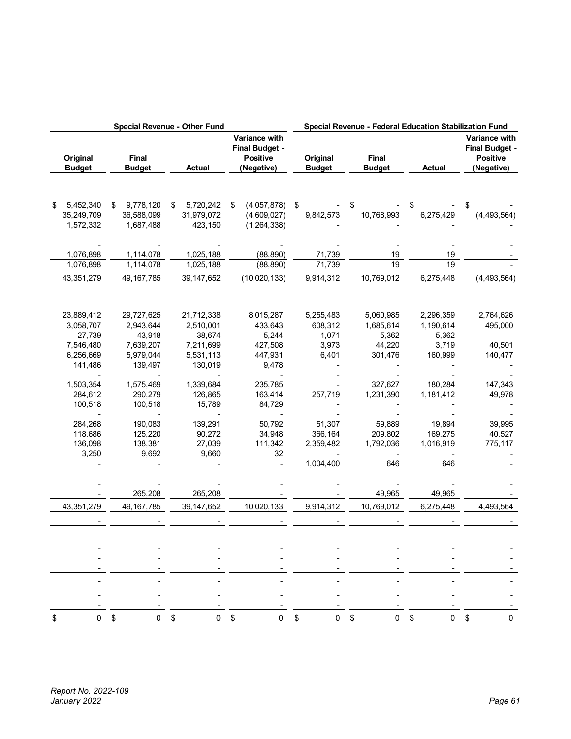| Special Revenue - Other Fund | | | | Special Revenue - Federal Education Stabilization Fund | | | |
|---|---|---|---|---|---|---|---|
| Original Budget | Final Budget | Actual | Variance with Final Budget - Positive (Negative) | Original Budget | Final Budget | Actual | Variance with Final Budget - Positive (Negative) |
| $ 5,452,340 | $ 9,778,120 | $ 5,720,242 | $ (4,057,878) | $ - | $ - | $ - | $ - |
| 35,249,709 | 36,588,099 | 31,979,072 | (4,609,027) | 9,842,573 | 10,768,993 | 6,275,429 | (4,493,564) |
| 1,572,332 | 1,687,488 | 423,150 | (1,264,338) | - | - | - | - |
| - | - | - | - | - | - | - | - |
| 1,076,898 | 1,114,078 | 1,025,188 | (88,890) | 71,739 | 19 | 19 | - |
| 1,076,898 | 1,114,078 | 1,025,188 | (88,890) | 71,739 | 19 | 19 | - |
| 43,351,279 | 49,167,785 | 39,147,652 | (10,020,133) | 9,914,312 | 10,769,012 | 6,275,448 | (4,493,564) |
| 23,889,412 | 29,727,625 | 21,712,338 | 8,015,287 | 5,255,483 | 5,060,985 | 2,296,359 | 2,764,626 |
| 3,058,707 | 2,943,644 | 2,510,001 | 433,643 | 608,312 | 1,685,614 | 1,190,614 | 495,000 |
| 27,739 | 43,918 | 38,674 | 5,244 | 1,071 | 5,362 | 5,362 | - |
| 7,546,480 | 7,639,207 | 7,211,699 | 427,508 | 3,973 | 44,220 | 3,719 | 40,501 |
| 6,256,669 | 5,979,044 | 5,531,113 | 447,931 | 6,401 | 301,476 | 160,999 | 140,477 |
| 141,486 | 139,497 | 130,019 | 9,478 | - | - | - | - |
| - | - | - | - | - | - | - | - |
| 1,503,354 | 1,575,469 | 1,339,684 | 235,785 | - | 327,627 | 180,284 | 147,343 |
| 284,612 | 290,279 | 126,865 | 163,414 | 257,719 | 1,231,390 | 1,181,412 | 49,978 |
| 100,518 | 100,518 | 15,789 | 84,729 | - | - | - | - |
| - | - | - | - | - | - | - | - |
| 284,268 | 190,083 | 139,291 | 50,792 | 51,307 | 59,889 | 19,894 | 39,995 |
| 118,686 | 125,220 | 90,272 | 34,948 | 366,164 | 209,802 | 169,275 | 40,527 |
| 136,098 | 138,381 | 27,039 | 111,342 | 2,359,482 | 1,792,036 | 1,016,919 | 775,117 |
| 3,250 | 9,692 | 9,660 | 32 | - | - | - | - |
| - | - | - | - | 1,004,400 | 646 | 646 | - |
| - | - | - | - | - | - | - | - |
| - | 265,208 | 265,208 | - | - | 49,965 | 49,965 | - |
| 43,351,279 | 49,167,785 | 39,147,652 | 10,020,133 | 9,914,312 | 10,769,012 | 6,275,448 | 4,493,564 |
| - | - | - | - | - | - | - | - |
| - | - | - | - | - | - | - | - |
| - | - | - | - | - | - | - | - |
| - | - | - | - | - | - | - | - |
| - | - | - | - | - | - | - | - |
| - | - | - | - | - | - | - | - |
| - | - | - | - | - | - | - | - |
| $ 0 | $ 0 | $ 0 | $ 0 | $ 0 | $ 0 | $ 0 | $ 0 |

*Report No. 2022-109*
*January 2022*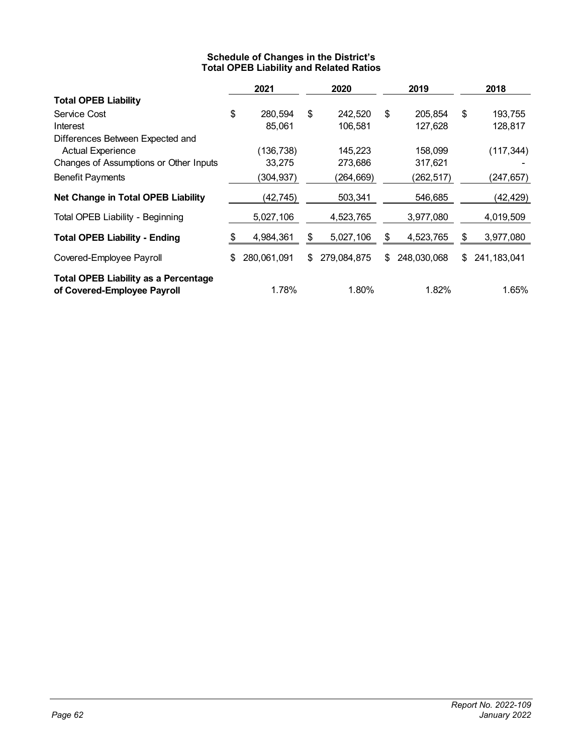## Schedule of Changes in the District's Total OPEB Liability and Related Ratios

| | 2021 | 2020 | 2019 | 2018 |
|---|---|---|---|---|
| **Total OPEB Liability** | | | | |
| Service Cost | $ 280,594 | $ 242,520 | $ 205,854 | $ 193,755 |
| Interest | 85,061 | 106,581 | 127,628 | 128,817 |
| Differences Between Expected and Actual Experience | (136,738) | 145,223 | 158,099 | (117,344) |
| Changes of Assumptions or Other Inputs | 33,275 | 273,686 | 317,621 | - |
| Benefit Payments | (304,937) | (264,669) | (262,517) | (247,657) |
| **Net Change in Total OPEB Liability** | (42,745) | 503,341 | 546,685 | (42,429) |
| Total OPEB Liability - Beginning | 5,027,106 | 4,523,765 | 3,977,080 | 4,019,509 |
| **Total OPEB Liability - Ending** | $ 4,984,361 | $ 5,027,106 | $ 4,523,765 | $ 3,977,080 |
| Covered-Employee Payroll | $ 280,061,091 | $ 279,084,875 | $ 248,030,068 | $ 241,183,041 |
| **Total OPEB Liability as a Percentage of Covered-Employee Payroll** | 1.78% | 1.80% | 1.82% | 1.65% |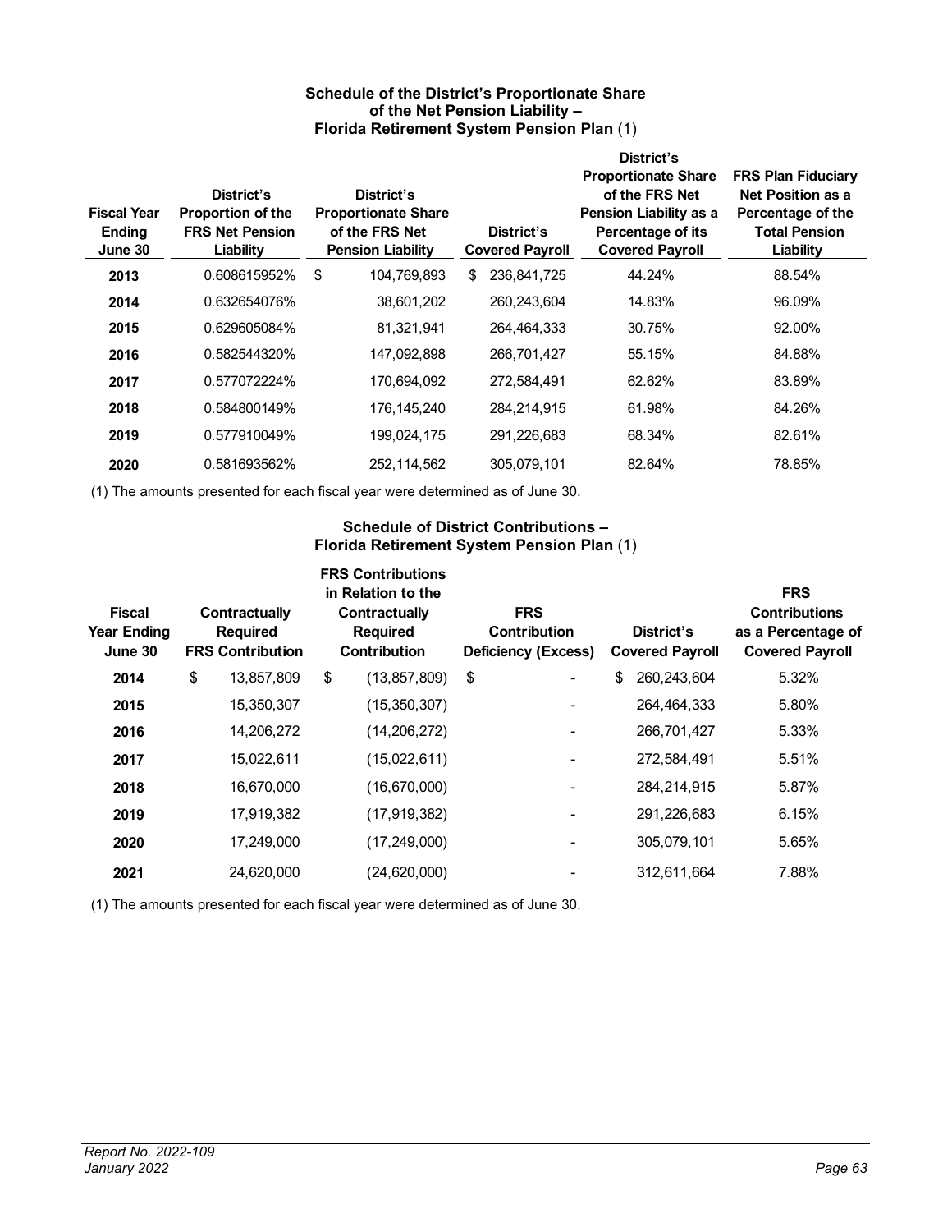### Schedule of the District's Proportionate Share of the Net Pension Liability – Florida Retirement System Pension Plan (1)

| Fiscal Year Ending June 30 | District's Proportion of the FRS Net Pension Liability | District's Proportionate Share of the FRS Net Pension Liability | District's Covered Payroll | District's Proportionate Share of the FRS Net Pension Liability as a Percentage of its Covered Payroll | FRS Plan Fiduciary Net Position as a Percentage of the Total Pension Liability |
|---|---|---|---|---|---|
| **2013** | 0.608615952% | $ 104,769,893 | $ 236,841,725 | 44.24% | 88.54% |
| **2014** | 0.632654076% | 38,601,202 | 260,243,604 | 14.83% | 96.09% |
| **2015** | 0.629605084% | 81,321,941 | 264,464,333 | 30.75% | 92.00% |
| **2016** | 0.582544320% | 147,092,898 | 266,701,427 | 55.15% | 84.88% |
| **2017** | 0.577072224% | 170,694,092 | 272,584,491 | 62.62% | 83.89% |
| **2018** | 0.584800149% | 176,145,240 | 284,214,915 | 61.98% | 84.26% |
| **2019** | 0.577910049% | 199,024,175 | 291,226,683 | 68.34% | 82.61% |
| **2020** | 0.581693562% | 252,114,562 | 305,079,101 | 82.64% | 78.85% |

(1) The amounts presented for each fiscal year were determined as of June 30.

### Schedule of District Contributions – Florida Retirement System Pension Plan (1)

| Fiscal Year Ending June 30 | Contractually Required FRS Contribution | FRS Contributions in Relation to the Contractually Required Contribution | FRS Contribution Deficiency (Excess) | District's Covered Payroll | FRS Contributions as a Percentage of Covered Payroll |
|---|---|---|---|---|---|
| **2014** | $ 13,857,809 | $ (13,857,809) | $ - | $ 260,243,604 | 5.32% |
| **2015** | 15,350,307 | (15,350,307) | - | 264,464,333 | 5.80% |
| **2016** | 14,206,272 | (14,206,272) | - | 266,701,427 | 5.33% |
| **2017** | 15,022,611 | (15,022,611) | - | 272,584,491 | 5.51% |
| **2018** | 16,670,000 | (16,670,000) | - | 284,214,915 | 5.87% |
| **2019** | 17,919,382 | (17,919,382) | - | 291,226,683 | 6.15% |
| **2020** | 17,249,000 | (17,249,000) | - | 305,079,101 | 5.65% |
| **2021** | 24,620,000 | (24,620,000) | - | 312,611,664 | 7.88% |

(1) The amounts presented for each fiscal year were determined as of June 30.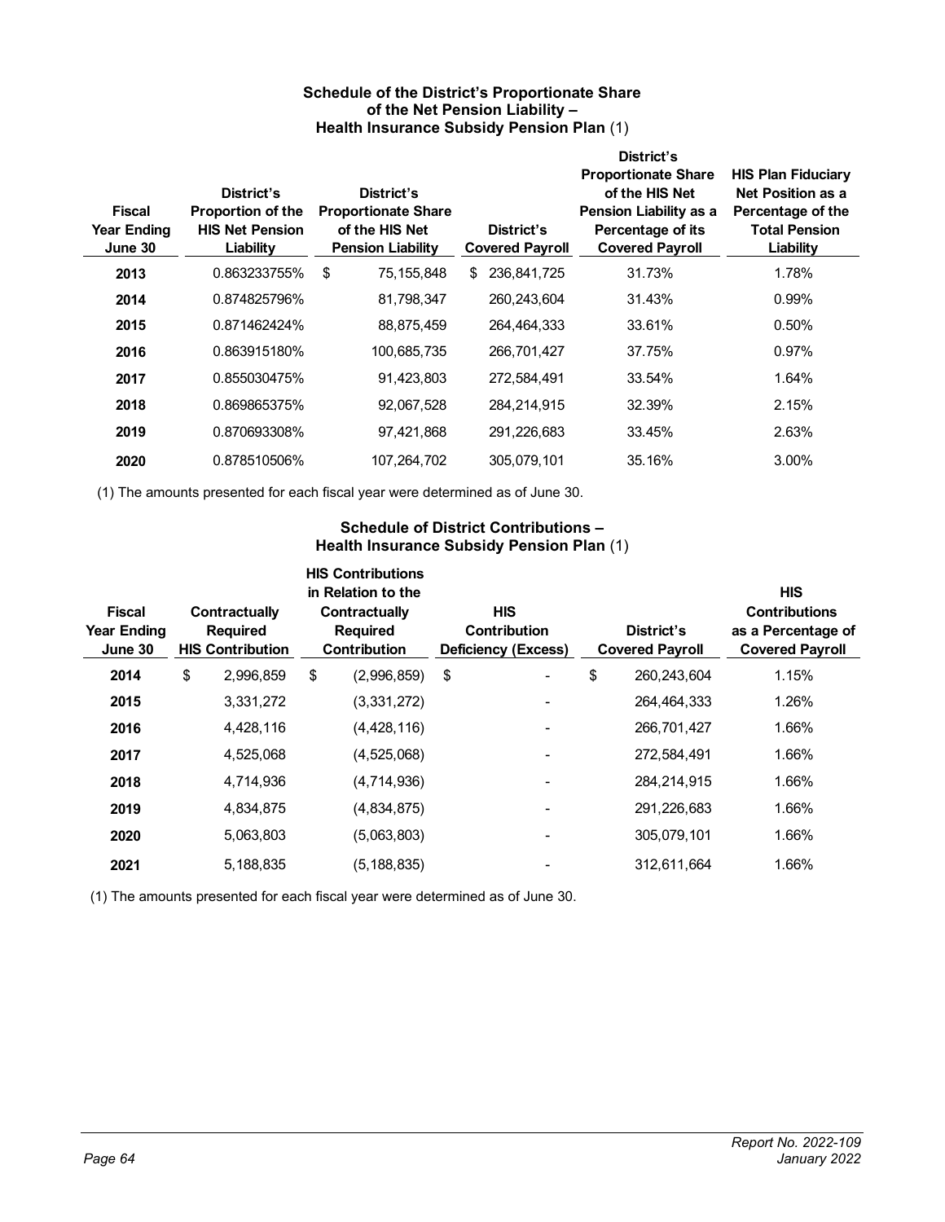### Schedule of the District's Proportionate Share of the Net Pension Liability – Health Insurance Subsidy Pension Plan (1)

| Fiscal Year Ending June 30 | District's Proportion of the HIS Net Pension Liability | District's Proportionate Share of the HIS Net Pension Liability | District's Covered Payroll | District's Proportionate Share of the HIS Net Pension Liability as a Percentage of its Covered Payroll | HIS Plan Fiduciary Net Position as a Percentage of the Total Pension Liability |
|---|---|---|---|---|---|
| **2013** | 0.863233755% | $ 75,155,848 | $ 236,841,725 | 31.73% | 1.78% |
| **2014** | 0.874825796% | 81,798,347 | 260,243,604 | 31.43% | 0.99% |
| **2015** | 0.871462424% | 88,875,459 | 264,464,333 | 33.61% | 0.50% |
| **2016** | 0.863915180% | 100,685,735 | 266,701,427 | 37.75% | 0.97% |
| **2017** | 0.855030475% | 91,423,803 | 272,584,491 | 33.54% | 1.64% |
| **2018** | 0.869865375% | 92,067,528 | 284,214,915 | 32.39% | 2.15% |
| **2019** | 0.870693308% | 97,421,868 | 291,226,683 | 33.45% | 2.63% |
| **2020** | 0.878510506% | 107,264,702 | 305,079,101 | 35.16% | 3.00% |

(1) The amounts presented for each fiscal year were determined as of June 30.

### Schedule of District Contributions – Health Insurance Subsidy Pension Plan (1)

| Fiscal Year Ending June 30 | Contractually Required HIS Contribution | HIS Contributions in Relation to the Contractually Required Contribution | HIS Contribution Deficiency (Excess) | District's Covered Payroll | HIS Contributions as a Percentage of Covered Payroll |
|---|---|---|---|---|---|
| **2014** | $ 2,996,859 | $ (2,996,859) | $ - | $ 260,243,604 | 1.15% |
| **2015** | 3,331,272 | (3,331,272) | - | 264,464,333 | 1.26% |
| **2016** | 4,428,116 | (4,428,116) | - | 266,701,427 | 1.66% |
| **2017** | 4,525,068 | (4,525,068) | - | 272,584,491 | 1.66% |
| **2018** | 4,714,936 | (4,714,936) | - | 284,214,915 | 1.66% |
| **2019** | 4,834,875 | (4,834,875) | - | 291,226,683 | 1.66% |
| **2020** | 5,063,803 | (5,063,803) | - | 305,079,101 | 1.66% |
| **2021** | 5,188,835 | (5,188,835) | - | 312,611,664 | 1.66% |

(1) The amounts presented for each fiscal year were determined as of June 30.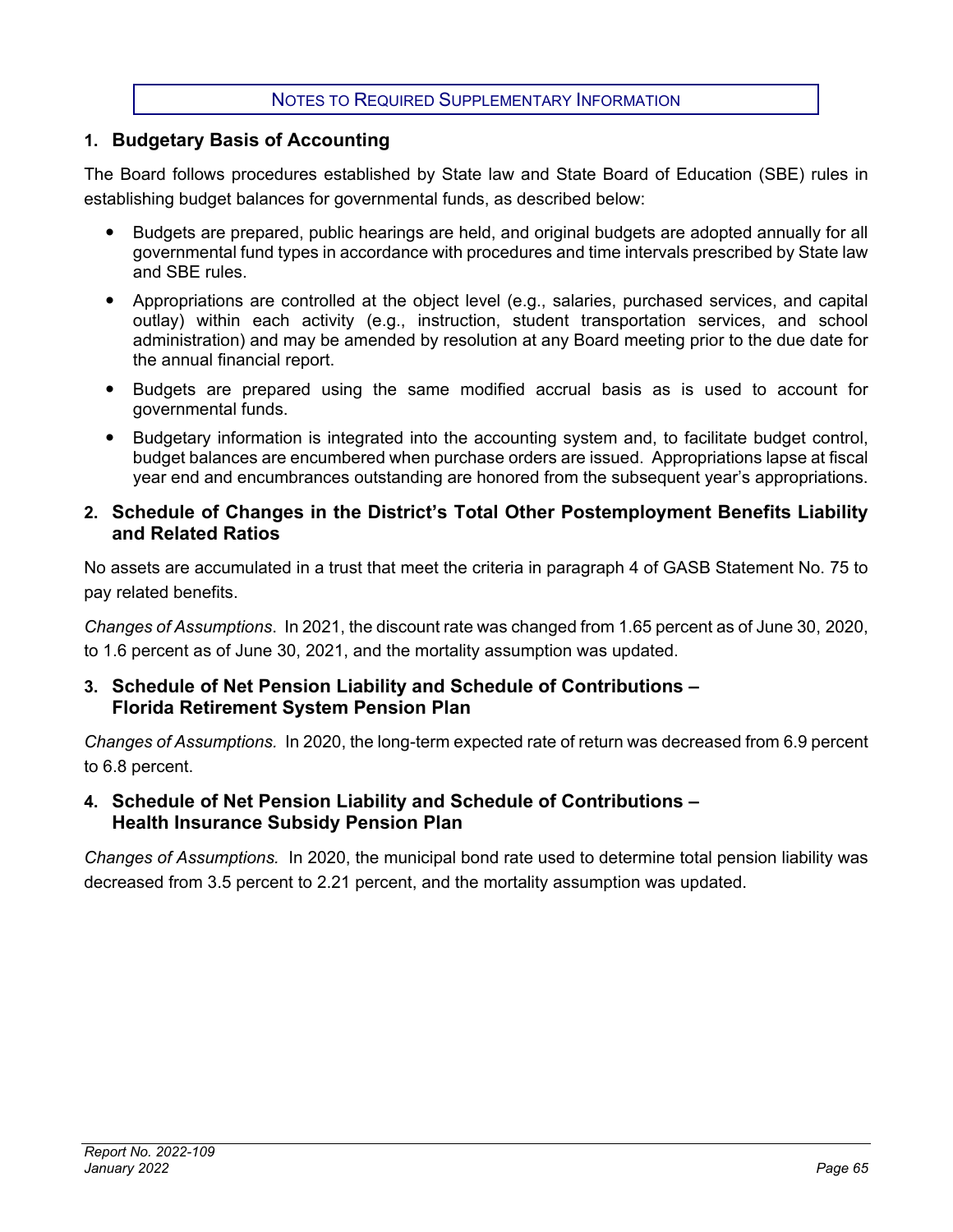# NOTES TO REQUIRED SUPPLEMENTARY INFORMATION

## 1. Budgetary Basis of Accounting

The Board follows procedures established by State law and State Board of Education (SBE) rules in establishing budget balances for governmental funds, as described below:

- Budgets are prepared, public hearings are held, and original budgets are adopted annually for all governmental fund types in accordance with procedures and time intervals prescribed by State law and SBE rules.
- Appropriations are controlled at the object level (e.g., salaries, purchased services, and capital outlay) within each activity (e.g., instruction, student transportation services, and school administration) and may be amended by resolution at any Board meeting prior to the due date for the annual financial report.
- Budgets are prepared using the same modified accrual basis as is used to account for governmental funds.
- Budgetary information is integrated into the accounting system and, to facilitate budget control, budget balances are encumbered when purchase orders are issued. Appropriations lapse at fiscal year end and encumbrances outstanding are honored from the subsequent year's appropriations.

## 2. Schedule of Changes in the District's Total Other Postemployment Benefits Liability and Related Ratios

No assets are accumulated in a trust that meet the criteria in paragraph 4 of GASB Statement No. 75 to pay related benefits.

*Changes of Assumptions.* In 2021, the discount rate was changed from 1.65 percent as of June 30, 2020, to 1.6 percent as of June 30, 2021, and the mortality assumption was updated.

## 3. Schedule of Net Pension Liability and Schedule of Contributions – Florida Retirement System Pension Plan

*Changes of Assumptions.* In 2020, the long-term expected rate of return was decreased from 6.9 percent to 6.8 percent.

## 4. Schedule of Net Pension Liability and Schedule of Contributions – Health Insurance Subsidy Pension Plan

*Changes of Assumptions.* In 2020, the municipal bond rate used to determine total pension liability was decreased from 3.5 percent to 2.21 percent, and the mortality assumption was updated.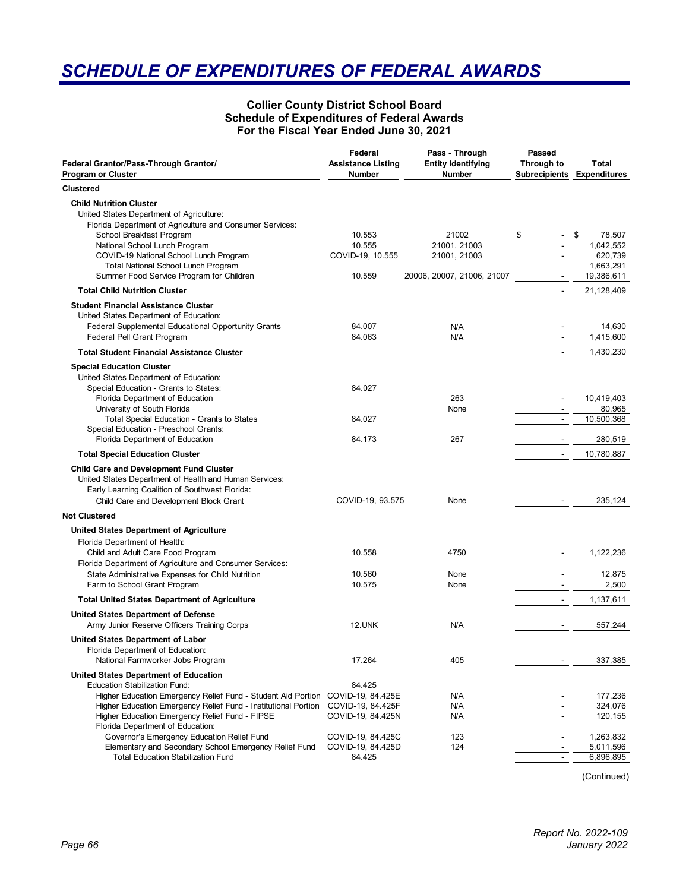# SCHEDULE OF EXPENDITURES OF FEDERAL AWARDS

**Collier County District School Board**
**Schedule of Expenditures of Federal Awards**
**For the Fiscal Year Ended June 30, 2021**

| Federal Grantor/Pass-Through Grantor/ Program or Cluster | Federal Assistance Listing Number | Pass - Through Entity Identifying Number | Passed Through to Subrecipients | Total Expenditures |
|---|---|---|---|---|
| **Clustered** | | | | |
| **Child Nutrition Cluster** | | | | |
| United States Department of Agriculture: | | | | |
| Florida Department of Agriculture and Consumer Services: | | | | |
| School Breakfast Program | 10.553 | 21002 | $ - | $ 78,507 |
| National School Lunch Program | 10.555 | 21001, 21003 | - | 1,042,552 |
| COVID-19 National School Lunch Program | COVID-19, 10.555 | 21001, 21003 | - | 620,739 |
| Total National School Lunch Program | | | | 1,663,291 |
| Summer Food Service Program for Children | 10.559 | 20006, 20007, 21006, 21007 | - | 19,386,611 |
| **Total Child Nutrition Cluster** | | | - | 21,128,409 |
| **Student Financial Assistance Cluster** | | | | |
| United States Department of Education: | | | | |
| Federal Supplemental Educational Opportunity Grants | 84.007 | N/A | - | 14,630 |
| Federal Pell Grant Program | 84.063 | N/A | - | 1,415,600 |
| **Total Student Financial Assistance Cluster** | | | - | 1,430,230 |
| **Special Education Cluster** | | | | |
| United States Department of Education: | | | | |
| Special Education - Grants to States: | 84.027 | | | |
| Florida Department of Education | | 263 | - | 10,419,403 |
| University of South Florida | | None | - | 80,965 |
| Total Special Education - Grants to States | 84.027 | | - | 10,500,368 |
| Special Education - Preschool Grants: | | | | |
| Florida Department of Education | 84.173 | 267 | - | 280,519 |
| **Total Special Education Cluster** | | | - | 10,780,887 |
| **Child Care and Development Fund Cluster** | | | | |
| United States Department of Health and Human Services: | | | | |
| Early Learning Coalition of Southwest Florida: | | | | |
| Child Care and Development Block Grant | COVID-19, 93.575 | None | - | 235,124 |
| **Not Clustered** | | | | |
| **United States Department of Agriculture** | | | | |
| Florida Department of Health: | | | | |
| Child and Adult Care Food Program | 10.558 | 4750 | - | 1,122,236 |
| Florida Department of Agriculture and Consumer Services: | | | | |
| State Administrative Expenses for Child Nutrition | 10.560 | None | - | 12,875 |
| Farm to School Grant Program | 10.575 | None | - | 2,500 |
| **Total United States Department of Agriculture** | | | - | 1,137,611 |
| **United States Department of Defense** | | | | |
| Army Junior Reserve Officers Training Corps | 12.UNK | N/A | - | 557,244 |
| **United States Department of Labor** | | | | |
| Florida Department of Education: | | | | |
| National Farmworker Jobs Program | 17.264 | 405 | - | 337,385 |
| **United States Department of Education** | | | | |
| Education Stabilization Fund: | 84.425 | | | |
| Higher Education Emergency Relief Fund - Student Aid Portion | COVID-19, 84.425E | N/A | - | 177,236 |
| Higher Education Emergency Relief Fund - Institutional Portion | COVID-19, 84.425F | N/A | - | 324,076 |
| Higher Education Emergency Relief Fund - FIPSE | COVID-19, 84.425N | N/A | - | 120,155 |
| Florida Department of Education: | | | | |
| Governor's Emergency Education Relief Fund | COVID-19, 84.425C | 123 | - | 1,263,832 |
| Elementary and Secondary School Emergency Relief Fund | COVID-19, 84.425D | 124 | - | 5,011,596 |
| Total Education Stabilization Fund | 84.425 | | - | 6,896,895 |

(Continued)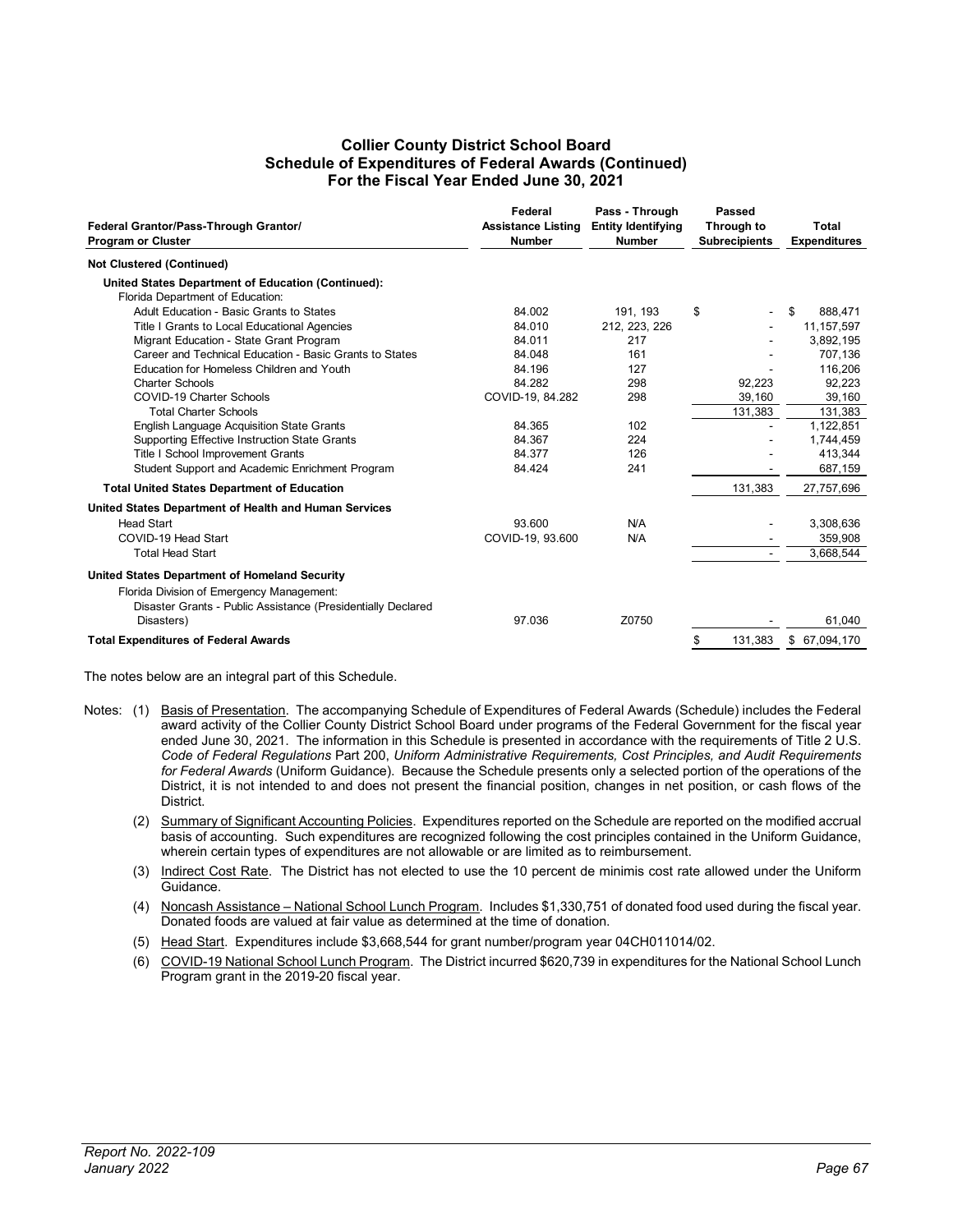# Collier County District School Board
## Schedule of Expenditures of Federal Awards (Continued)
## For the Fiscal Year Ended June 30, 2021

| Federal Grantor/Pass-Through Grantor/ Program or Cluster | Federal Assistance Listing Number | Pass - Through Entity Identifying Number | Passed Through to Subrecipients | Total Expenditures |
|---|---|---|---|---|
| **Not Clustered (Continued)** | | | | |
| **United States Department of Education (Continued):** | | | | |
| Florida Department of Education: | | | | |
| Adult Education - Basic Grants to States | 84.002 | 191, 193 | $ - | $ 888,471 |
| Title I Grants to Local Educational Agencies | 84.010 | 212, 223, 226 | - | 11,157,597 |
| Migrant Education - State Grant Program | 84.011 | 217 | - | 3,892,195 |
| Career and Technical Education - Basic Grants to States | 84.048 | 161 | - | 707,136 |
| Education for Homeless Children and Youth | 84.196 | 127 | - | 116,206 |
| Charter Schools | 84.282 | 298 | 92,223 | 92,223 |
| COVID-19 Charter Schools | COVID-19, 84.282 | 298 | 39,160 | 39,160 |
| Total Charter Schools | | | 131,383 | 131,383 |
| English Language Acquisition State Grants | 84.365 | 102 | - | 1,122,851 |
| Supporting Effective Instruction State Grants | 84.367 | 224 | - | 1,744,459 |
| Title I School Improvement Grants | 84.377 | 126 | - | 413,344 |
| Student Support and Academic Enrichment Program | 84.424 | 241 | - | 687,159 |
| **Total United States Department of Education** | | | 131,383 | 27,757,696 |
| **United States Department of Health and Human Services** | | | | |
| Head Start | 93.600 | N/A | - | 3,308,636 |
| COVID-19 Head Start | COVID-19, 93.600 | N/A | - | 359,908 |
| Total Head Start | | | - | 3,668,544 |
| **United States Department of Homeland Security** | | | | |
| Florida Division of Emergency Management: | | | | |
| Disaster Grants - Public Assistance (Presidentially Declared Disasters) | 97.036 | Z0750 | - | 61,040 |
| **Total Expenditures of Federal Awards** | | | $ 131,383 | $ 67,094,170 |

The notes below are an integral part of this Schedule.

Notes:

(1) Basis of Presentation. The accompanying Schedule of Expenditures of Federal Awards (Schedule) includes the Federal award activity of the Collier County District School Board under programs of the Federal Government for the fiscal year ended June 30, 2021. The information in this Schedule is presented in accordance with the requirements of Title 2 U.S. *Code of Federal Regulations* Part 200, *Uniform Administrative Requirements, Cost Principles, and Audit Requirements for Federal Awards* (Uniform Guidance). Because the Schedule presents only a selected portion of the operations of the District, it is not intended to and does not present the financial position, changes in net position, or cash flows of the District.

(2) Summary of Significant Accounting Policies. Expenditures reported on the Schedule are reported on the modified accrual basis of accounting. Such expenditures are recognized following the cost principles contained in the Uniform Guidance, wherein certain types of expenditures are not allowable or are limited as to reimbursement.

(3) Indirect Cost Rate. The District has not elected to use the 10 percent de minimis cost rate allowed under the Uniform Guidance.

(4) Noncash Assistance – National School Lunch Program. Includes $1,330,751 of donated food used during the fiscal year. Donated foods are valued at fair value as determined at the time of donation.

(5) Head Start. Expenditures include $3,668,544 for grant number/program year 04CH011014/02.

(6) COVID-19 National School Lunch Program. The District incurred $620,739 in expenditures for the National School Lunch Program grant in the 2019-20 fiscal year.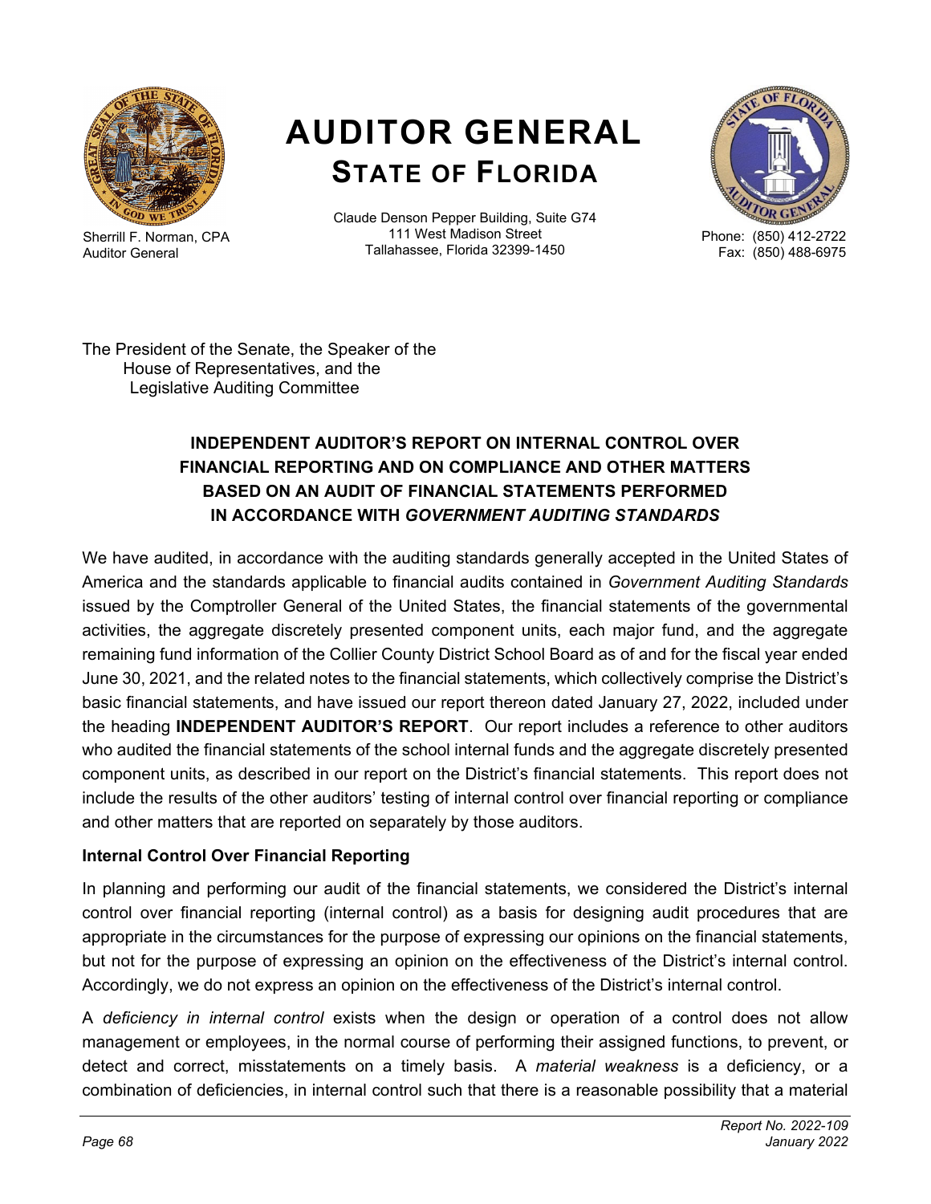Sherrill F. Norman, CPA
Auditor General

# AUDITOR GENERAL
## STATE OF FLORIDA

Claude Denson Pepper Building, Suite G74
111 West Madison Street
Tallahassee, Florida 32399-1450

Phone: (850) 412-2722
Fax: (850) 488-6975

The President of the Senate, the Speaker of the
House of Representatives, and the
Legislative Auditing Committee

### INDEPENDENT AUDITOR'S REPORT ON INTERNAL CONTROL OVER FINANCIAL REPORTING AND ON COMPLIANCE AND OTHER MATTERS BASED ON AN AUDIT OF FINANCIAL STATEMENTS PERFORMED IN ACCORDANCE WITH *GOVERNMENT AUDITING STANDARDS*

We have audited, in accordance with the auditing standards generally accepted in the United States of America and the standards applicable to financial audits contained in *Government Auditing Standards* issued by the Comptroller General of the United States, the financial statements of the governmental activities, the aggregate discretely presented component units, each major fund, and the aggregate remaining fund information of the Collier County District School Board as of and for the fiscal year ended June 30, 2021, and the related notes to the financial statements, which collectively comprise the District's basic financial statements, and have issued our report thereon dated January 27, 2022, included under the heading **INDEPENDENT AUDITOR'S REPORT**. Our report includes a reference to other auditors who audited the financial statements of the school internal funds and the aggregate discretely presented component units, as described in our report on the District's financial statements. This report does not include the results of the other auditors' testing of internal control over financial reporting or compliance and other matters that are reported on separately by those auditors.

**Internal Control Over Financial Reporting**

In planning and performing our audit of the financial statements, we considered the District's internal control over financial reporting (internal control) as a basis for designing audit procedures that are appropriate in the circumstances for the purpose of expressing our opinions on the financial statements, but not for the purpose of expressing an opinion on the effectiveness of the District's internal control. Accordingly, we do not express an opinion on the effectiveness of the District's internal control.

A *deficiency in internal control* exists when the design or operation of a control does not allow management or employees, in the normal course of performing their assigned functions, to prevent, or detect and correct, misstatements on a timely basis. A *material weakness* is a deficiency, or a combination of deficiencies, in internal control such that there is a reasonable possibility that a material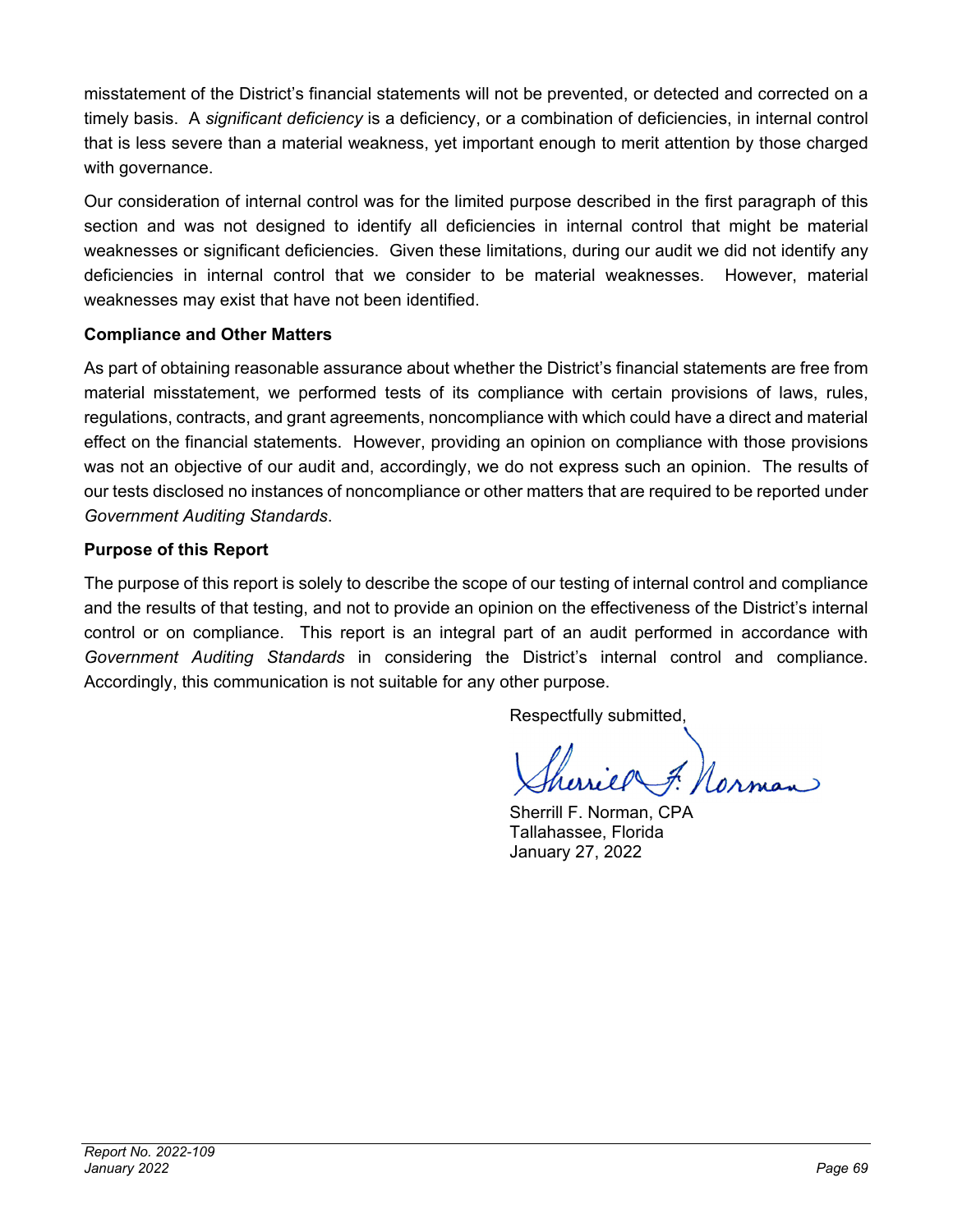misstatement of the District's financial statements will not be prevented, or detected and corrected on a timely basis. A *significant deficiency* is a deficiency, or a combination of deficiencies, in internal control that is less severe than a material weakness, yet important enough to merit attention by those charged with governance.

Our consideration of internal control was for the limited purpose described in the first paragraph of this section and was not designed to identify all deficiencies in internal control that might be material weaknesses or significant deficiencies. Given these limitations, during our audit we did not identify any deficiencies in internal control that we consider to be material weaknesses. However, material weaknesses may exist that have not been identified.

**Compliance and Other Matters**

As part of obtaining reasonable assurance about whether the District's financial statements are free from material misstatement, we performed tests of its compliance with certain provisions of laws, rules, regulations, contracts, and grant agreements, noncompliance with which could have a direct and material effect on the financial statements. However, providing an opinion on compliance with those provisions was not an objective of our audit and, accordingly, we do not express such an opinion. The results of our tests disclosed no instances of noncompliance or other matters that are required to be reported under *Government Auditing Standards*.

**Purpose of this Report**

The purpose of this report is solely to describe the scope of our testing of internal control and compliance and the results of that testing, and not to provide an opinion on the effectiveness of the District's internal control or on compliance. This report is an integral part of an audit performed in accordance with *Government Auditing Standards* in considering the District's internal control and compliance. Accordingly, this communication is not suitable for any other purpose.

Respectfully submitted,

Sherrill F. Norman, CPA
Tallahassee, Florida
January 27, 2022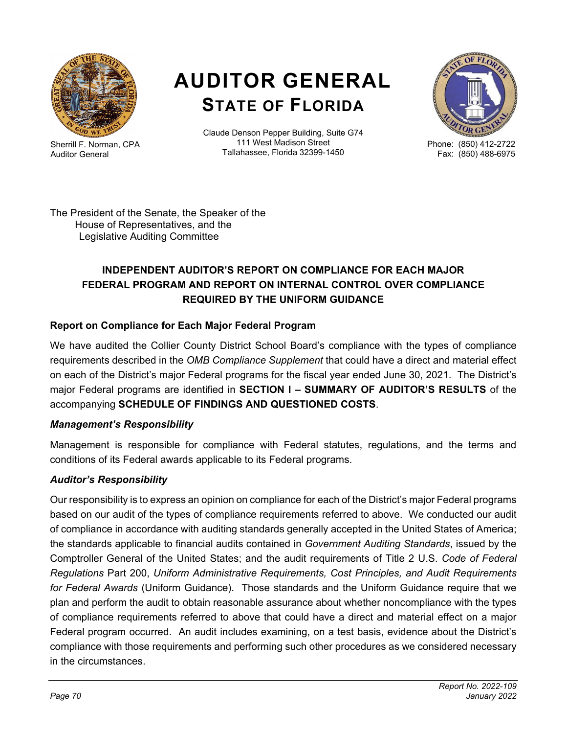# AUDITOR GENERAL
## STATE OF FLORIDA

Sherrill F. Norman, CPA
Auditor General

Claude Denson Pepper Building, Suite G74
111 West Madison Street
Tallahassee, Florida 32399-1450

Phone: (850) 412-2722
Fax: (850) 488-6975

The President of the Senate, the Speaker of the
House of Representatives, and the
Legislative Auditing Committee

### INDEPENDENT AUDITOR'S REPORT ON COMPLIANCE FOR EACH MAJOR FEDERAL PROGRAM AND REPORT ON INTERNAL CONTROL OVER COMPLIANCE REQUIRED BY THE UNIFORM GUIDANCE

**Report on Compliance for Each Major Federal Program**

We have audited the Collier County District School Board's compliance with the types of compliance requirements described in the *OMB Compliance Supplement* that could have a direct and material effect on each of the District's major Federal programs for the fiscal year ended June 30, 2021. The District's major Federal programs are identified in **SECTION I – SUMMARY OF AUDITOR'S RESULTS** of the accompanying **SCHEDULE OF FINDINGS AND QUESTIONED COSTS**.

***Management's Responsibility***

Management is responsible for compliance with Federal statutes, regulations, and the terms and conditions of its Federal awards applicable to its Federal programs.

***Auditor's Responsibility***

Our responsibility is to express an opinion on compliance for each of the District's major Federal programs based on our audit of the types of compliance requirements referred to above. We conducted our audit of compliance in accordance with auditing standards generally accepted in the United States of America; the standards applicable to financial audits contained in *Government Auditing Standards*, issued by the Comptroller General of the United States; and the audit requirements of Title 2 U.S. *Code of Federal Regulations* Part 200, *Uniform Administrative Requirements, Cost Principles, and Audit Requirements for Federal Awards* (Uniform Guidance). Those standards and the Uniform Guidance require that we plan and perform the audit to obtain reasonable assurance about whether noncompliance with the types of compliance requirements referred to above that could have a direct and material effect on a major Federal program occurred. An audit includes examining, on a test basis, evidence about the District's compliance with those requirements and performing such other procedures as we considered necessary in the circumstances.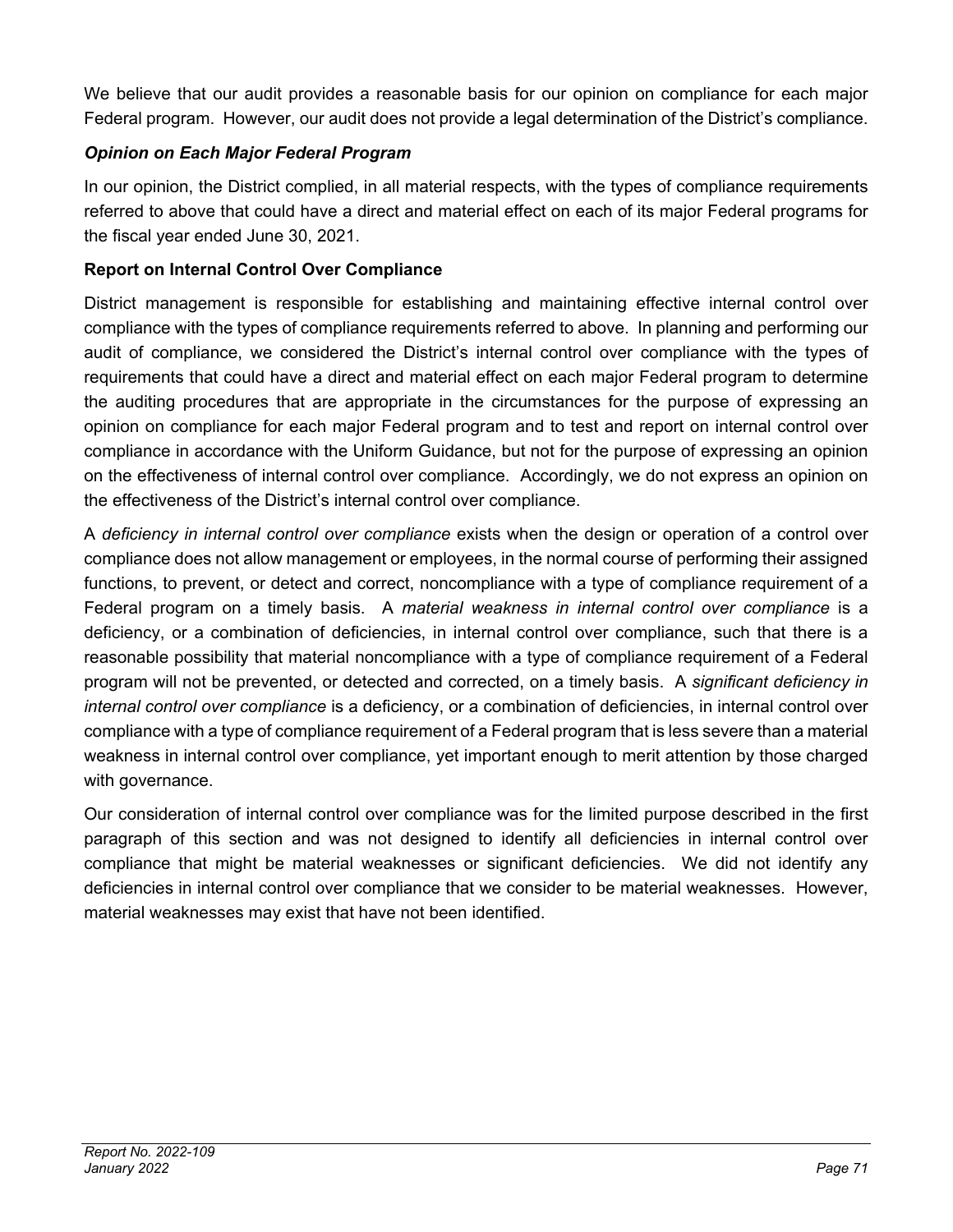We believe that our audit provides a reasonable basis for our opinion on compliance for each major Federal program. However, our audit does not provide a legal determination of the District's compliance.

### *Opinion on Each Major Federal Program*

In our opinion, the District complied, in all material respects, with the types of compliance requirements referred to above that could have a direct and material effect on each of its major Federal programs for the fiscal year ended June 30, 2021.

### Report on Internal Control Over Compliance

District management is responsible for establishing and maintaining effective internal control over compliance with the types of compliance requirements referred to above. In planning and performing our audit of compliance, we considered the District's internal control over compliance with the types of requirements that could have a direct and material effect on each major Federal program to determine the auditing procedures that are appropriate in the circumstances for the purpose of expressing an opinion on compliance for each major Federal program and to test and report on internal control over compliance in accordance with the Uniform Guidance, but not for the purpose of expressing an opinion on the effectiveness of internal control over compliance. Accordingly, we do not express an opinion on the effectiveness of the District's internal control over compliance.

A *deficiency in internal control over compliance* exists when the design or operation of a control over compliance does not allow management or employees, in the normal course of performing their assigned functions, to prevent, or detect and correct, noncompliance with a type of compliance requirement of a Federal program on a timely basis. A *material weakness in internal control over compliance* is a deficiency, or a combination of deficiencies, in internal control over compliance, such that there is a reasonable possibility that material noncompliance with a type of compliance requirement of a Federal program will not be prevented, or detected and corrected, on a timely basis. A *significant deficiency in internal control over compliance* is a deficiency, or a combination of deficiencies, in internal control over compliance with a type of compliance requirement of a Federal program that is less severe than a material weakness in internal control over compliance, yet important enough to merit attention by those charged with governance.

Our consideration of internal control over compliance was for the limited purpose described in the first paragraph of this section and was not designed to identify all deficiencies in internal control over compliance that might be material weaknesses or significant deficiencies. We did not identify any deficiencies in internal control over compliance that we consider to be material weaknesses. However, material weaknesses may exist that have not been identified.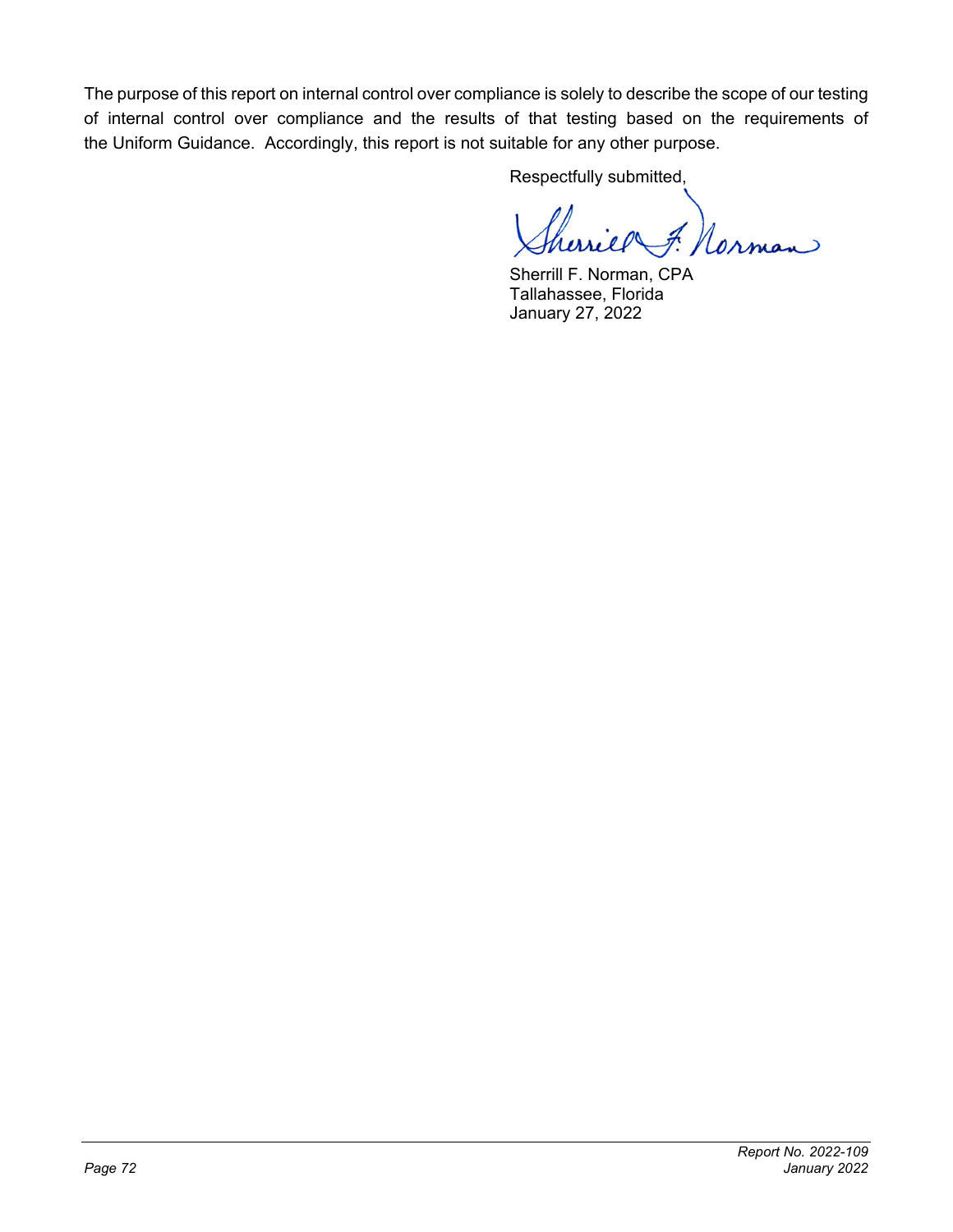The purpose of this report on internal control over compliance is solely to describe the scope of our testing of internal control over compliance and the results of that testing based on the requirements of the Uniform Guidance. Accordingly, this report is not suitable for any other purpose.

Respectfully submitted,

Sherrill F. Norman, CPA
Tallahassee, Florida
January 27, 2022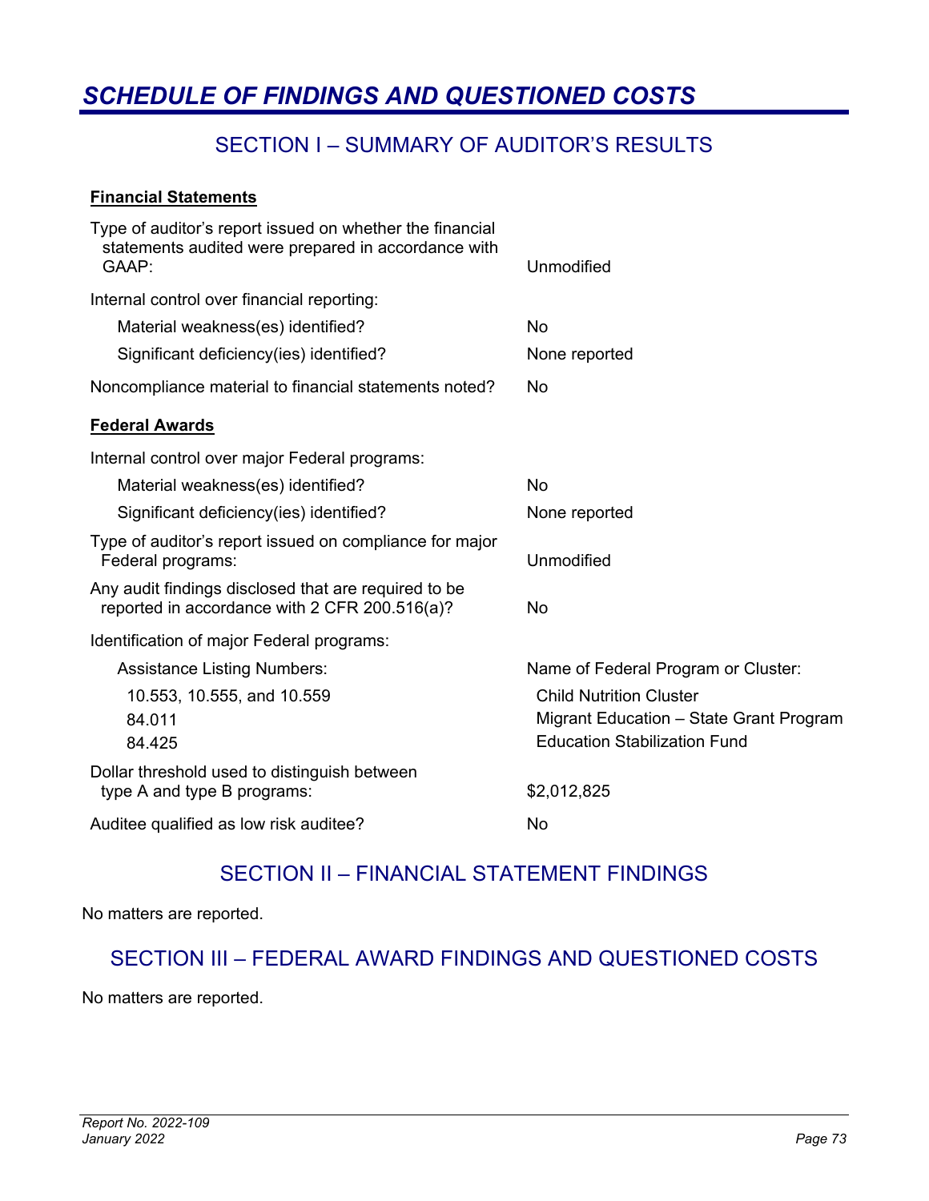# *SCHEDULE OF FINDINGS AND QUESTIONED COSTS*

## SECTION I – SUMMARY OF AUDITOR'S RESULTS

**Financial Statements**

| | |
|---|---|
| Type of auditor's report issued on whether the financial statements audited were prepared in accordance with GAAP: | Unmodified |
| Internal control over financial reporting: | |
| Material weakness(es) identified? | No |
| Significant deficiency(ies) identified? | None reported |
| Noncompliance material to financial statements noted? | No |

**Federal Awards**

| | |
|---|---|
| Internal control over major Federal programs: | |
| Material weakness(es) identified? | No |
| Significant deficiency(ies) identified? | None reported |
| Type of auditor's report issued on compliance for major Federal programs: | Unmodified |
| Any audit findings disclosed that are required to be reported in accordance with 2 CFR 200.516(a)? | No |
| Identification of major Federal programs: | |
| Assistance Listing Numbers: | Name of Federal Program or Cluster: |
| 10.553, 10.555, and 10.559 | Child Nutrition Cluster |
| 84.011 | Migrant Education – State Grant Program |
| 84.425 | Education Stabilization Fund |
| Dollar threshold used to distinguish between type A and type B programs: | $2,012,825 |
| Auditee qualified as low risk auditee? | No |

## SECTION II – FINANCIAL STATEMENT FINDINGS

No matters are reported.

## SECTION III – FEDERAL AWARD FINDINGS AND QUESTIONED COSTS

No matters are reported.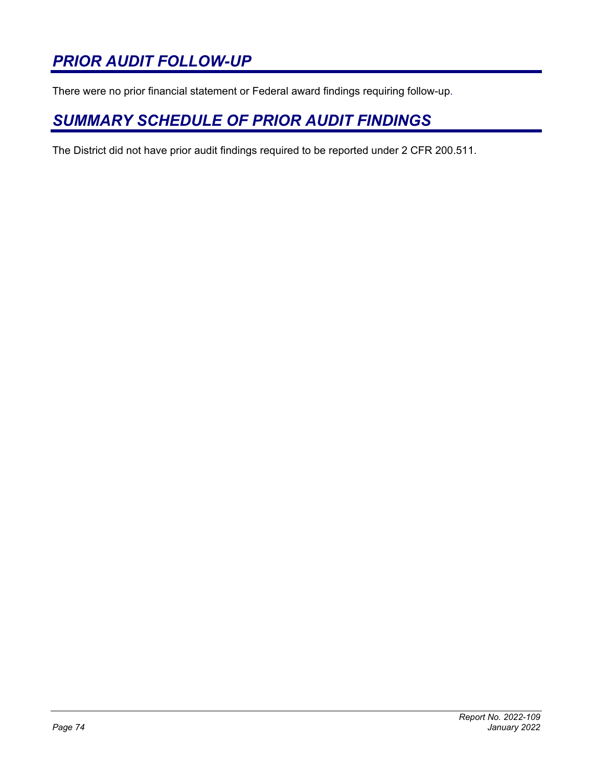## *PRIOR AUDIT FOLLOW-UP*

There were no prior financial statement or Federal award findings requiring follow-up.

## *SUMMARY SCHEDULE OF PRIOR AUDIT FINDINGS*

The District did not have prior audit findings required to be reported under 2 CFR 200.511.